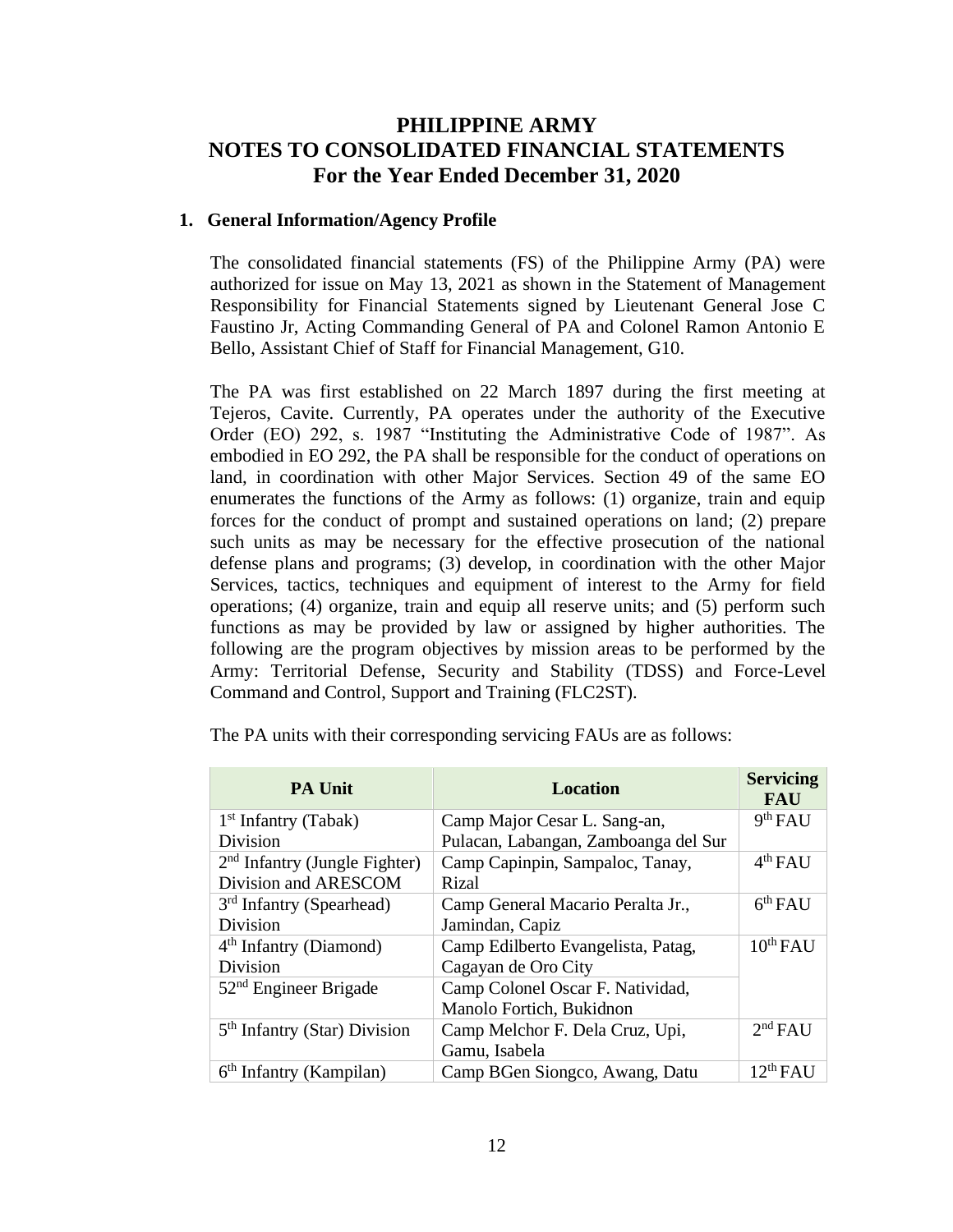# PHILIPPINE ARMY
# NOTES TO CONSOLIDATED FINANCIAL STATEMENTS
# For the Year Ended December 31, 2020

## 1. General Information/Agency Profile

The consolidated financial statements (FS) of the Philippine Army (PA) were authorized for issue on May 13, 2021 as shown in the Statement of Management Responsibility for Financial Statements signed by Lieutenant General Jose C Faustino Jr, Acting Commanding General of PA and Colonel Ramon Antonio E Bello, Assistant Chief of Staff for Financial Management, G10.

The PA was first established on 22 March 1897 during the first meeting at Tejeros, Cavite. Currently, PA operates under the authority of the Executive Order (EO) 292, s. 1987 "Instituting the Administrative Code of 1987". As embodied in EO 292, the PA shall be responsible for the conduct of operations on land, in coordination with other Major Services. Section 49 of the same EO enumerates the functions of the Army as follows: (1) organize, train and equip forces for the conduct of prompt and sustained operations on land; (2) prepare such units as may be necessary for the effective prosecution of the national defense plans and programs; (3) develop, in coordination with the other Major Services, tactics, techniques and equipment of interest to the Army for field operations; (4) organize, train and equip all reserve units; and (5) perform such functions as may be provided by law or assigned by higher authorities. The following are the program objectives by mission areas to be performed by the Army: Territorial Defense, Security and Stability (TDSS) and Force-Level Command and Control, Support and Training (FLC2ST).

The PA units with their corresponding servicing FAUs are as follows:

| PA Unit | Location | Servicing FAU |
|---|---|---|
| 1st Infantry (Tabak) Division | Camp Major Cesar L. Sang-an, Pulacan, Labangan, Zamboanga del Sur | 9th FAU |
| 2nd Infantry (Jungle Fighter) Division and ARESCOM | Camp Capinpin, Sampaloc, Tanay, Rizal | 4th FAU |
| 3rd Infantry (Spearhead) Division | Camp General Macario Peralta Jr., Jamindan, Capiz | 6th FAU |
| 4th Infantry (Diamond) Division | Camp Edilberto Evangelista, Patag, Cagayan de Oro City | 10th FAU |
| 52nd Engineer Brigade | Camp Colonel Oscar F. Natividad, Manolo Fortich, Bukidnon | |
| 5th Infantry (Star) Division | Camp Melchor F. Dela Cruz, Upi, Gamu, Isabela | 2nd FAU |
| 6th Infantry (Kampilan) | Camp BGen Siongco, Awang, Datu | 12th FAU |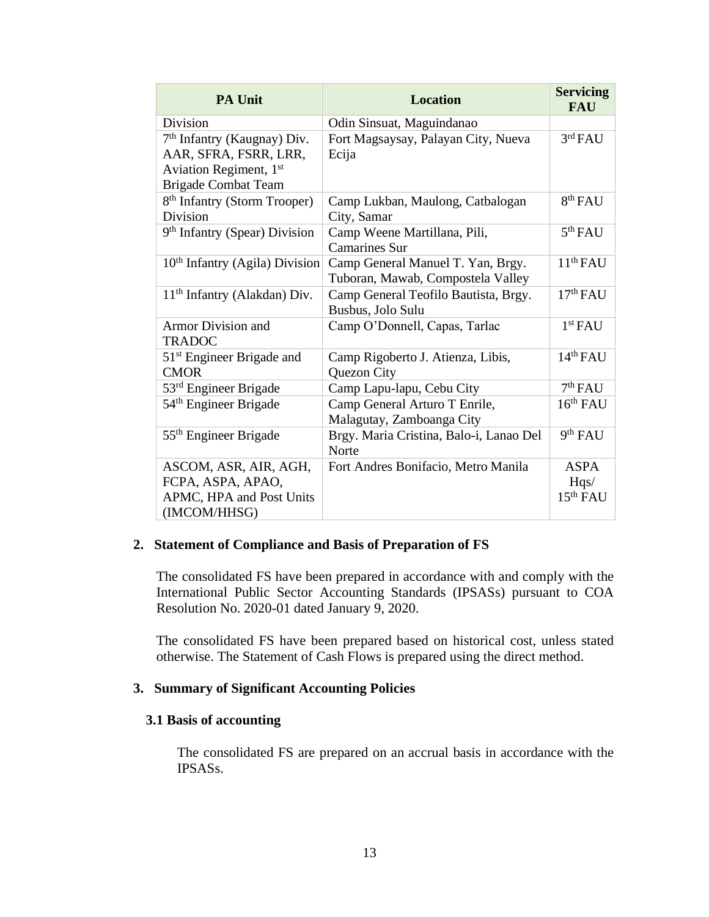| PA Unit | Location | Servicing FAU |
|---|---|---|
| Division | Odin Sinsuat, Maguindanao | |
| 7th Infantry (Kaugnay) Div. AAR, SFRA, FSRR, LRR, Aviation Regiment, 1st Brigade Combat Team | Fort Magsaysay, Palayan City, Nueva Ecija | 3rd FAU |
| 8th Infantry (Storm Trooper) Division | Camp Lukban, Maulong, Catbalogan City, Samar | 8th FAU |
| 9th Infantry (Spear) Division | Camp Weene Martillana, Pili, Camarines Sur | 5th FAU |
| 10th Infantry (Agila) Division | Camp General Manuel T. Yan, Brgy. Tuboran, Mawab, Compostela Valley | 11th FAU |
| 11th Infantry (Alakdan) Div. | Camp General Teofilo Bautista, Brgy. Busbus, Jolo Sulu | 17th FAU |
| Armor Division and TRADOC | Camp O'Donnell, Capas, Tarlac | 1st FAU |
| 51st Engineer Brigade and CMOR | Camp Rigoberto J. Atienza, Libis, Quezon City | 14th FAU |
| 53rd Engineer Brigade | Camp Lapu-lapu, Cebu City | 7th FAU |
| 54th Engineer Brigade | Camp General Arturo T Enrile, Malagutay, Zamboanga City | 16th FAU |
| 55th Engineer Brigade | Brgy. Maria Cristina, Balo-i, Lanao Del Norte | 9th FAU |
| ASCOM, ASR, AIR, AGH, FCPA, ASPA, APAO, APMC, HPA and Post Units (IMCOM/HHSG) | Fort Andres Bonifacio, Metro Manila | ASPA Hqs/ 15th FAU |

## 2. Statement of Compliance and Basis of Preparation of FS

The consolidated FS have been prepared in accordance with and comply with the International Public Sector Accounting Standards (IPSASs) pursuant to COA Resolution No. 2020-01 dated January 9, 2020.

The consolidated FS have been prepared based on historical cost, unless stated otherwise. The Statement of Cash Flows is prepared using the direct method.

## 3. Summary of Significant Accounting Policies

### 3.1 Basis of accounting

The consolidated FS are prepared on an accrual basis in accordance with the IPSASs.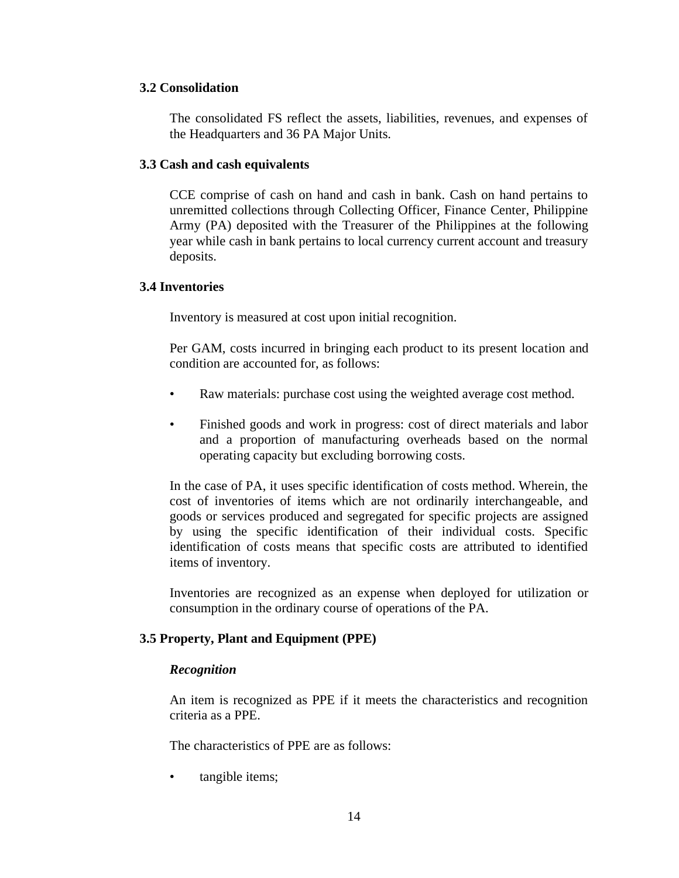### 3.2 Consolidation

The consolidated FS reflect the assets, liabilities, revenues, and expenses of the Headquarters and 36 PA Major Units.

### 3.3 Cash and cash equivalents

CCE comprise of cash on hand and cash in bank. Cash on hand pertains to unremitted collections through Collecting Officer, Finance Center, Philippine Army (PA) deposited with the Treasurer of the Philippines at the following year while cash in bank pertains to local currency current account and treasury deposits.

### 3.4 Inventories

Inventory is measured at cost upon initial recognition.

Per GAM, costs incurred in bringing each product to its present location and condition are accounted for, as follows:

- Raw materials: purchase cost using the weighted average cost method.
- Finished goods and work in progress: cost of direct materials and labor and a proportion of manufacturing overheads based on the normal operating capacity but excluding borrowing costs.

In the case of PA, it uses specific identification of costs method. Wherein, the cost of inventories of items which are not ordinarily interchangeable, and goods or services produced and segregated for specific projects are assigned by using the specific identification of their individual costs. Specific identification of costs means that specific costs are attributed to identified items of inventory.

Inventories are recognized as an expense when deployed for utilization or consumption in the ordinary course of operations of the PA.

### 3.5 Property, Plant and Equipment (PPE)

***Recognition***

An item is recognized as PPE if it meets the characteristics and recognition criteria as a PPE.

The characteristics of PPE are as follows:

- tangible items;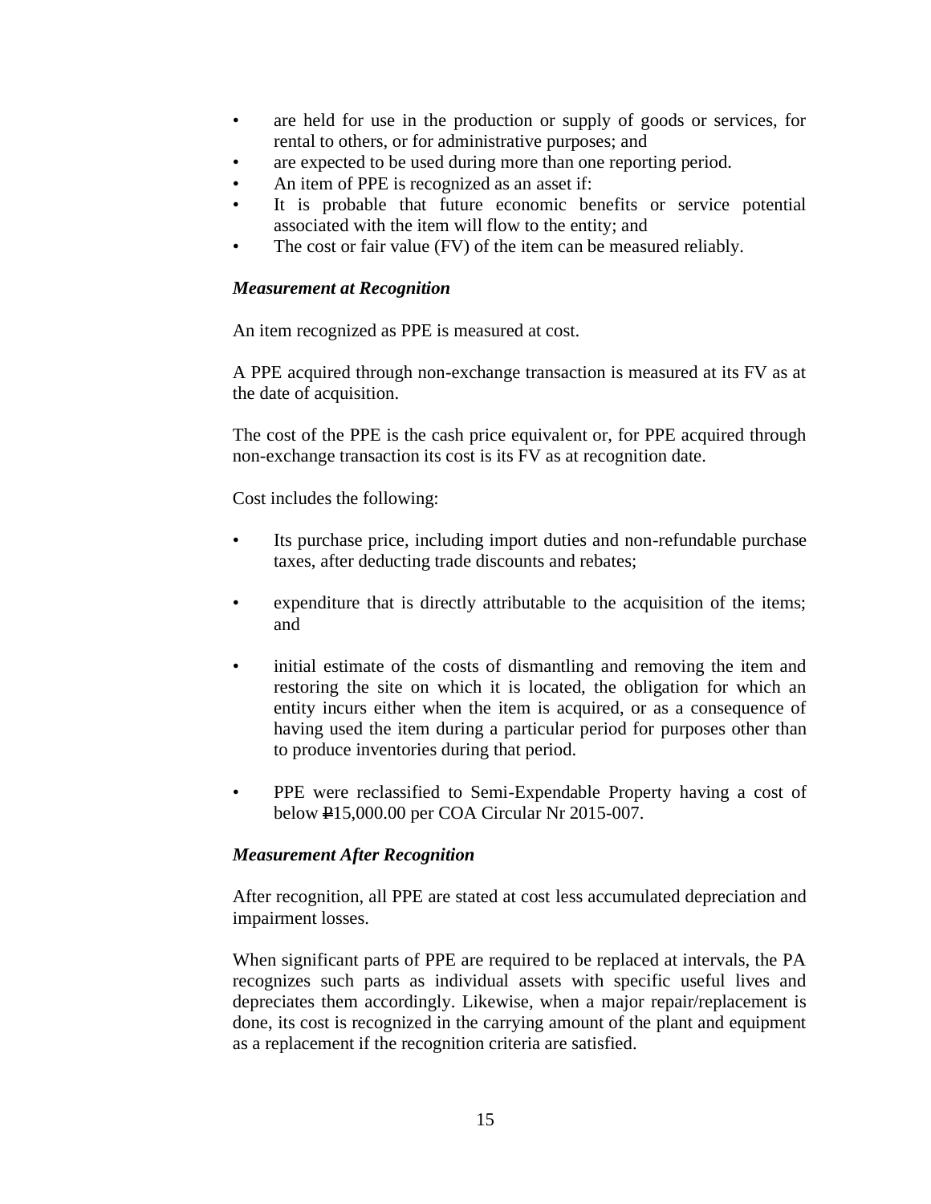- are held for use in the production or supply of goods or services, for rental to others, or for administrative purposes; and
- are expected to be used during more than one reporting period.
- An item of PPE is recognized as an asset if:
- It is probable that future economic benefits or service potential associated with the item will flow to the entity; and
- The cost or fair value (FV) of the item can be measured reliably.

***Measurement at Recognition***

An item recognized as PPE is measured at cost.

A PPE acquired through non-exchange transaction is measured at its FV as at the date of acquisition.

The cost of the PPE is the cash price equivalent or, for PPE acquired through non-exchange transaction its cost is its FV as at recognition date.

Cost includes the following:

- Its purchase price, including import duties and non-refundable purchase taxes, after deducting trade discounts and rebates;

- expenditure that is directly attributable to the acquisition of the items; and

- initial estimate of the costs of dismantling and removing the item and restoring the site on which it is located, the obligation for which an entity incurs either when the item is acquired, or as a consequence of having used the item during a particular period for purposes other than to produce inventories during that period.

- PPE were reclassified to Semi-Expendable Property having a cost of below ₱15,000.00 per COA Circular Nr 2015-007.

***Measurement After Recognition***

After recognition, all PPE are stated at cost less accumulated depreciation and impairment losses.

When significant parts of PPE are required to be replaced at intervals, the PA recognizes such parts as individual assets with specific useful lives and depreciates them accordingly. Likewise, when a major repair/replacement is done, its cost is recognized in the carrying amount of the plant and equipment as a replacement if the recognition criteria are satisfied.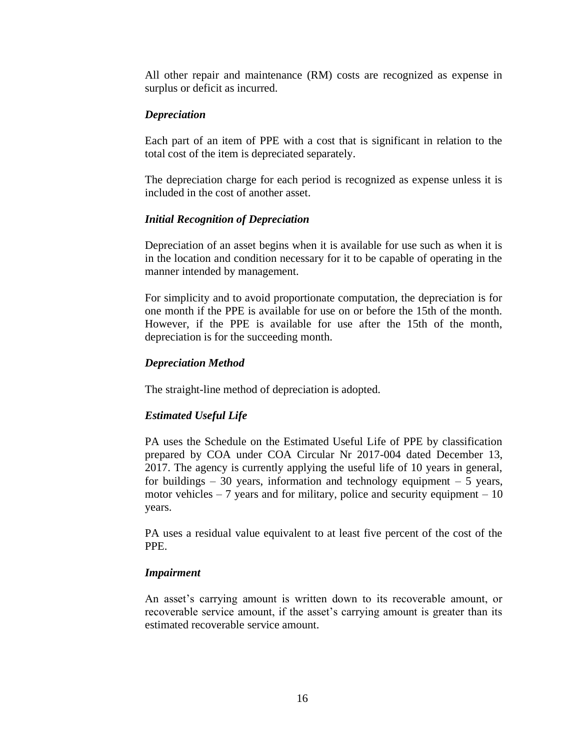All other repair and maintenance (RM) costs are recognized as expense in surplus or deficit as incurred.

***Depreciation***

Each part of an item of PPE with a cost that is significant in relation to the total cost of the item is depreciated separately.

The depreciation charge for each period is recognized as expense unless it is included in the cost of another asset.

***Initial Recognition of Depreciation***

Depreciation of an asset begins when it is available for use such as when it is in the location and condition necessary for it to be capable of operating in the manner intended by management.

For simplicity and to avoid proportionate computation, the depreciation is for one month if the PPE is available for use on or before the 15th of the month. However, if the PPE is available for use after the 15th of the month, depreciation is for the succeeding month.

***Depreciation Method***

The straight-line method of depreciation is adopted.

***Estimated Useful Life***

PA uses the Schedule on the Estimated Useful Life of PPE by classification prepared by COA under COA Circular Nr 2017-004 dated December 13, 2017. The agency is currently applying the useful life of 10 years in general, for buildings – 30 years, information and technology equipment – 5 years, motor vehicles – 7 years and for military, police and security equipment – 10 years.

PA uses a residual value equivalent to at least five percent of the cost of the PPE.

***Impairment***

An asset's carrying amount is written down to its recoverable amount, or recoverable service amount, if the asset's carrying amount is greater than its estimated recoverable service amount.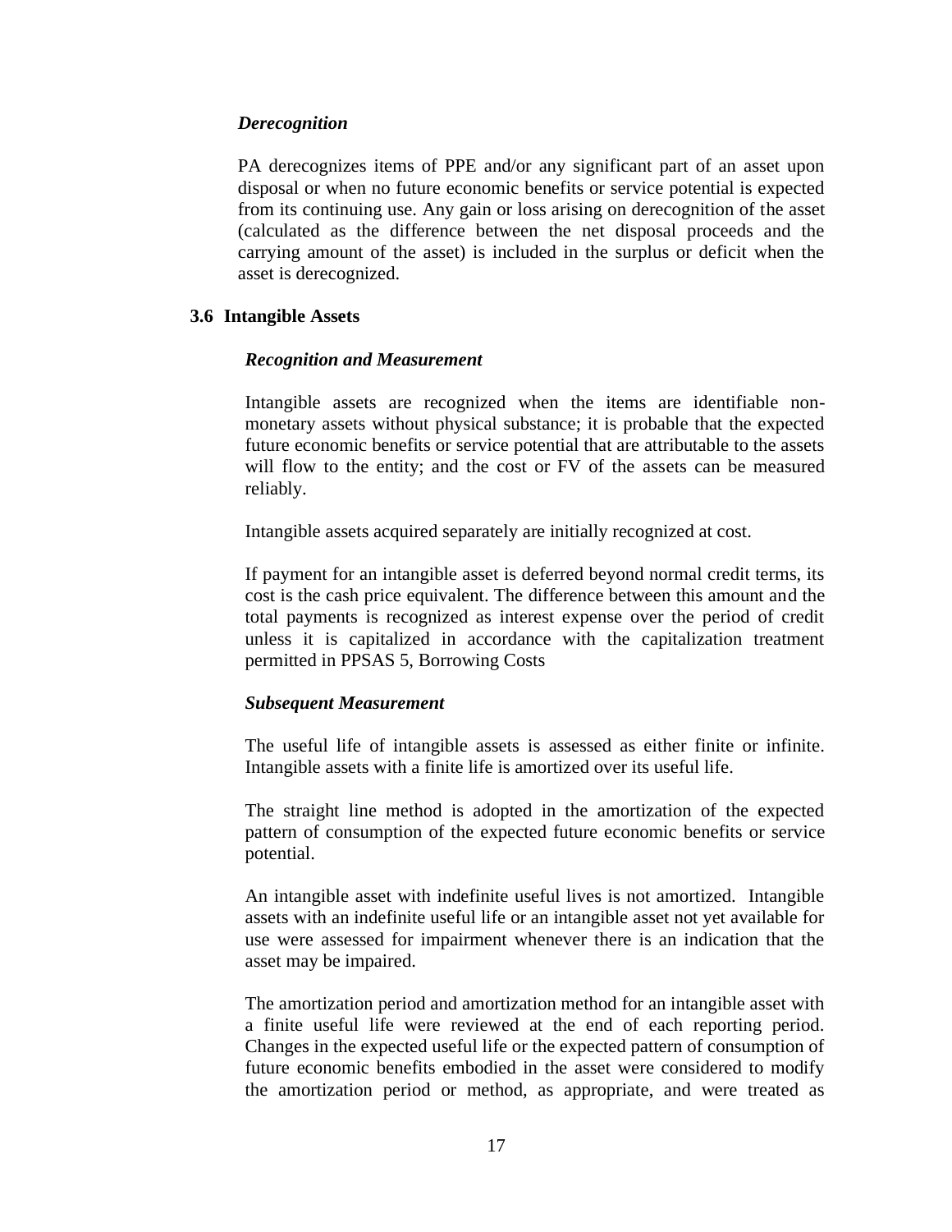*Derecognition*

PA derecognizes items of PPE and/or any significant part of an asset upon disposal or when no future economic benefits or service potential is expected from its continuing use. Any gain or loss arising on derecognition of the asset (calculated as the difference between the net disposal proceeds and the carrying amount of the asset) is included in the surplus or deficit when the asset is derecognized.

### 3.6 Intangible Assets

*Recognition and Measurement*

Intangible assets are recognized when the items are identifiable non-monetary assets without physical substance; it is probable that the expected future economic benefits or service potential that are attributable to the assets will flow to the entity; and the cost or FV of the assets can be measured reliably.

Intangible assets acquired separately are initially recognized at cost.

If payment for an intangible asset is deferred beyond normal credit terms, its cost is the cash price equivalent. The difference between this amount and the total payments is recognized as interest expense over the period of credit unless it is capitalized in accordance with the capitalization treatment permitted in PPSAS 5, Borrowing Costs

*Subsequent Measurement*

The useful life of intangible assets is assessed as either finite or infinite. Intangible assets with a finite life is amortized over its useful life.

The straight line method is adopted in the amortization of the expected pattern of consumption of the expected future economic benefits or service potential.

An intangible asset with indefinite useful lives is not amortized. Intangible assets with an indefinite useful life or an intangible asset not yet available for use were assessed for impairment whenever there is an indication that the asset may be impaired.

The amortization period and amortization method for an intangible asset with a finite useful life were reviewed at the end of each reporting period. Changes in the expected useful life or the expected pattern of consumption of future economic benefits embodied in the asset were considered to modify the amortization period or method, as appropriate, and were treated as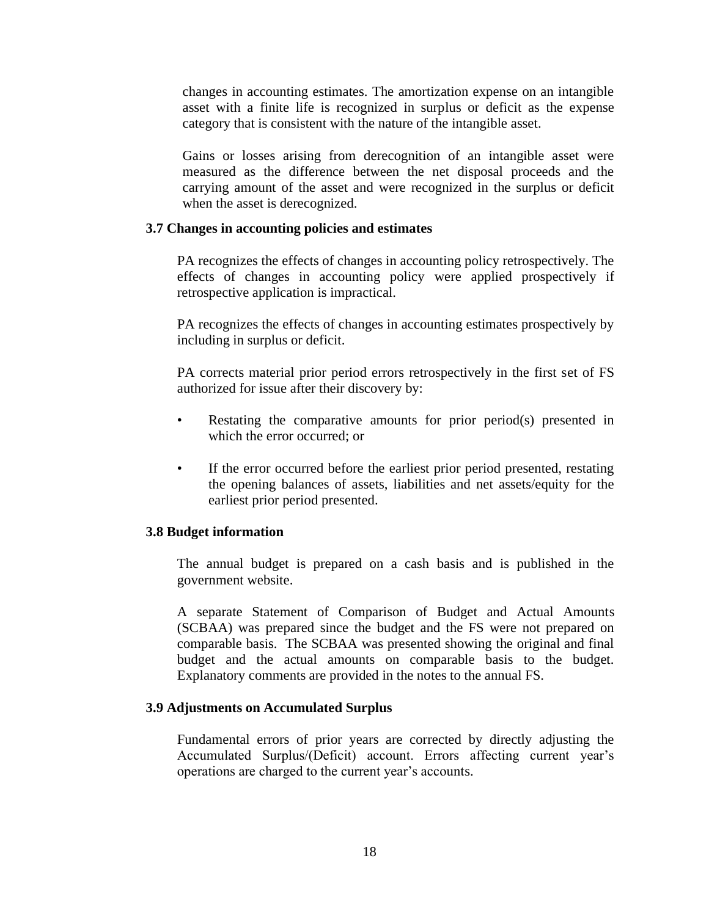changes in accounting estimates. The amortization expense on an intangible asset with a finite life is recognized in surplus or deficit as the expense category that is consistent with the nature of the intangible asset.

Gains or losses arising from derecognition of an intangible asset were measured as the difference between the net disposal proceeds and the carrying amount of the asset and were recognized in the surplus or deficit when the asset is derecognized.

### 3.7 Changes in accounting policies and estimates

PA recognizes the effects of changes in accounting policy retrospectively. The effects of changes in accounting policy were applied prospectively if retrospective application is impractical.

PA recognizes the effects of changes in accounting estimates prospectively by including in surplus or deficit.

PA corrects material prior period errors retrospectively in the first set of FS authorized for issue after their discovery by:

- Restating the comparative amounts for prior period(s) presented in which the error occurred; or
- If the error occurred before the earliest prior period presented, restating the opening balances of assets, liabilities and net assets/equity for the earliest prior period presented.

### 3.8 Budget information

The annual budget is prepared on a cash basis and is published in the government website.

A separate Statement of Comparison of Budget and Actual Amounts (SCBAA) was prepared since the budget and the FS were not prepared on comparable basis. The SCBAA was presented showing the original and final budget and the actual amounts on comparable basis to the budget. Explanatory comments are provided in the notes to the annual FS.

### 3.9 Adjustments on Accumulated Surplus

Fundamental errors of prior years are corrected by directly adjusting the Accumulated Surplus/(Deficit) account. Errors affecting current year's operations are charged to the current year's accounts.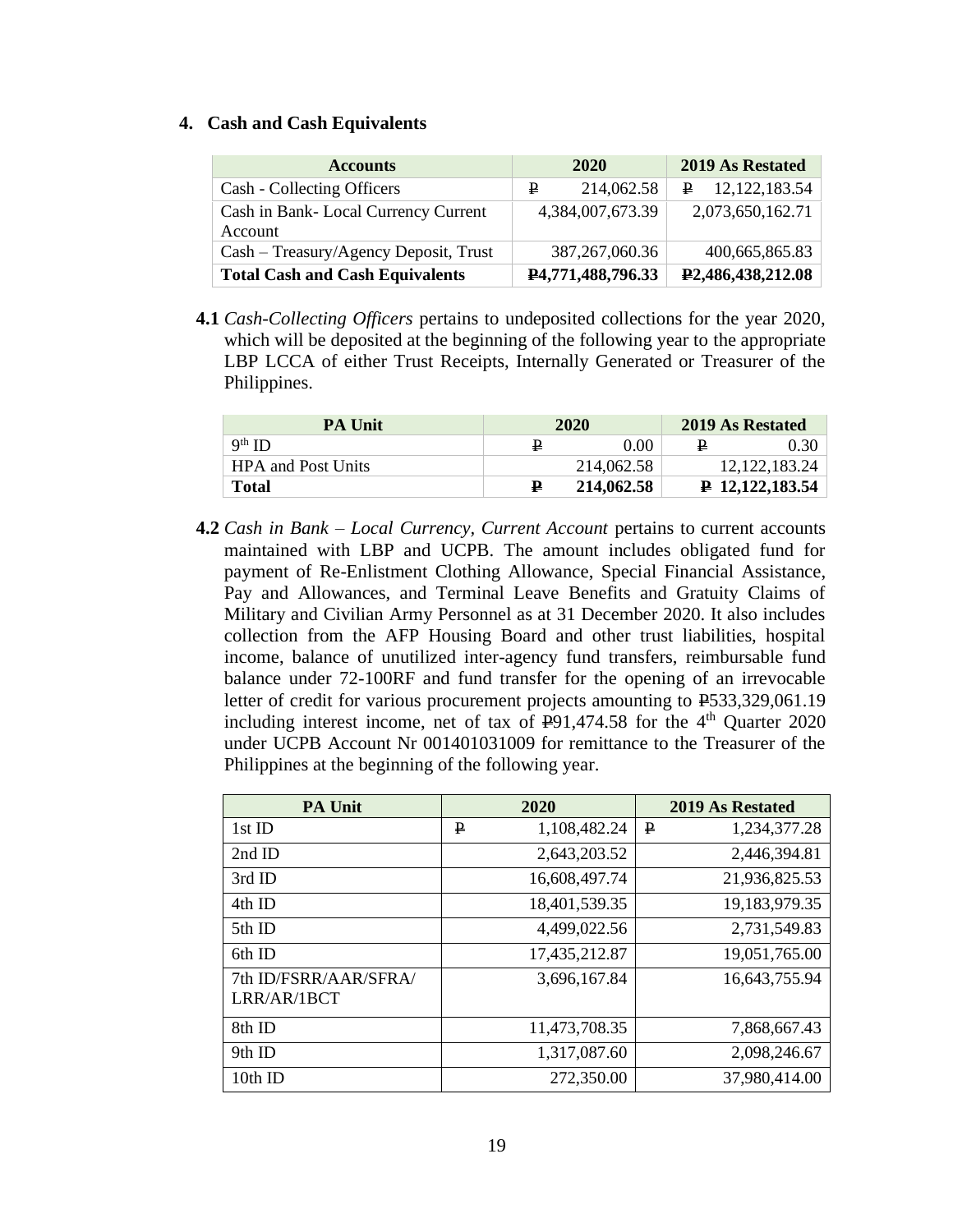## 4. Cash and Cash Equivalents

| Accounts | 2020 | 2019 As Restated |
|---|---|---|
| Cash - Collecting Officers | ₱ 214,062.58 | ₱ 12,122,183.54 |
| Cash in Bank- Local Currency Current Account | 4,384,007,673.39 | 2,073,650,162.71 |
| Cash – Treasury/Agency Deposit, Trust | 387,267,060.36 | 400,665,865.83 |
| **Total Cash and Cash Equivalents** | **₱4,771,488,796.33** | **₱2,486,438,212.08** |

**4.1** *Cash-Collecting Officers* pertains to undeposited collections for the year 2020, which will be deposited at the beginning of the following year to the appropriate LBP LCCA of either Trust Receipts, Internally Generated or Treasurer of the Philippines.

| PA Unit | 2020 | 2019 As Restated |
|---|---|---|
| 9th ID | ₱ 0.00 | ₱ 0.30 |
| HPA and Post Units | 214,062.58 | 12,122,183.24 |
| **Total** | **₱ 214,062.58** | **₱ 12,122,183.54** |

**4.2** *Cash in Bank – Local Currency, Current Account* pertains to current accounts maintained with LBP and UCPB. The amount includes obligated fund for payment of Re-Enlistment Clothing Allowance, Special Financial Assistance, Pay and Allowances, and Terminal Leave Benefits and Gratuity Claims of Military and Civilian Army Personnel as at 31 December 2020. It also includes collection from the AFP Housing Board and other trust liabilities, hospital income, balance of unutilized inter-agency fund transfers, reimbursable fund balance under 72-100RF and fund transfer for the opening of an irrevocable letter of credit for various procurement projects amounting to ₱533,329,061.19 including interest income, net of tax of ₱91,474.58 for the 4th Quarter 2020 under UCPB Account Nr 001401031009 for remittance to the Treasurer of the Philippines at the beginning of the following year.

| PA Unit | 2020 | 2019 As Restated |
|---|---|---|
| 1st ID | ₱ 1,108,482.24 | ₱ 1,234,377.28 |
| 2nd ID | 2,643,203.52 | 2,446,394.81 |
| 3rd ID | 16,608,497.74 | 21,936,825.53 |
| 4th ID | 18,401,539.35 | 19,183,979.35 |
| 5th ID | 4,499,022.56 | 2,731,549.83 |
| 6th ID | 17,435,212.87 | 19,051,765.00 |
| 7th ID/FSRR/AAR/SFRA/ LRR/AR/1BCT | 3,696,167.84 | 16,643,755.94 |
| 8th ID | 11,473,708.35 | 7,868,667.43 |
| 9th ID | 1,317,087.60 | 2,098,246.67 |
| 10th ID | 272,350.00 | 37,980,414.00 |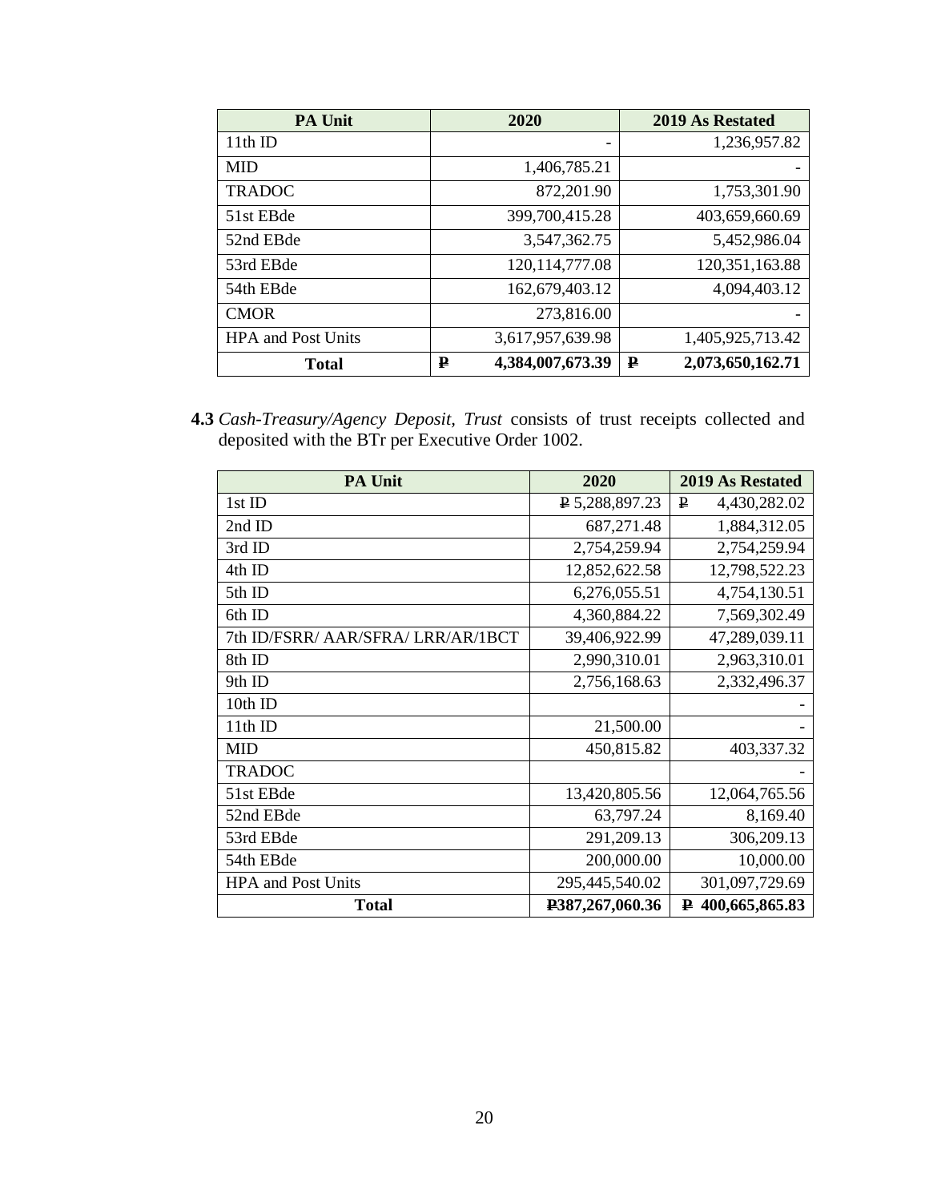| PA Unit | 2020 | 2019 As Restated |
|---|---|---|
| 11th ID | - | 1,236,957.82 |
| MID | 1,406,785.21 | - |
| TRADOC | 872,201.90 | 1,753,301.90 |
| 51st EBde | 399,700,415.28 | 403,659,660.69 |
| 52nd EBde | 3,547,362.75 | 5,452,986.04 |
| 53rd EBde | 120,114,777.08 | 120,351,163.88 |
| 54th EBde | 162,679,403.12 | 4,094,403.12 |
| CMOR | 273,816.00 | - |
| HPA and Post Units | 3,617,957,639.98 | 1,405,925,713.42 |
| **Total** | **₱ 4,384,007,673.39** | **₱ 2,073,650,162.71** |

**4.3** *Cash-Treasury/Agency Deposit, Trust* consists of trust receipts collected and deposited with the BTr per Executive Order 1002.

| PA Unit | 2020 | 2019 As Restated |
|---|---|---|
| 1st ID | ₱ 5,288,897.23 | ₱ 4,430,282.02 |
| 2nd ID | 687,271.48 | 1,884,312.05 |
| 3rd ID | 2,754,259.94 | 2,754,259.94 |
| 4th ID | 12,852,622.58 | 12,798,522.23 |
| 5th ID | 6,276,055.51 | 4,754,130.51 |
| 6th ID | 4,360,884.22 | 7,569,302.49 |
| 7th ID/FSRR/ AAR/SFRA/ LRR/AR/1BCT | 39,406,922.99 | 47,289,039.11 |
| 8th ID | 2,990,310.01 | 2,963,310.01 |
| 9th ID | 2,756,168.63 | 2,332,496.37 |
| 10th ID | | - |
| 11th ID | 21,500.00 | - |
| MID | 450,815.82 | 403,337.32 |
| TRADOC | | - |
| 51st EBde | 13,420,805.56 | 12,064,765.56 |
| 52nd EBde | 63,797.24 | 8,169.40 |
| 53rd EBde | 291,209.13 | 306,209.13 |
| 54th EBde | 200,000.00 | 10,000.00 |
| HPA and Post Units | 295,445,540.02 | 301,097,729.69 |
| **Total** | **₱387,267,060.36** | **₱ 400,665,865.83** |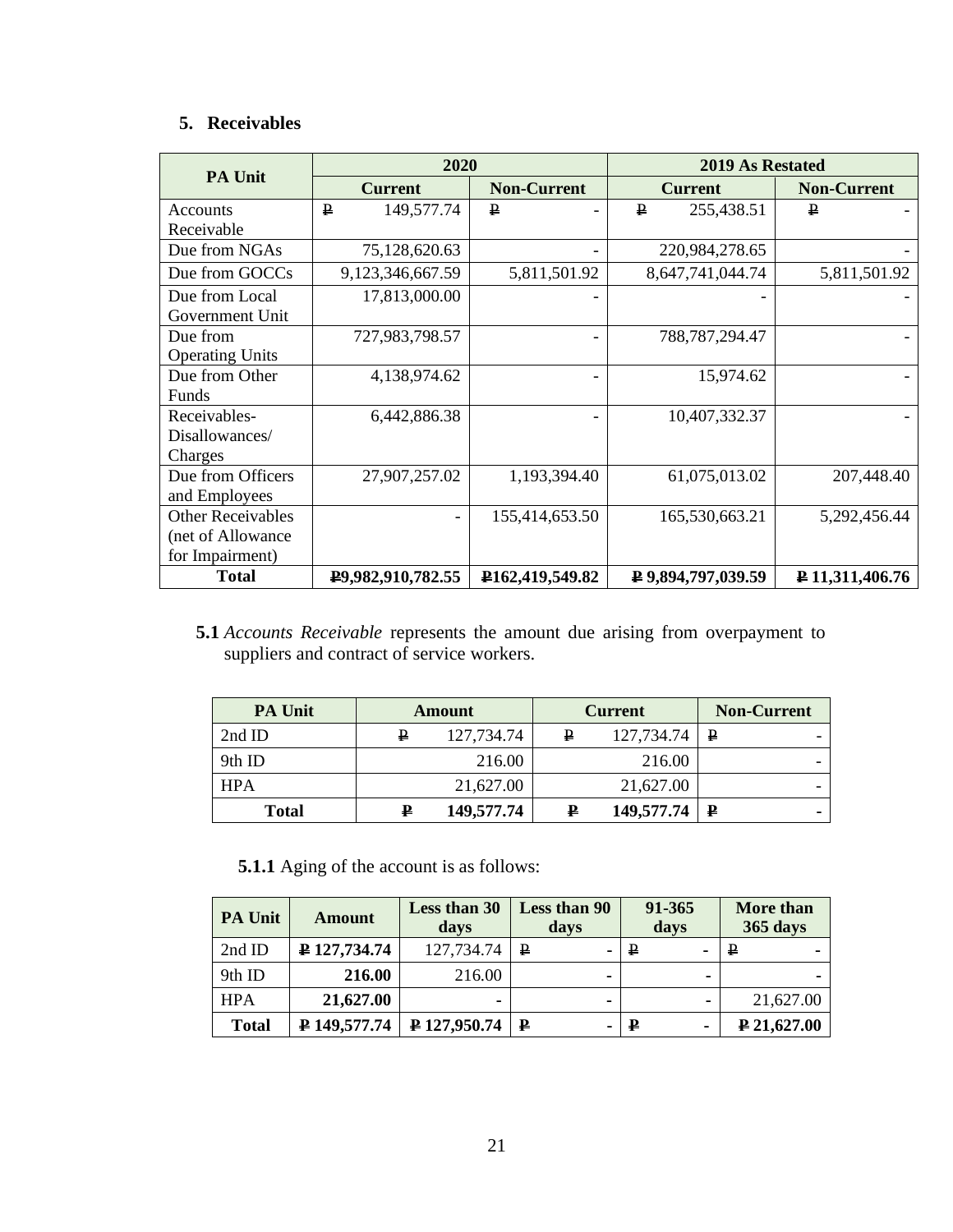## 5. Receivables

| PA Unit | 2020 | | 2019 As Restated | |
|---|---|---|---|---|
| | Current | Non-Current | Current | Non-Current |
| Accounts Receivable | ₱ 149,577.74 | ₱ - | ₱ 255,438.51 | ₱ - |
| Due from NGAs | 75,128,620.63 | - | 220,984,278.65 | - |
| Due from GOCCs | 9,123,346,667.59 | 5,811,501.92 | 8,647,741,044.74 | 5,811,501.92 |
| Due from Local Government Unit | 17,813,000.00 | - | - | - |
| Due from Operating Units | 727,983,798.57 | - | 788,787,294.47 | - |
| Due from Other Funds | 4,138,974.62 | - | 15,974.62 | - |
| Receivables-Disallowances/ Charges | 6,442,886.38 | - | 10,407,332.37 | - |
| Due from Officers and Employees | 27,907,257.02 | 1,193,394.40 | 61,075,013.02 | 207,448.40 |
| Other Receivables (net of Allowance for Impairment) | - | 155,414,653.50 | 165,530,663.21 | 5,292,456.44 |
| **Total** | **₱9,982,910,782.55** | **₱162,419,549.82** | **₱ 9,894,797,039.59** | **₱ 11,311,406.76** |

**5.1** *Accounts Receivable* represents the amount due arising from overpayment to suppliers and contract of service workers.

| PA Unit | Amount | Current | Non-Current |
|---|---|---|---|
| 2nd ID | ₱ 127,734.74 | ₱ 127,734.74 | ₱ - |
| 9th ID | 216.00 | 216.00 | - |
| HPA | 21,627.00 | 21,627.00 | - |
| **Total** | **₱ 149,577.74** | **₱ 149,577.74** | **₱ -** |

**5.1.1** Aging of the account is as follows:

| PA Unit | Amount | Less than 30 days | Less than 90 days | 91-365 days | More than 365 days |
|---|---|---|---|---|---|
| 2nd ID | **₱ 127,734.74** | 127,734.74 | ₱ - | ₱ - | ₱ - |
| 9th ID | **216.00** | 216.00 | - | - | - |
| HPA | **21,627.00** | - | - | - | 21,627.00 |
| **Total** | **₱ 149,577.74** | **₱ 127,950.74** | **₱ -** | **₱ -** | **₱ 21,627.00** |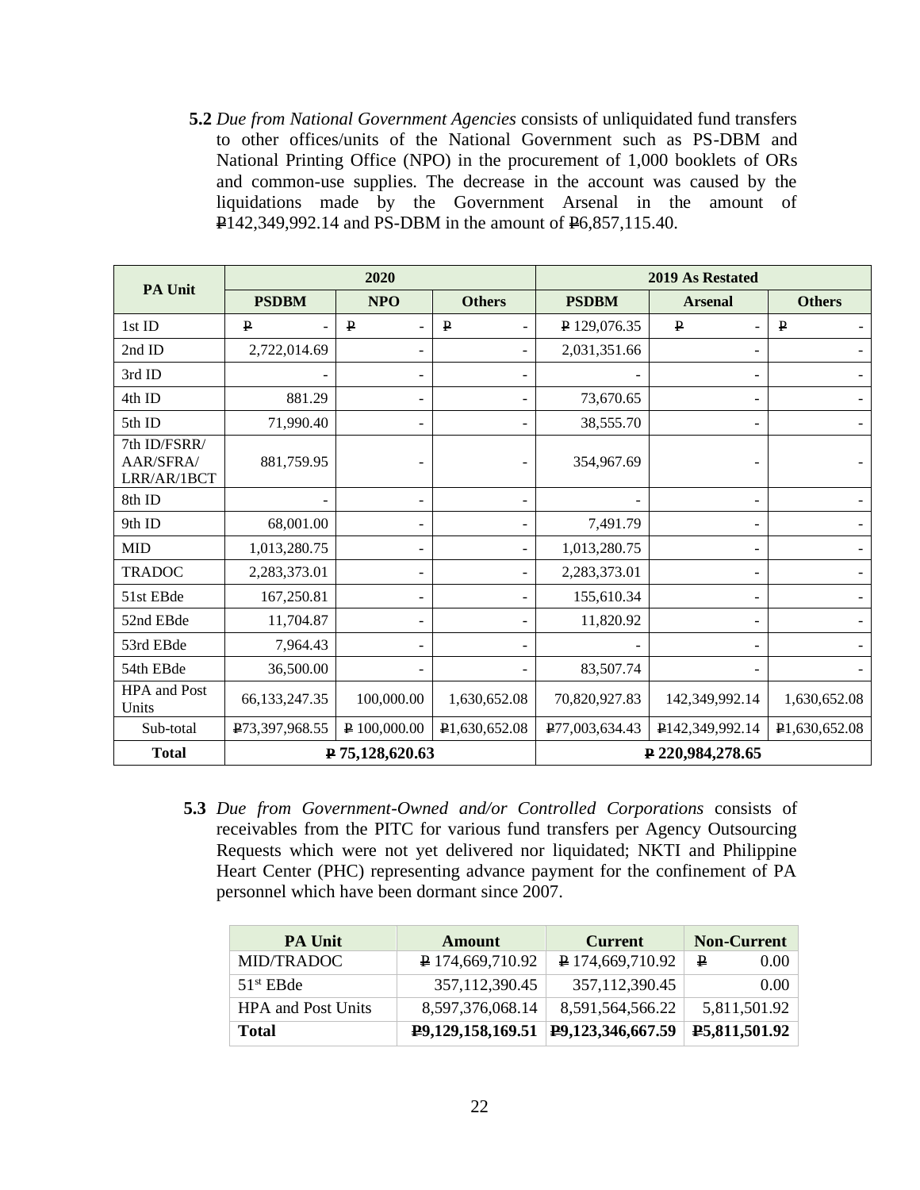**5.2** *Due from National Government Agencies* consists of unliquidated fund transfers to other offices/units of the National Government such as PS-DBM and National Printing Office (NPO) in the procurement of 1,000 booklets of ORs and common-use supplies. The decrease in the account was caused by the liquidations made by the Government Arsenal in the amount of ₱142,349,992.14 and PS-DBM in the amount of ₱6,857,115.40.

| PA Unit | 2020 | | | 2019 As Restated | | |
|---|---|---|---|---|---|---|
| | PSDBM | NPO | Others | PSDBM | Arsenal | Others |
| 1st ID | ₱ - | ₱ - | ₱ - | ₱ 129,076.35 | ₱ - | ₱ - |
| 2nd ID | 2,722,014.69 | - | - | 2,031,351.66 | - | - |
| 3rd ID | - | - | - | - | - | - |
| 4th ID | 881.29 | - | - | 73,670.65 | - | - |
| 5th ID | 71,990.40 | - | - | 38,555.70 | - | - |
| 7th ID/FSRR/ AAR/SFRA/ LRR/AR/1BCT | 881,759.95 | - | - | 354,967.69 | - | - |
| 8th ID | - | - | - | - | - | - |
| 9th ID | 68,001.00 | - | - | 7,491.79 | - | - |
| MID | 1,013,280.75 | - | - | 1,013,280.75 | - | - |
| TRADOC | 2,283,373.01 | - | - | 2,283,373.01 | - | - |
| 51st EBde | 167,250.81 | - | - | 155,610.34 | - | - |
| 52nd EBde | 11,704.87 | - | - | 11,820.92 | - | - |
| 53rd EBde | 7,964.43 | - | - | - | - | - |
| 54th EBde | 36,500.00 | - | - | 83,507.74 | - | - |
| HPA and Post Units | 66,133,247.35 | 100,000.00 | 1,630,652.08 | 70,820,927.83 | 142,349,992.14 | 1,630,652.08 |
| Sub-total | ₱73,397,968.55 | ₱ 100,000.00 | ₱1,630,652.08 | ₱77,003,634.43 | ₱142,349,992.14 | ₱1,630,652.08 |
| **Total** | **₱ 75,128,620.63** | | | **₱ 220,984,278.65** | | |

**5.3** *Due from Government-Owned and/or Controlled Corporations* consists of receivables from the PITC for various fund transfers per Agency Outsourcing Requests which were not yet delivered nor liquidated; NKTI and Philippine Heart Center (PHC) representing advance payment for the confinement of PA personnel which have been dormant since 2007.

| PA Unit | Amount | Current | Non-Current |
|---|---|---|---|
| MID/TRADOC | ₱ 174,669,710.92 | ₱ 174,669,710.92 | ₱ 0.00 |
| 51st EBde | 357,112,390.45 | 357,112,390.45 | 0.00 |
| HPA and Post Units | 8,597,376,068.14 | 8,591,564,566.22 | 5,811,501.92 |
| **Total** | **₱9,129,158,169.51** | **₱9,123,346,667.59** | **₱5,811,501.92** |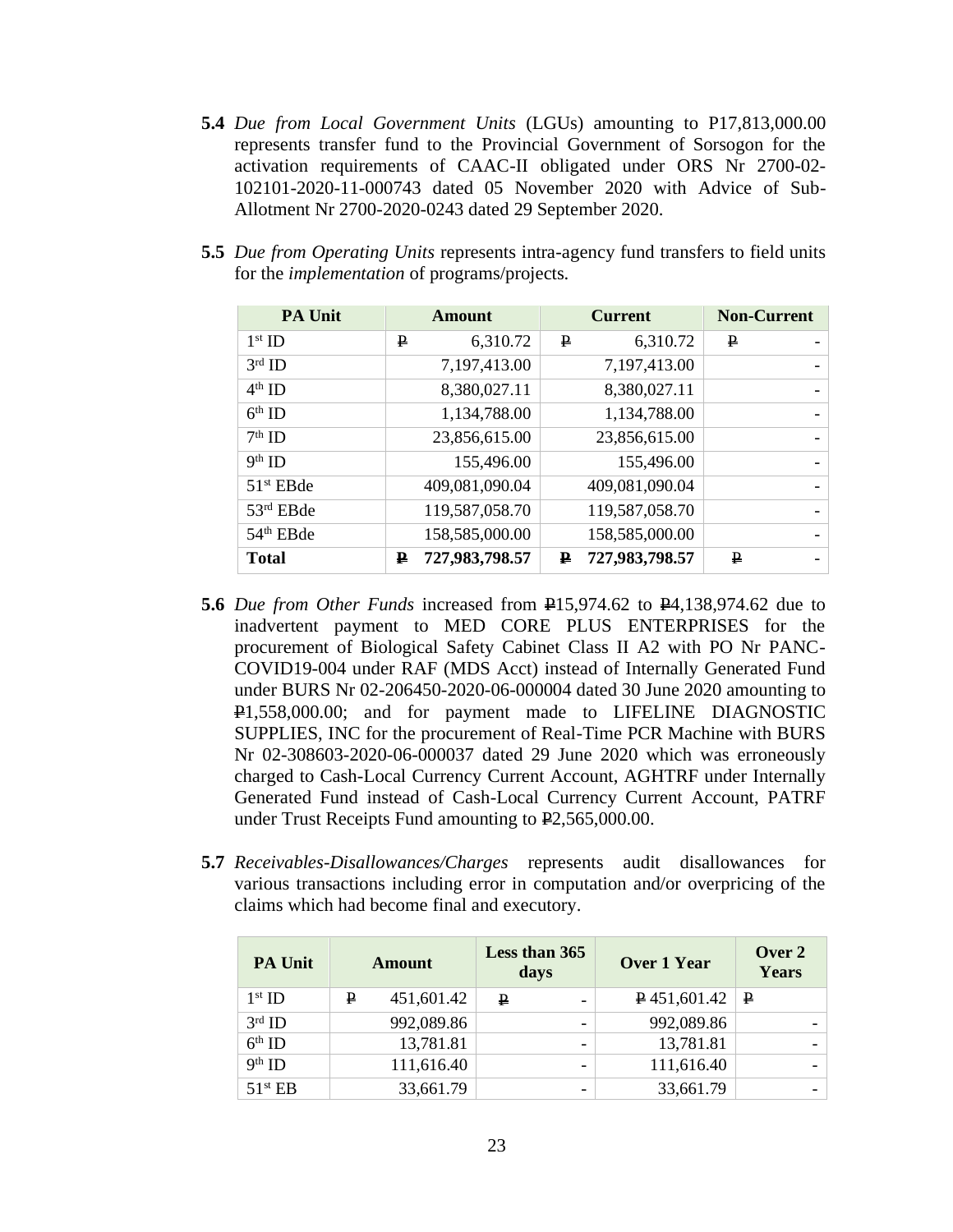**5.4** *Due from Local Government Units* (LGUs) amounting to P17,813,000.00 represents transfer fund to the Provincial Government of Sorsogon for the activation requirements of CAAC-II obligated under ORS Nr 2700-02-102101-2020-11-000743 dated 05 November 2020 with Advice of Sub-Allotment Nr 2700-2020-0243 dated 29 September 2020.

**5.5** *Due from Operating Units* represents intra-agency fund transfers to field units for the *implementation* of programs/projects.

| PA Unit | Amount | Current | Non-Current |
|---|---|---|---|
| 1st ID | ₱ 6,310.72 | ₱ 6,310.72 | ₱ - |
| 3rd ID | 7,197,413.00 | 7,197,413.00 | - |
| 4th ID | 8,380,027.11 | 8,380,027.11 | - |
| 6th ID | 1,134,788.00 | 1,134,788.00 | - |
| 7th ID | 23,856,615.00 | 23,856,615.00 | - |
| 9th ID | 155,496.00 | 155,496.00 | - |
| 51st EBde | 409,081,090.04 | 409,081,090.04 | - |
| 53rd EBde | 119,587,058.70 | 119,587,058.70 | - |
| 54th EBde | 158,585,000.00 | 158,585,000.00 | - |
| **Total** | **₱ 727,983,798.57** | **₱ 727,983,798.57** | **₱ -** |

**5.6** *Due from Other Funds* increased from ₱15,974.62 to ₱4,138,974.62 due to inadvertent payment to MED CORE PLUS ENTERPRISES for the procurement of Biological Safety Cabinet Class II A2 with PO Nr PANC-COVID19-004 under RAF (MDS Acct) instead of Internally Generated Fund under BURS Nr 02-206450-2020-06-000004 dated 30 June 2020 amounting to ₱1,558,000.00; and for payment made to LIFELINE DIAGNOSTIC SUPPLIES, INC for the procurement of Real-Time PCR Machine with BURS Nr 02-308603-2020-06-000037 dated 29 June 2020 which was erroneously charged to Cash-Local Currency Current Account, AGHTRF under Internally Generated Fund instead of Cash-Local Currency Current Account, PATRF under Trust Receipts Fund amounting to ₱2,565,000.00.

**5.7** *Receivables-Disallowances/Charges* represents audit disallowances for various transactions including error in computation and/or overpricing of the claims which had become final and executory.

| PA Unit | Amount | Less than 365 days | Over 1 Year | Over 2 Years |
|---|---|---|---|---|
| 1st ID | ₱ 451,601.42 | ₱ - | ₱ 451,601.42 | ₱ |
| 3rd ID | 992,089.86 | - | 992,089.86 | - |
| 6th ID | 13,781.81 | - | 13,781.81 | - |
| 9th ID | 111,616.40 | - | 111,616.40 | - |
| 51st EB | 33,661.79 | - | 33,661.79 | - |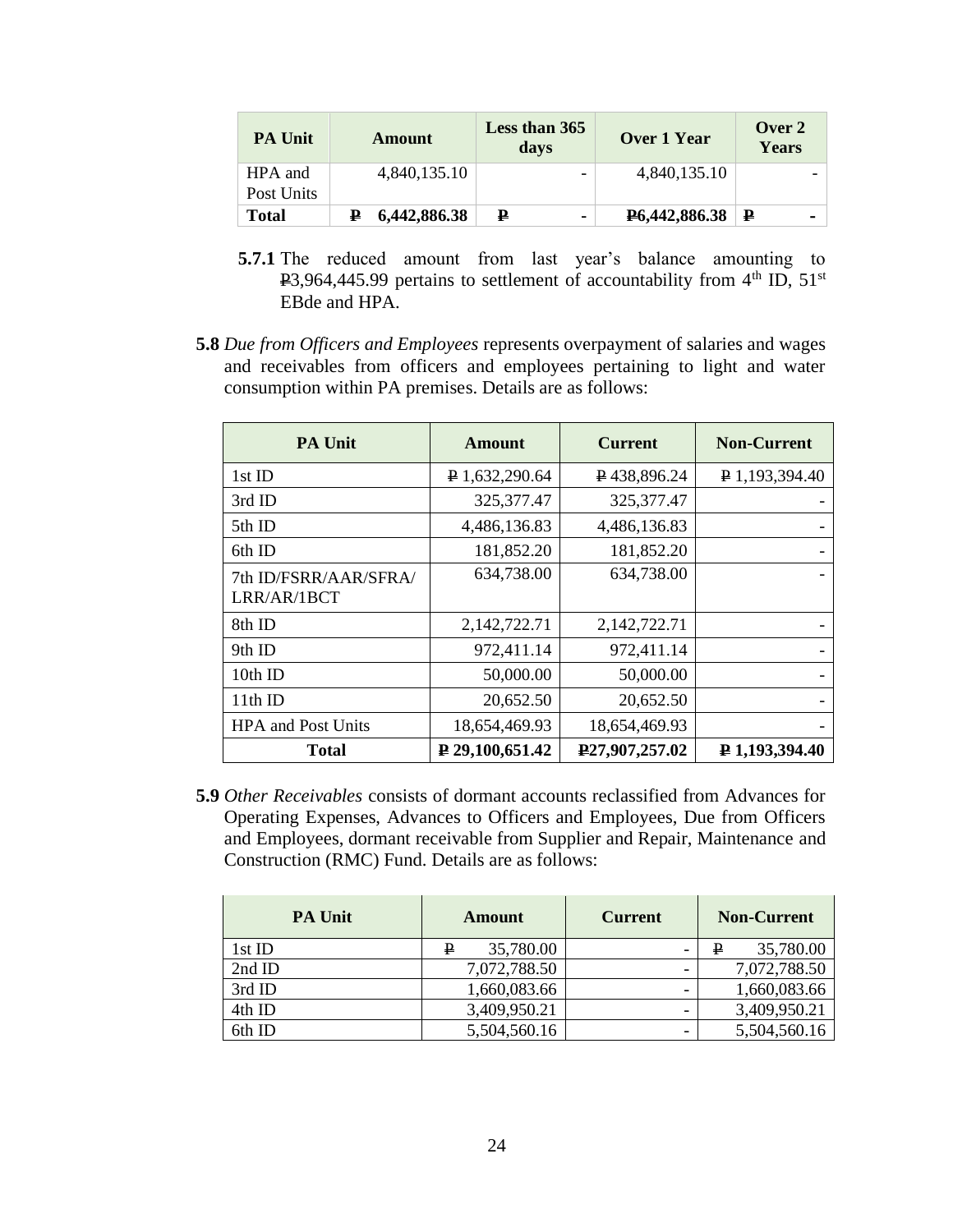| PA Unit | Amount | Less than 365 days | Over 1 Year | Over 2 Years |
|---|---|---|---|---|
| HPA and Post Units | 4,840,135.10 | - | 4,840,135.10 | - |
| **Total** | **₱ 6,442,886.38** | **₱ -** | **₱6,442,886.38** | **₱ -** |

**5.7.1** The reduced amount from last year's balance amounting to ₱3,964,445.99 pertains to settlement of accountability from 4th ID, 51st EBde and HPA.

**5.8** *Due from Officers and Employees* represents overpayment of salaries and wages and receivables from officers and employees pertaining to light and water consumption within PA premises. Details are as follows:

| PA Unit | Amount | Current | Non-Current |
|---|---|---|---|
| 1st ID | ₱ 1,632,290.64 | ₱ 438,896.24 | ₱ 1,193,394.40 |
| 3rd ID | 325,377.47 | 325,377.47 | - |
| 5th ID | 4,486,136.83 | 4,486,136.83 | - |
| 6th ID | 181,852.20 | 181,852.20 | - |
| 7th ID/FSRR/AAR/SFRA/ LRR/AR/1BCT | 634,738.00 | 634,738.00 | - |
| 8th ID | 2,142,722.71 | 2,142,722.71 | - |
| 9th ID | 972,411.14 | 972,411.14 | - |
| 10th ID | 50,000.00 | 50,000.00 | - |
| 11th ID | 20,652.50 | 20,652.50 | - |
| HPA and Post Units | 18,654,469.93 | 18,654,469.93 | - |
| **Total** | **₱ 29,100,651.42** | **₱27,907,257.02** | **₱ 1,193,394.40** |

**5.9** *Other Receivables* consists of dormant accounts reclassified from Advances for Operating Expenses, Advances to Officers and Employees, Due from Officers and Employees, dormant receivable from Supplier and Repair, Maintenance and Construction (RMC) Fund. Details are as follows:

| PA Unit | Amount | Current | Non-Current |
|---|---|---|---|
| 1st ID | ₱ 35,780.00 | - | ₱ 35,780.00 |
| 2nd ID | 7,072,788.50 | - | 7,072,788.50 |
| 3rd ID | 1,660,083.66 | - | 1,660,083.66 |
| 4th ID | 3,409,950.21 | - | 3,409,950.21 |
| 6th ID | 5,504,560.16 | - | 5,504,560.16 |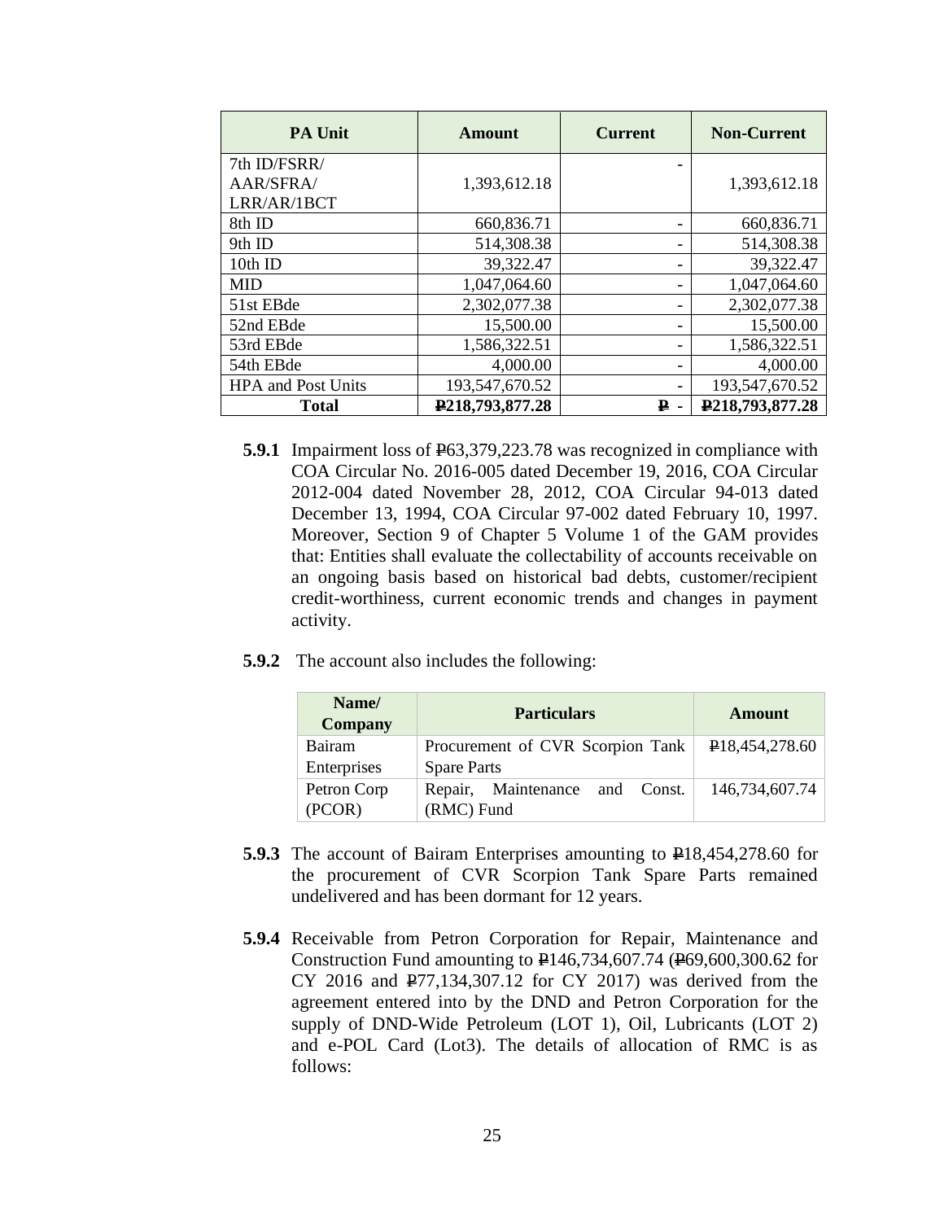| PA Unit | Amount | Current | Non-Current |
| --- | --- | --- | --- |
| 7th ID/FSRR/ AAR/SFRA/ LRR/AR/1BCT | 1,393,612.18 | - | 1,393,612.18 |
| 8th ID | 660,836.71 | - | 660,836.71 |
| 9th ID | 514,308.38 | - | 514,308.38 |
| 10th ID | 39,322.47 | - | 39,322.47 |
| MID | 1,047,064.60 | - | 1,047,064.60 |
| 51st EBde | 2,302,077.38 | - | 2,302,077.38 |
| 52nd EBde | 15,500.00 | - | 15,500.00 |
| 53rd EBde | 1,586,322.51 | - | 1,586,322.51 |
| 54th EBde | 4,000.00 | - | 4,000.00 |
| HPA and Post Units | 193,547,670.52 | - | 193,547,670.52 |
| **Total** | **₱218,793,877.28** | **₱ -** | **₱218,793,877.28** |

**5.9.1** Impairment loss of ₱63,379,223.78 was recognized in compliance with COA Circular No. 2016-005 dated December 19, 2016, COA Circular 2012-004 dated November 28, 2012, COA Circular 94-013 dated December 13, 1994, COA Circular 97-002 dated February 10, 1997. Moreover, Section 9 of Chapter 5 Volume 1 of the GAM provides that: Entities shall evaluate the collectability of accounts receivable on an ongoing basis based on historical bad debts, customer/recipient credit-worthiness, current economic trends and changes in payment activity.

**5.9.2** The account also includes the following:

| Name/ Company | Particulars | Amount |
| --- | --- | --- |
| Bairam Enterprises | Procurement of CVR Scorpion Tank Spare Parts | ₱18,454,278.60 |
| Petron Corp (PCOR) | Repair, Maintenance and Const. (RMC) Fund | 146,734,607.74 |

**5.9.3** The account of Bairam Enterprises amounting to ₱18,454,278.60 for the procurement of CVR Scorpion Tank Spare Parts remained undelivered and has been dormant for 12 years.

**5.9.4** Receivable from Petron Corporation for Repair, Maintenance and Construction Fund amounting to ₱146,734,607.74 (₱69,600,300.62 for CY 2016 and ₱77,134,307.12 for CY 2017) was derived from the agreement entered into by the DND and Petron Corporation for the supply of DND-Wide Petroleum (LOT 1), Oil, Lubricants (LOT 2) and e-POL Card (Lot3). The details of allocation of RMC is as follows: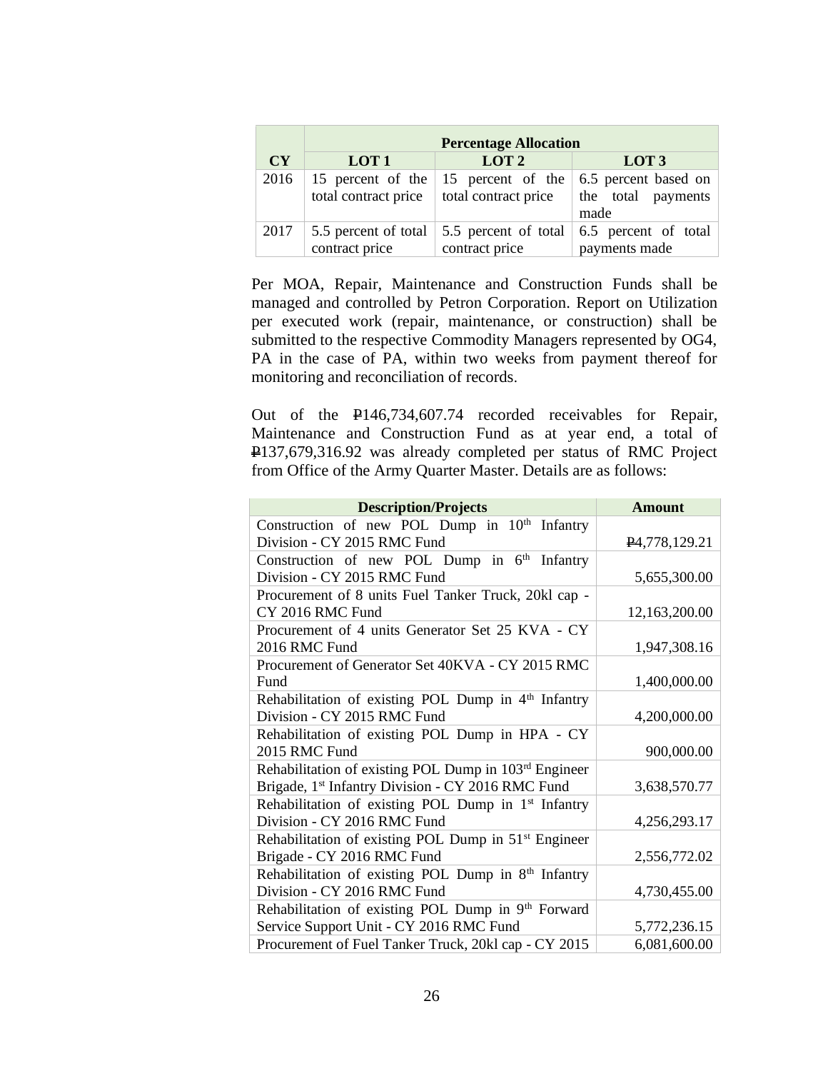| CY | Percentage Allocation | | |
|---|---|---|---|
| | LOT 1 | LOT 2 | LOT 3 |
| 2016 | 15 percent of the total contract price | 15 percent of the total contract price | 6.5 percent based on the total payments made |
| 2017 | 5.5 percent of total contract price | 5.5 percent of total contract price | 6.5 percent of total payments made |

Per MOA, Repair, Maintenance and Construction Funds shall be managed and controlled by Petron Corporation. Report on Utilization per executed work (repair, maintenance, or construction) shall be submitted to the respective Commodity Managers represented by OG4, PA in the case of PA, within two weeks from payment thereof for monitoring and reconciliation of records.

Out of the ₱146,734,607.74 recorded receivables for Repair, Maintenance and Construction Fund as at year end, a total of ₱137,679,316.92 was already completed per status of RMC Project from Office of the Army Quarter Master. Details are as follows:

| Description/Projects | Amount |
|---|---|
| Construction of new POL Dump in 10th Infantry Division - CY 2015 RMC Fund | ₱4,778,129.21 |
| Construction of new POL Dump in 6th Infantry Division - CY 2015 RMC Fund | 5,655,300.00 |
| Procurement of 8 units Fuel Tanker Truck, 20kl cap - CY 2016 RMC Fund | 12,163,200.00 |
| Procurement of 4 units Generator Set 25 KVA - CY 2016 RMC Fund | 1,947,308.16 |
| Procurement of Generator Set 40KVA - CY 2015 RMC Fund | 1,400,000.00 |
| Rehabilitation of existing POL Dump in 4th Infantry Division - CY 2015 RMC Fund | 4,200,000.00 |
| Rehabilitation of existing POL Dump in HPA - CY 2015 RMC Fund | 900,000.00 |
| Rehabilitation of existing POL Dump in 103rd Engineer Brigade, 1st Infantry Division - CY 2016 RMC Fund | 3,638,570.77 |
| Rehabilitation of existing POL Dump in 1st Infantry Division - CY 2016 RMC Fund | 4,256,293.17 |
| Rehabilitation of existing POL Dump in 51st Engineer Brigade - CY 2016 RMC Fund | 2,556,772.02 |
| Rehabilitation of existing POL Dump in 8th Infantry Division - CY 2016 RMC Fund | 4,730,455.00 |
| Rehabilitation of existing POL Dump in 9th Forward Service Support Unit - CY 2016 RMC Fund | 5,772,236.15 |
| Procurement of Fuel Tanker Truck, 20kl cap - CY 2015 | 6,081,600.00 |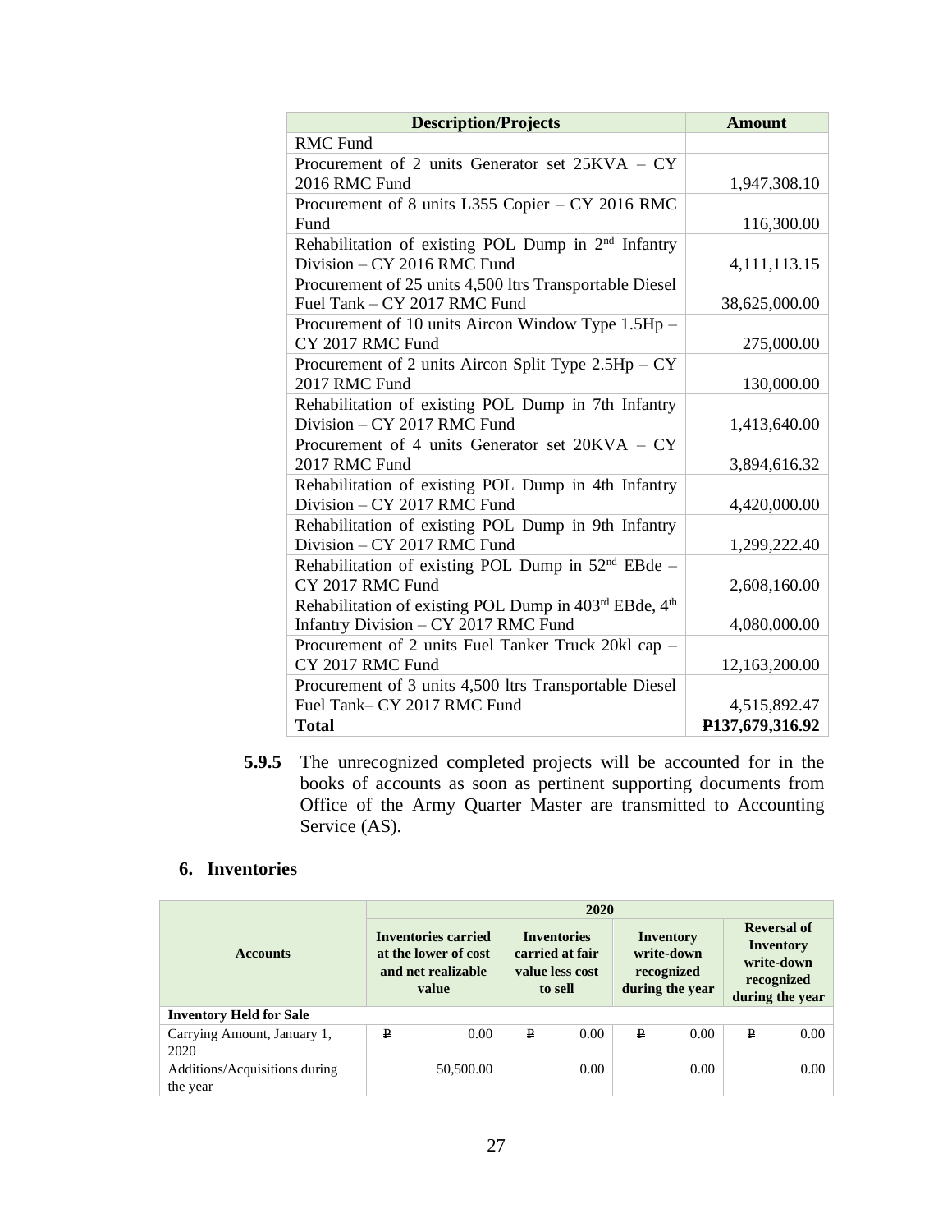| Description/Projects | Amount |
|---|---|
| RMC Fund | |
| Procurement of 2 units Generator set 25KVA – CY 2016 RMC Fund | 1,947,308.10 |
| Procurement of 8 units L355 Copier – CY 2016 RMC Fund | 116,300.00 |
| Rehabilitation of existing POL Dump in 2nd Infantry Division – CY 2016 RMC Fund | 4,111,113.15 |
| Procurement of 25 units 4,500 ltrs Transportable Diesel Fuel Tank – CY 2017 RMC Fund | 38,625,000.00 |
| Procurement of 10 units Aircon Window Type 1.5Hp – CY 2017 RMC Fund | 275,000.00 |
| Procurement of 2 units Aircon Split Type 2.5Hp – CY 2017 RMC Fund | 130,000.00 |
| Rehabilitation of existing POL Dump in 7th Infantry Division – CY 2017 RMC Fund | 1,413,640.00 |
| Procurement of 4 units Generator set 20KVA – CY 2017 RMC Fund | 3,894,616.32 |
| Rehabilitation of existing POL Dump in 4th Infantry Division – CY 2017 RMC Fund | 4,420,000.00 |
| Rehabilitation of existing POL Dump in 9th Infantry Division – CY 2017 RMC Fund | 1,299,222.40 |
| Rehabilitation of existing POL Dump in 52nd EBde – CY 2017 RMC Fund | 2,608,160.00 |
| Rehabilitation of existing POL Dump in 403rd EBde, 4th Infantry Division – CY 2017 RMC Fund | 4,080,000.00 |
| Procurement of 2 units Fuel Tanker Truck 20kl cap – CY 2017 RMC Fund | 12,163,200.00 |
| Procurement of 3 units 4,500 ltrs Transportable Diesel Fuel Tank– CY 2017 RMC Fund | 4,515,892.47 |
| **Total** | **₱137,679,316.92** |

**5.9.5** The unrecognized completed projects will be accounted for in the books of accounts as soon as pertinent supporting documents from Office of the Army Quarter Master are transmitted to Accounting Service (AS).

## 6. Inventories

| Accounts | 2020 | | | |
|---|---|---|---|---|
| | Inventories carried at the lower of cost and net realizable value | Inventories carried at fair value less cost to sell | Inventory write-down recognized during the year | Reversal of Inventory write-down recognized during the year |
| **Inventory Held for Sale** | | | | |
| Carrying Amount, January 1, 2020 | ₱ 0.00 | ₱ 0.00 | ₱ 0.00 | ₱ 0.00 |
| Additions/Acquisitions during the year | 50,500.00 | 0.00 | 0.00 | 0.00 |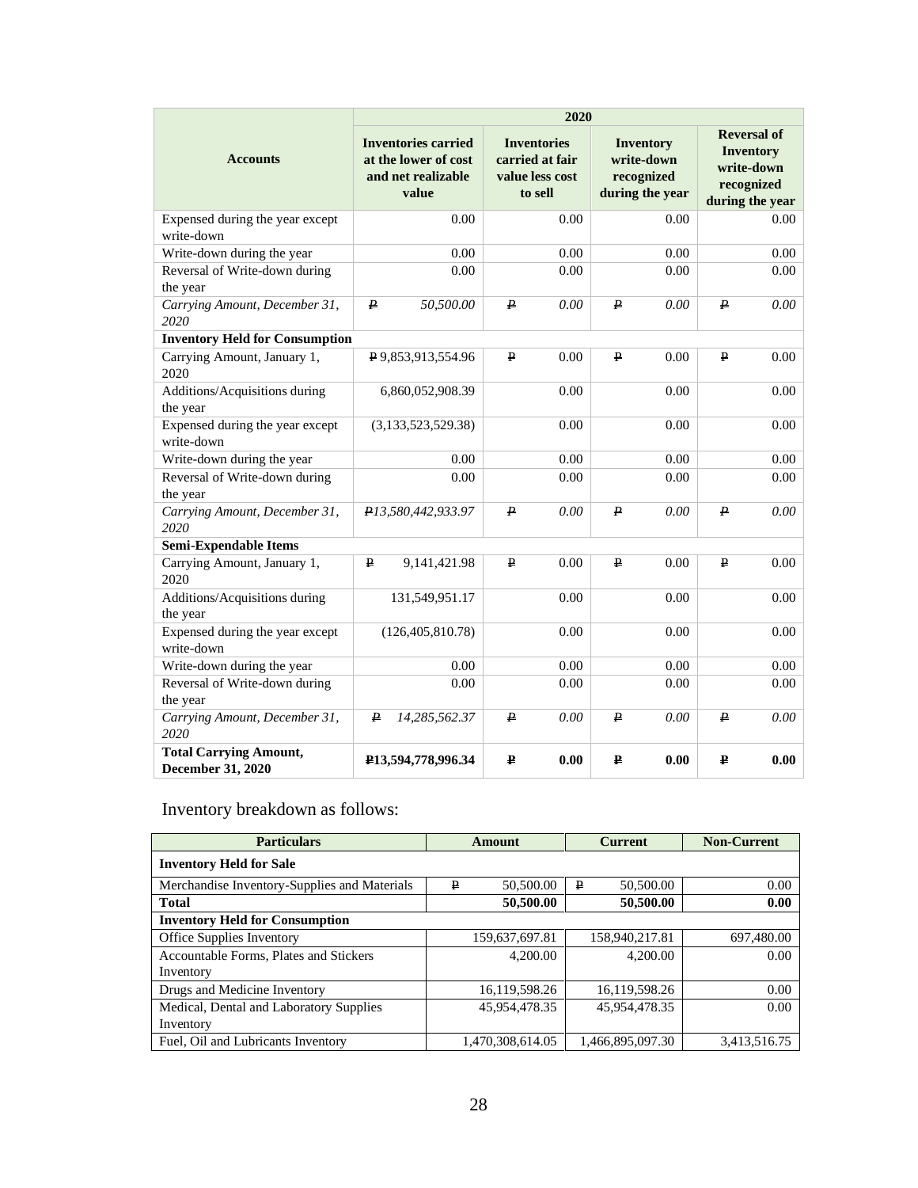| Accounts | 2020 | | | |
|---|---|---|---|---|
| | Inventories carried at the lower of cost and net realizable value | Inventories carried at fair value less cost to sell | Inventory write-down recognized during the year | Reversal of Inventory write-down recognized during the year |
| Expensed during the year except write-down | 0.00 | 0.00 | 0.00 | 0.00 |
| Write-down during the year | 0.00 | 0.00 | 0.00 | 0.00 |
| Reversal of Write-down during the year | 0.00 | 0.00 | 0.00 | 0.00 |
| *Carrying Amount, December 31, 2020* | *₱ 50,500.00* | *₱ 0.00* | *₱ 0.00* | *₱ 0.00* |
| **Inventory Held for Consumption** | | | | |
| Carrying Amount, January 1, 2020 | ₱ 9,853,913,554.96 | ₱ 0.00 | ₱ 0.00 | ₱ 0.00 |
| Additions/Acquisitions during the year | 6,860,052,908.39 | 0.00 | 0.00 | 0.00 |
| Expensed during the year except write-down | (3,133,523,529.38) | 0.00 | 0.00 | 0.00 |
| Write-down during the year | 0.00 | 0.00 | 0.00 | 0.00 |
| Reversal of Write-down during the year | 0.00 | 0.00 | 0.00 | 0.00 |
| *Carrying Amount, December 31, 2020* | *₱13,580,442,933.97* | *₱ 0.00* | *₱ 0.00* | *₱ 0.00* |
| **Semi-Expendable Items** | | | | |
| Carrying Amount, January 1, 2020 | ₱ 9,141,421.98 | ₱ 0.00 | ₱ 0.00 | ₱ 0.00 |
| Additions/Acquisitions during the year | 131,549,951.17 | 0.00 | 0.00 | 0.00 |
| Expensed during the year except write-down | (126,405,810.78) | 0.00 | 0.00 | 0.00 |
| Write-down during the year | 0.00 | 0.00 | 0.00 | 0.00 |
| Reversal of Write-down during the year | 0.00 | 0.00 | 0.00 | 0.00 |
| *Carrying Amount, December 31, 2020* | *₱ 14,285,562.37* | *₱ 0.00* | *₱ 0.00* | *₱ 0.00* |
| **Total Carrying Amount, December 31, 2020** | **₱13,594,778,996.34** | **₱ 0.00** | **₱ 0.00** | **₱ 0.00** |

Inventory breakdown as follows:

| Particulars | Amount | Current | Non-Current |
|---|---|---|---|
| **Inventory Held for Sale** | | | |
| Merchandise Inventory-Supplies and Materials | ₱ 50,500.00 | ₱ 50,500.00 | 0.00 |
| **Total** | **50,500.00** | **50,500.00** | **0.00** |
| **Inventory Held for Consumption** | | | |
| Office Supplies Inventory | 159,637,697.81 | 158,940,217.81 | 697,480.00 |
| Accountable Forms, Plates and Stickers Inventory | 4,200.00 | 4,200.00 | 0.00 |
| Drugs and Medicine Inventory | 16,119,598.26 | 16,119,598.26 | 0.00 |
| Medical, Dental and Laboratory Supplies Inventory | 45,954,478.35 | 45,954,478.35 | 0.00 |
| Fuel, Oil and Lubricants Inventory | 1,470,308,614.05 | 1,466,895,097.30 | 3,413,516.75 |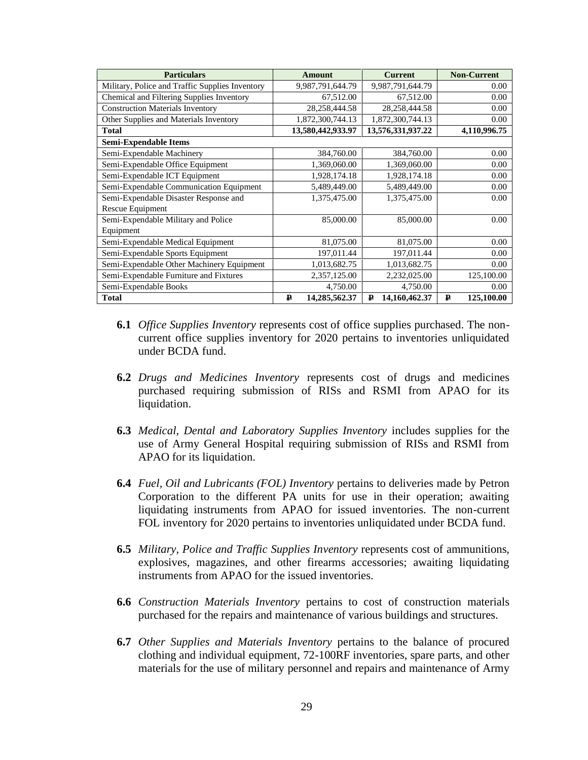| Particulars | Amount | Current | Non-Current |
|---|---|---|---|
| Military, Police and Traffic Supplies Inventory | 9,987,791,644.79 | 9,987,791,644.79 | 0.00 |
| Chemical and Filtering Supplies Inventory | 67,512.00 | 67,512.00 | 0.00 |
| Construction Materials Inventory | 28,258,444.58 | 28,258,444.58 | 0.00 |
| Other Supplies and Materials Inventory | 1,872,300,744.13 | 1,872,300,744.13 | 0.00 |
| **Total** | **13,580,442,933.97** | **13,576,331,937.22** | **4,110,996.75** |
| **Semi-Expendable Items** | | | |
| Semi-Expendable Machinery | 384,760.00 | 384,760.00 | 0.00 |
| Semi-Expendable Office Equipment | 1,369,060.00 | 1,369,060.00 | 0.00 |
| Semi-Expendable ICT Equipment | 1,928,174.18 | 1,928,174.18 | 0.00 |
| Semi-Expendable Communication Equipment | 5,489,449.00 | 5,489,449.00 | 0.00 |
| Semi-Expendable Disaster Response and Rescue Equipment | 1,375,475.00 | 1,375,475.00 | 0.00 |
| Semi-Expendable Military and Police Equipment | 85,000.00 | 85,000.00 | 0.00 |
| Semi-Expendable Medical Equipment | 81,075.00 | 81,075.00 | 0.00 |
| Semi-Expendable Sports Equipment | 197,011.44 | 197,011.44 | 0.00 |
| Semi-Expendable Other Machinery Equipment | 1,013,682.75 | 1,013,682.75 | 0.00 |
| Semi-Expendable Furniture and Fixtures | 2,357,125.00 | 2,232,025.00 | 125,100.00 |
| Semi-Expendable Books | 4,750.00 | 4,750.00 | 0.00 |
| **Total** | **₱ 14,285,562.37** | **₱ 14,160,462.37** | **₱ 125,100.00** |

**6.1** *Office Supplies Inventory* represents cost of office supplies purchased. The non-current office supplies inventory for 2020 pertains to inventories unliquidated under BCDA fund.

**6.2** *Drugs and Medicines Inventory* represents cost of drugs and medicines purchased requiring submission of RISs and RSMI from APAO for its liquidation.

**6.3** *Medical, Dental and Laboratory Supplies Inventory* includes supplies for the use of Army General Hospital requiring submission of RISs and RSMI from APAO for its liquidation.

**6.4** *Fuel, Oil and Lubricants (FOL) Inventory* pertains to deliveries made by Petron Corporation to the different PA units for use in their operation; awaiting liquidating instruments from APAO for issued inventories. The non-current FOL inventory for 2020 pertains to inventories unliquidated under BCDA fund.

**6.5** *Military, Police and Traffic Supplies Inventory* represents cost of ammunitions, explosives, magazines, and other firearms accessories; awaiting liquidating instruments from APAO for the issued inventories.

**6.6** *Construction Materials Inventory* pertains to cost of construction materials purchased for the repairs and maintenance of various buildings and structures.

**6.7** *Other Supplies and Materials Inventory* pertains to the balance of procured clothing and individual equipment, 72-100RF inventories, spare parts, and other materials for the use of military personnel and repairs and maintenance of Army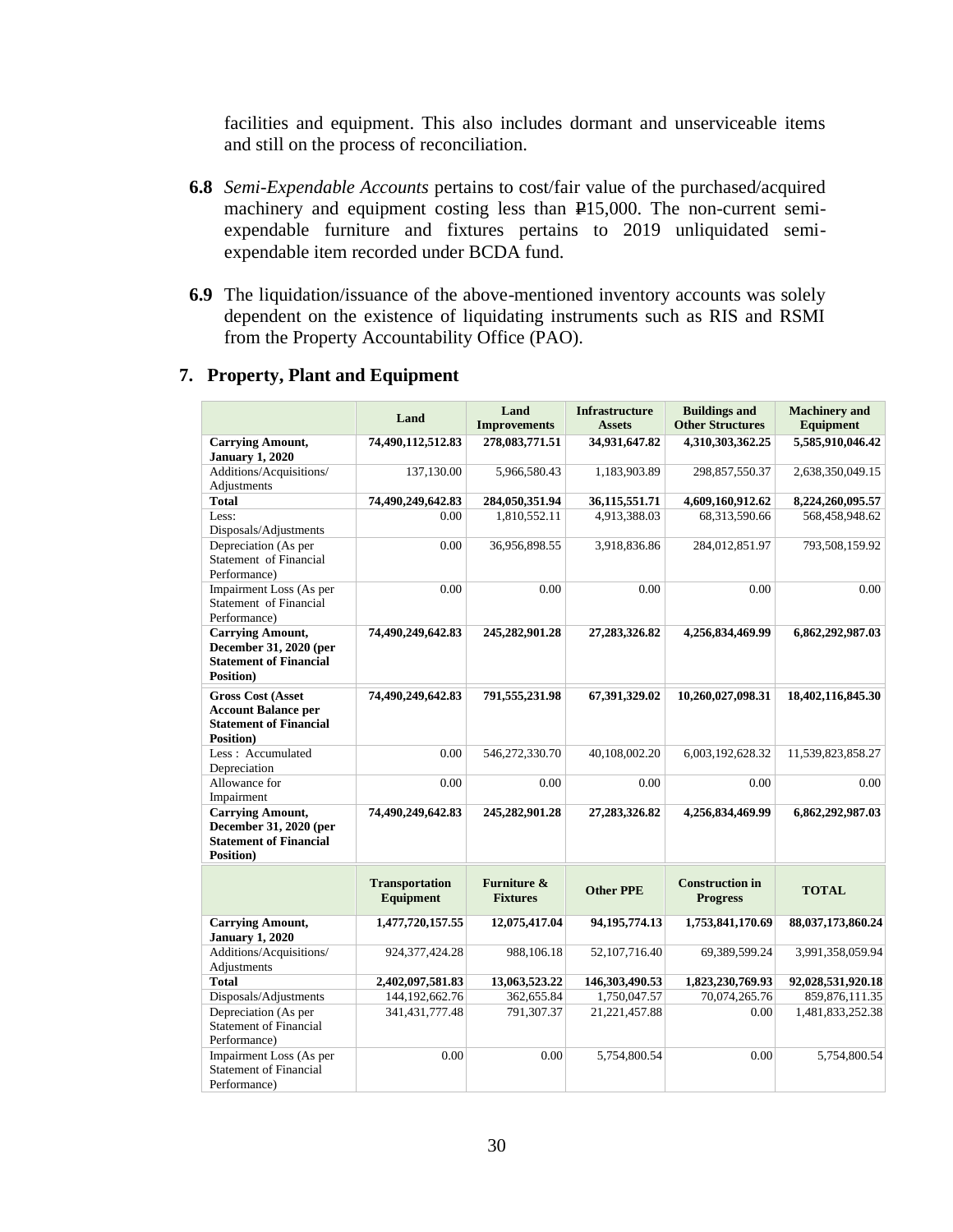facilities and equipment. This also includes dormant and unserviceable items and still on the process of reconciliation.

**6.8** *Semi-Expendable Accounts* pertains to cost/fair value of the purchased/acquired machinery and equipment costing less than ₱15,000. The non-current semi-expendable furniture and fixtures pertains to 2019 unliquidated semi-expendable item recorded under BCDA fund.

**6.9** The liquidation/issuance of the above-mentioned inventory accounts was solely dependent on the existence of liquidating instruments such as RIS and RSMI from the Property Accountability Office (PAO).

## 7. Property, Plant and Equipment

| | Land | Land Improvements | Infrastructure Assets | Buildings and Other Structures | Machinery and Equipment |
|---|---|---|---|---|---|
| **Carrying Amount, January 1, 2020** | **74,490,112,512.83** | **278,083,771.51** | **34,931,647.82** | **4,310,303,362.25** | **5,585,910,046.42** |
| Additions/Acquisitions/ Adjustments | 137,130.00 | 5,966,580.43 | 1,183,903.89 | 298,857,550.37 | 2,638,350,049.15 |
| **Total** | **74,490,249,642.83** | **284,050,351.94** | **36,115,551.71** | **4,609,160,912.62** | **8,224,260,095.57** |
| Less: Disposals/Adjustments | 0.00 | 1,810,552.11 | 4,913,388.03 | 68,313,590.66 | 568,458,948.62 |
| Depreciation (As per Statement of Financial Performance) | 0.00 | 36,956,898.55 | 3,918,836.86 | 284,012,851.97 | 793,508,159.92 |
| Impairment Loss (As per Statement of Financial Performance) | 0.00 | 0.00 | 0.00 | 0.00 | 0.00 |
| **Carrying Amount, December 31, 2020 (per Statement of Financial Position)** | **74,490,249,642.83** | **245,282,901.28** | **27,283,326.82** | **4,256,834,469.99** | **6,862,292,987.03** |
| **Gross Cost (Asset Account Balance per Statement of Financial Position)** | **74,490,249,642.83** | **791,555,231.98** | **67,391,329.02** | **10,260,027,098.31** | **18,402,116,845.30** |
| Less : Accumulated Depreciation | 0.00 | 546,272,330.70 | 40,108,002.20 | 6,003,192,628.32 | 11,539,823,858.27 |
| Allowance for Impairment | 0.00 | 0.00 | 0.00 | 0.00 | 0.00 |
| **Carrying Amount, December 31, 2020 (per Statement of Financial Position)** | **74,490,249,642.83** | **245,282,901.28** | **27,283,326.82** | **4,256,834,469.99** | **6,862,292,987.03** |

| | Transportation Equipment | Furniture & Fixtures | Other PPE | Construction in Progress | TOTAL |
|---|---|---|---|---|---|
| **Carrying Amount, January 1, 2020** | **1,477,720,157.55** | **12,075,417.04** | **94,195,774.13** | **1,753,841,170.69** | **88,037,173,860.24** |
| Additions/Acquisitions/ Adjustments | 924,377,424.28 | 988,106.18 | 52,107,716.40 | 69,389,599.24 | 3,991,358,059.94 |
| **Total** | **2,402,097,581.83** | **13,063,523.22** | **146,303,490.53** | **1,823,230,769.93** | **92,028,531,920.18** |
| Disposals/Adjustments | 144,192,662.76 | 362,655.84 | 1,750,047.57 | 70,074,265.76 | 859,876,111.35 |
| Depreciation (As per Statement of Financial Performance) | 341,431,777.48 | 791,307.37 | 21,221,457.88 | 0.00 | 1,481,833,252.38 |
| Impairment Loss (As per Statement of Financial Performance) | 0.00 | 0.00 | 5,754,800.54 | 0.00 | 5,754,800.54 |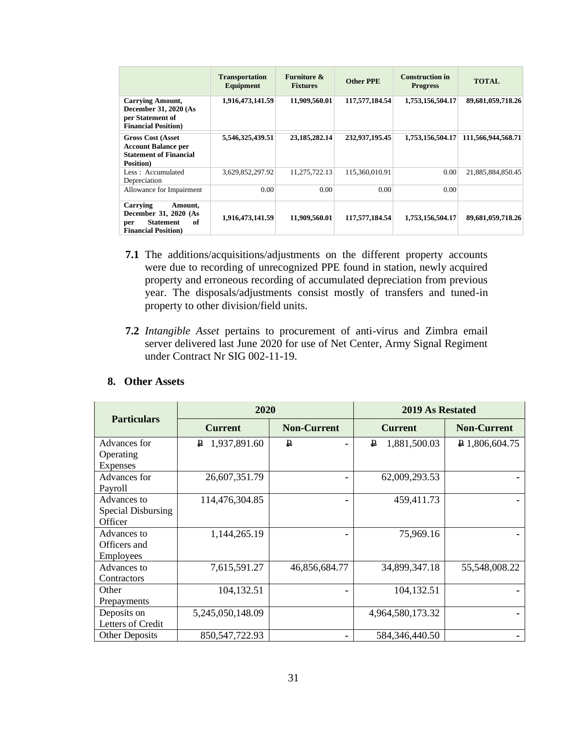| | Transportation Equipment | Furniture & Fixtures | Other PPE | Construction in Progress | TOTAL |
|---|---|---|---|---|---|
| **Carrying Amount, December 31, 2020 (As per Statement of Financial Position)** | **1,916,473,141.59** | **11,909,560.01** | **117,577,184.54** | **1,753,156,504.17** | **89,681,059,718.26** |
| **Gross Cost (Asset Account Balance per Statement of Financial Position)** | **5,546,325,439.51** | **23,185,282.14** | **232,937,195.45** | **1,753,156,504.17** | **111,566,944,568.71** |
| Less : Accumulated Depreciation | 3,629,852,297.92 | 11,275,722.13 | 115,360,010.91 | 0.00 | 21,885,884,850.45 |
| Allowance for Impairment | 0.00 | 0.00 | 0.00 | 0.00 | |
| **Carrying Amount, December 31, 2020 (As per Statement of Financial Position)** | **1,916,473,141.59** | **11,909,560.01** | **117,577,184.54** | **1,753,156,504.17** | **89,681,059,718.26** |

**7.1** The additions/acquisitions/adjustments on the different property accounts were due to recording of unrecognized PPE found in station, newly acquired property and erroneous recording of accumulated depreciation from previous year. The disposals/adjustments consist mostly of transfers and tuned-in property to other division/field units.

**7.2** *Intangible Asset* pertains to procurement of anti-virus and Zimbra email server delivered last June 2020 for use of Net Center, Army Signal Regiment under Contract Nr SIG 002-11-19.

## 8. Other Assets

| Particulars | 2020 | | 2019 As Restated | |
|---|---|---|---|---|
| | Current | Non-Current | Current | Non-Current |
| Advances for Operating Expenses | ₱ 1,937,891.60 | ₱ - | ₱ 1,881,500.03 | ₱ 1,806,604.75 |
| Advances for Payroll | 26,607,351.79 | - | 62,009,293.53 | - |
| Advances to Special Disbursing Officer | 114,476,304.85 | - | 459,411.73 | - |
| Advances to Officers and Employees | 1,144,265.19 | - | 75,969.16 | - |
| Advances to Contractors | 7,615,591.27 | 46,856,684.77 | 34,899,347.18 | 55,548,008.22 |
| Other Prepayments | 104,132.51 | - | 104,132.51 | - |
| Deposits on Letters of Credit | 5,245,050,148.09 | | 4,964,580,173.32 | - |
| Other Deposits | 850,547,722.93 | - | 584,346,440.50 | - |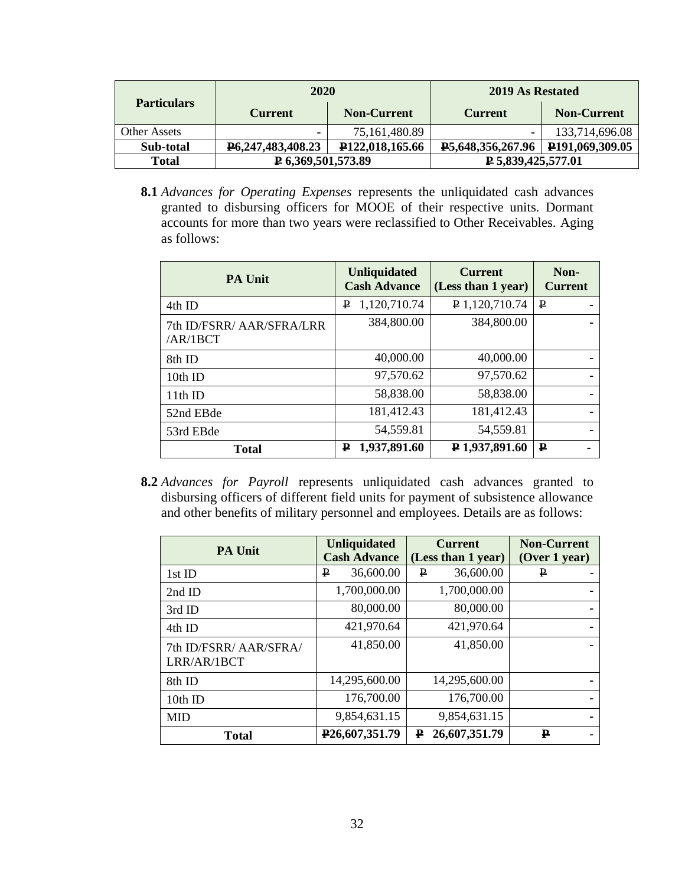| Particulars | 2020 | | 2019 As Restated | |
|---|---|---|---|---|
| | Current | Non-Current | Current | Non-Current |
| Other Assets | - | 75,161,480.89 | - | 133,714,696.08 |
| **Sub-total** | **₱6,247,483,408.23** | **₱122,018,165.66** | **₱5,648,356,267.96** | **₱191,069,309.05** |
| **Total** | **₱ 6,369,501,573.89** | | **₱ 5,839,425,577.01** | |

**8.1** *Advances for Operating Expenses* represents the unliquidated cash advances granted to disbursing officers for MOOE of their respective units. Dormant accounts for more than two years were reclassified to Other Receivables. Aging as follows:

| PA Unit | Unliquidated Cash Advance | Current (Less than 1 year) | Non-Current |
|---|---|---|---|
| 4th ID | ₱ 1,120,710.74 | ₱ 1,120,710.74 | ₱ - |
| 7th ID/FSRR/ AAR/SFRA/LRR /AR/1BCT | 384,800.00 | 384,800.00 | - |
| 8th ID | 40,000.00 | 40,000.00 | - |
| 10th ID | 97,570.62 | 97,570.62 | - |
| 11th ID | 58,838.00 | 58,838.00 | - |
| 52nd EBde | 181,412.43 | 181,412.43 | - |
| 53rd EBde | 54,559.81 | 54,559.81 | - |
| **Total** | **₱ 1,937,891.60** | **₱ 1,937,891.60** | **₱ -** |

**8.2** *Advances for Payroll* represents unliquidated cash advances granted to disbursing officers of different field units for payment of subsistence allowance and other benefits of military personnel and employees. Details are as follows:

| PA Unit | Unliquidated Cash Advance | Current (Less than 1 year) | Non-Current (Over 1 year) |
|---|---|---|---|
| 1st ID | ₱ 36,600.00 | ₱ 36,600.00 | ₱ - |
| 2nd ID | 1,700,000.00 | 1,700,000.00 | - |
| 3rd ID | 80,000.00 | 80,000.00 | - |
| 4th ID | 421,970.64 | 421,970.64 | - |
| 7th ID/FSRR/ AAR/SFRA/ LRR/AR/1BCT | 41,850.00 | 41,850.00 | - |
| 8th ID | 14,295,600.00 | 14,295,600.00 | - |
| 10th ID | 176,700.00 | 176,700.00 | - |
| MID | 9,854,631.15 | 9,854,631.15 | - |
| **Total** | **₱26,607,351.79** | **₱ 26,607,351.79** | **₱ -** |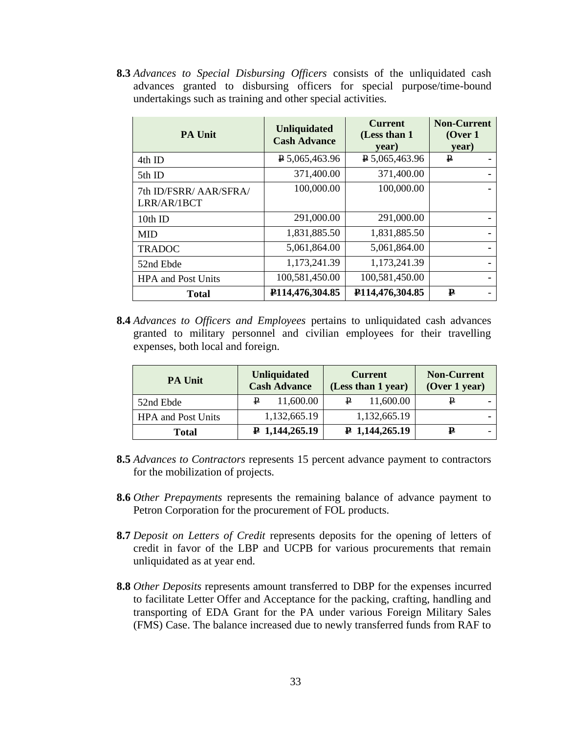**8.3** *Advances to Special Disbursing Officers* consists of the unliquidated cash advances granted to disbursing officers for special purpose/time-bound undertakings such as training and other special activities.

| PA Unit | Unliquidated Cash Advance | Current (Less than 1 year) | Non-Current (Over 1 year) |
|---|---|---|---|
| 4th ID | ₱ 5,065,463.96 | ₱ 5,065,463.96 | ₱ - |
| 5th ID | 371,400.00 | 371,400.00 | - |
| 7th ID/FSRR/ AAR/SFRA/ LRR/AR/1BCT | 100,000.00 | 100,000.00 | - |
| 10th ID | 291,000.00 | 291,000.00 | - |
| MID | 1,831,885.50 | 1,831,885.50 | - |
| TRADOC | 5,061,864.00 | 5,061,864.00 | - |
| 52nd Ebde | 1,173,241.39 | 1,173,241.39 | - |
| HPA and Post Units | 100,581,450.00 | 100,581,450.00 | - |
| **Total** | **₱114,476,304.85** | **₱114,476,304.85** | **₱ -** |

**8.4** *Advances to Officers and Employees* pertains to unliquidated cash advances granted to military personnel and civilian employees for their travelling expenses, both local and foreign.

| PA Unit | Unliquidated Cash Advance | Current (Less than 1 year) | Non-Current (Over 1 year) |
|---|---|---|---|
| 52nd Ebde | ₱ 11,600.00 | ₱ 11,600.00 | ₱ - |
| HPA and Post Units | 1,132,665.19 | 1,132,665.19 | - |
| **Total** | **₱ 1,144,265.19** | **₱ 1,144,265.19** | **₱ -** |

**8.5** *Advances to Contractors* represents 15 percent advance payment to contractors for the mobilization of projects.

**8.6** *Other Prepayments* represents the remaining balance of advance payment to Petron Corporation for the procurement of FOL products.

**8.7** *Deposit on Letters of Credit* represents deposits for the opening of letters of credit in favor of the LBP and UCPB for various procurements that remain unliquidated as at year end.

**8.8** *Other Deposits* represents amount transferred to DBP for the expenses incurred to facilitate Letter Offer and Acceptance for the packing, crafting, handling and transporting of EDA Grant for the PA under various Foreign Military Sales (FMS) Case. The balance increased due to newly transferred funds from RAF to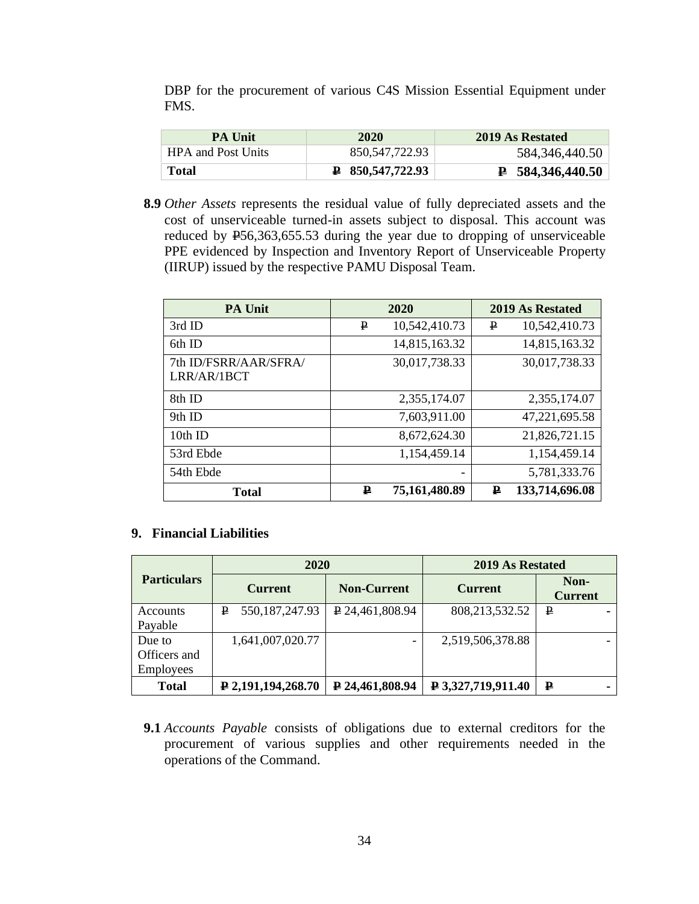DBP for the procurement of various C4S Mission Essential Equipment under FMS.

| PA Unit | 2020 | 2019 As Restated |
|---|---|---|
| HPA and Post Units | 850,547,722.93 | 584,346,440.50 |
| **Total** | **₱ 850,547,722.93** | **₱ 584,346,440.50** |

**8.9** *Other Assets* represents the residual value of fully depreciated assets and the cost of unserviceable turned-in assets subject to disposal. This account was reduced by ₱56,363,655.53 during the year due to dropping of unserviceable PPE evidenced by Inspection and Inventory Report of Unserviceable Property (IIRUP) issued by the respective PAMU Disposal Team.

| PA Unit | 2020 | 2019 As Restated |
|---|---|---|
| 3rd ID | ₱ 10,542,410.73 | ₱ 10,542,410.73 |
| 6th ID | 14,815,163.32 | 14,815,163.32 |
| 7th ID/FSRR/AAR/SFRA/ LRR/AR/1BCT | 30,017,738.33 | 30,017,738.33 |
| 8th ID | 2,355,174.07 | 2,355,174.07 |
| 9th ID | 7,603,911.00 | 47,221,695.58 |
| 10th ID | 8,672,624.30 | 21,826,721.15 |
| 53rd Ebde | 1,154,459.14 | 1,154,459.14 |
| 54th Ebde | - | 5,781,333.76 |
| **Total** | **₱ 75,161,480.89** | **₱ 133,714,696.08** |

## 9. Financial Liabilities

| Particulars | 2020 | | 2019 As Restated | |
|---|---|---|---|---|
| | **Current** | **Non-Current** | **Current** | **Non-Current** |
| Accounts Payable | ₱ 550,187,247.93 | ₱ 24,461,808.94 | 808,213,532.52 | ₱ - |
| Due to Officers and Employees | 1,641,007,020.77 | - | 2,519,506,378.88 | - |
| **Total** | **₱ 2,191,194,268.70** | **₱ 24,461,808.94** | **₱ 3,327,719,911.40** | **₱ -** |

**9.1** *Accounts Payable* consists of obligations due to external creditors for the procurement of various supplies and other requirements needed in the operations of the Command.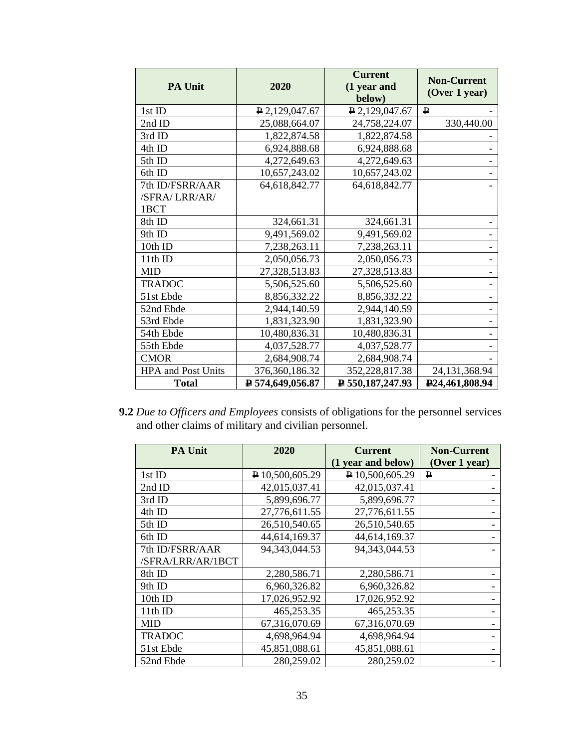| PA Unit | 2020 | Current (1 year and below) | Non-Current (Over 1 year) |
|---|---|---|---|
| 1st ID | ₱ 2,129,047.67 | ₱ 2,129,047.67 | ₱ - |
| 2nd ID | 25,088,664.07 | 24,758,224.07 | 330,440.00 |
| 3rd ID | 1,822,874.58 | 1,822,874.58 | - |
| 4th ID | 6,924,888.68 | 6,924,888.68 | - |
| 5th ID | 4,272,649.63 | 4,272,649.63 | - |
| 6th ID | 10,657,243.02 | 10,657,243.02 | - |
| 7th ID/FSRR/AAR /SFRA/ LRR/AR/ 1BCT | 64,618,842.77 | 64,618,842.77 | - |
| 8th ID | 324,661.31 | 324,661.31 | - |
| 9th ID | 9,491,569.02 | 9,491,569.02 | - |
| 10th ID | 7,238,263.11 | 7,238,263.11 | - |
| 11th ID | 2,050,056.73 | 2,050,056.73 | - |
| MID | 27,328,513.83 | 27,328,513.83 | - |
| TRADOC | 5,506,525.60 | 5,506,525.60 | - |
| 51st Ebde | 8,856,332.22 | 8,856,332.22 | - |
| 52nd Ebde | 2,944,140.59 | 2,944,140.59 | - |
| 53rd Ebde | 1,831,323.90 | 1,831,323.90 | - |
| 54th Ebde | 10,480,836.31 | 10,480,836.31 | - |
| 55th Ebde | 4,037,528.77 | 4,037,528.77 | - |
| CMOR | 2,684,908.74 | 2,684,908.74 | - |
| HPA and Post Units | 376,360,186.32 | 352,228,817.38 | 24,131,368.94 |
| **Total** | **₱ 574,649,056.87** | **₱ 550,187,247.93** | **₱24,461,808.94** |

**9.2** *Due to Officers and Employees* consists of obligations for the personnel services and other claims of military and civilian personnel.

| PA Unit | 2020 | Current (1 year and below) | Non-Current (Over 1 year) |
|---|---|---|---|
| 1st ID | ₱ 10,500,605.29 | ₱ 10,500,605.29 | ₱ - |
| 2nd ID | 42,015,037.41 | 42,015,037.41 | - |
| 3rd ID | 5,899,696.77 | 5,899,696.77 | - |
| 4th ID | 27,776,611.55 | 27,776,611.55 | - |
| 5th ID | 26,510,540.65 | 26,510,540.65 | - |
| 6th ID | 44,614,169.37 | 44,614,169.37 | - |
| 7th ID/FSRR/AAR /SFRA/LRR/AR/1BCT | 94,343,044.53 | 94,343,044.53 | - |
| 8th ID | 2,280,586.71 | 2,280,586.71 | - |
| 9th ID | 6,960,326.82 | 6,960,326.82 | - |
| 10th ID | 17,026,952.92 | 17,026,952.92 | - |
| 11th ID | 465,253.35 | 465,253.35 | - |
| MID | 67,316,070.69 | 67,316,070.69 | - |
| TRADOC | 4,698,964.94 | 4,698,964.94 | - |
| 51st Ebde | 45,851,088.61 | 45,851,088.61 | - |
| 52nd Ebde | 280,259.02 | 280,259.02 | - |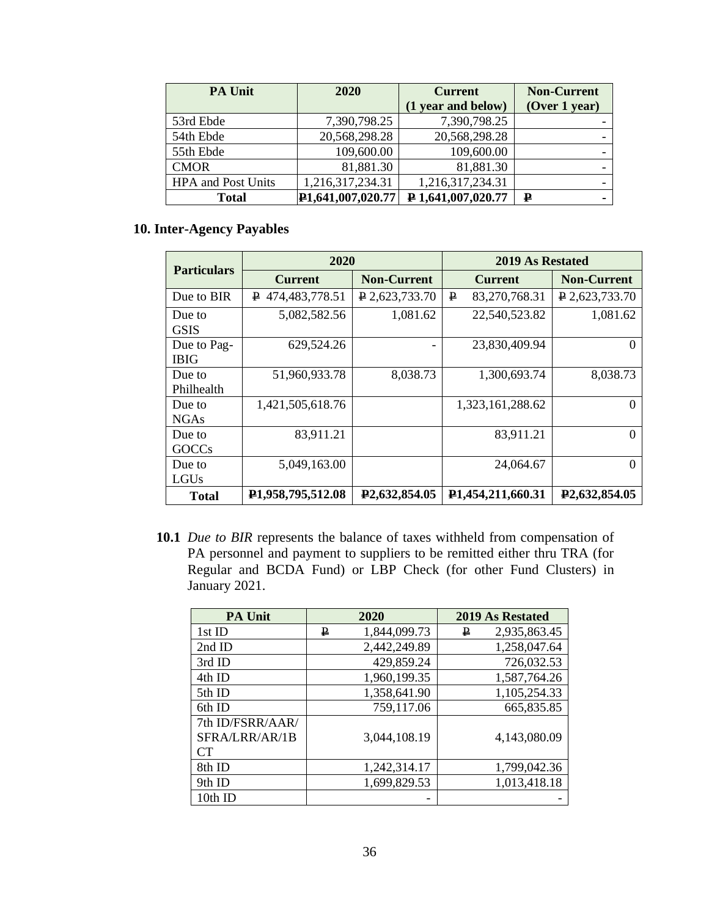| PA Unit | 2020 | Current (1 year and below) | Non-Current (Over 1 year) |
|---|---|---|---|
| 53rd Ebde | 7,390,798.25 | 7,390,798.25 | - |
| 54th Ebde | 20,568,298.28 | 20,568,298.28 | - |
| 55th Ebde | 109,600.00 | 109,600.00 | - |
| CMOR | 81,881.30 | 81,881.30 | - |
| HPA and Post Units | 1,216,317,234.31 | 1,216,317,234.31 | - |
| **Total** | **₱1,641,007,020.77** | **₱ 1,641,007,020.77** | **₱ -** |

## 10. Inter-Agency Payables

| Particulars | 2020 | | 2019 As Restated | |
|---|---|---|---|---|
| | **Current** | **Non-Current** | **Current** | **Non-Current** |
| Due to BIR | ₱ 474,483,778.51 | ₱ 2,623,733.70 | ₱ 83,270,768.31 | ₱ 2,623,733.70 |
| Due to GSIS | 5,082,582.56 | 1,081.62 | 22,540,523.82 | 1,081.62 |
| Due to Pag-IBIG | 629,524.26 | - | 23,830,409.94 | 0 |
| Due to Philhealth | 51,960,933.78 | 8,038.73 | 1,300,693.74 | 8,038.73 |
| Due to NGAs | 1,421,505,618.76 | | 1,323,161,288.62 | 0 |
| Due to GOCCs | 83,911.21 | | 83,911.21 | 0 |
| Due to LGUs | 5,049,163.00 | | 24,064.67 | 0 |
| **Total** | **₱1,958,795,512.08** | **₱2,632,854.05** | **₱1,454,211,660.31** | **₱2,632,854.05** |

**10.1** *Due to BIR* represents the balance of taxes withheld from compensation of PA personnel and payment to suppliers to be remitted either thru TRA (for Regular and BCDA Fund) or LBP Check (for other Fund Clusters) in January 2021.

| PA Unit | 2020 | 2019 As Restated |
|---|---|---|
| 1st ID | ₱ 1,844,099.73 | ₱ 2,935,863.45 |
| 2nd ID | 2,442,249.89 | 1,258,047.64 |
| 3rd ID | 429,859.24 | 726,032.53 |
| 4th ID | 1,960,199.35 | 1,587,764.26 |
| 5th ID | 1,358,641.90 | 1,105,254.33 |
| 6th ID | 759,117.06 | 665,835.85 |
| 7th ID/FSRR/AAR/SFRA/LRR/AR/1BCT | 3,044,108.19 | 4,143,080.09 |
| 8th ID | 1,242,314.17 | 1,799,042.36 |
| 9th ID | 1,699,829.53 | 1,013,418.18 |
| 10th ID | - | - |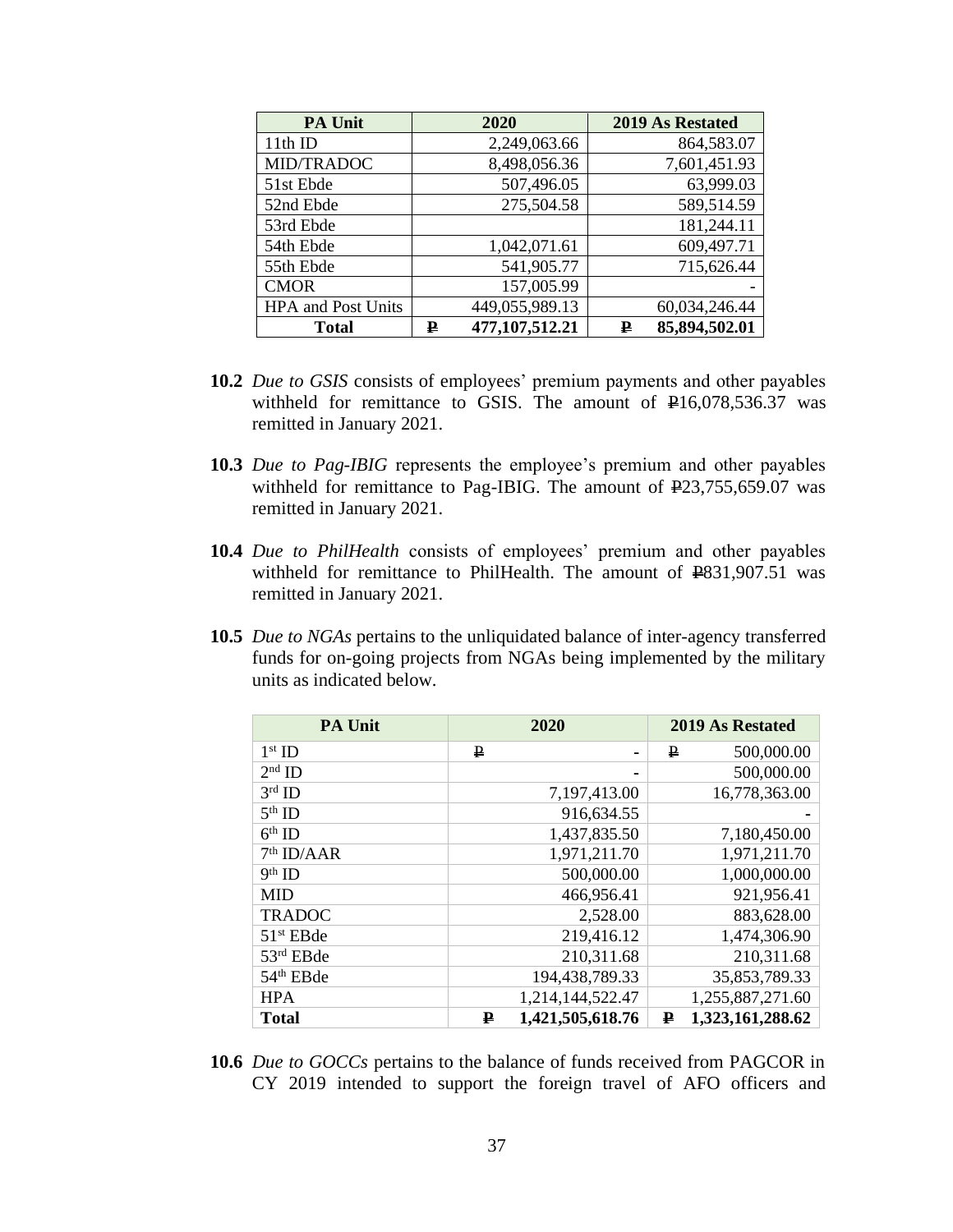| PA Unit | 2020 | 2019 As Restated |
| --- | --- | --- |
| 11th ID | 2,249,063.66 | 864,583.07 |
| MID/TRADOC | 8,498,056.36 | 7,601,451.93 |
| 51st Ebde | 507,496.05 | 63,999.03 |
| 52nd Ebde | 275,504.58 | 589,514.59 |
| 53rd Ebde | | 181,244.11 |
| 54th Ebde | 1,042,071.61 | 609,497.71 |
| 55th Ebde | 541,905.77 | 715,626.44 |
| CMOR | 157,005.99 | - |
| HPA and Post Units | 449,055,989.13 | 60,034,246.44 |
| **Total** | **₱ 477,107,512.21** | **₱ 85,894,502.01** |

**10.2** *Due to GSIS* consists of employees' premium payments and other payables withheld for remittance to GSIS. The amount of ₱16,078,536.37 was remitted in January 2021.

**10.3** *Due to Pag-IBIG* represents the employee's premium and other payables withheld for remittance to Pag-IBIG. The amount of ₱23,755,659.07 was remitted in January 2021.

**10.4** *Due to PhilHealth* consists of employees' premium and other payables withheld for remittance to PhilHealth. The amount of ₱831,907.51 was remitted in January 2021.

**10.5** *Due to NGAs* pertains to the unliquidated balance of inter-agency transferred funds for on-going projects from NGAs being implemented by the military units as indicated below.

| PA Unit | 2020 | 2019 As Restated |
| --- | --- | --- |
| 1st ID | ₱ - | ₱ 500,000.00 |
| 2nd ID | - | 500,000.00 |
| 3rd ID | 7,197,413.00 | 16,778,363.00 |
| 5th ID | 916,634.55 | - |
| 6th ID | 1,437,835.50 | 7,180,450.00 |
| 7th ID/AAR | 1,971,211.70 | 1,971,211.70 |
| 9th ID | 500,000.00 | 1,000,000.00 |
| MID | 466,956.41 | 921,956.41 |
| TRADOC | 2,528.00 | 883,628.00 |
| 51st EBde | 219,416.12 | 1,474,306.90 |
| 53rd EBde | 210,311.68 | 210,311.68 |
| 54th EBde | 194,438,789.33 | 35,853,789.33 |
| HPA | 1,214,144,522.47 | 1,255,887,271.60 |
| **Total** | **₱ 1,421,505,618.76** | **₱ 1,323,161,288.62** |

**10.6** *Due to GOCCs* pertains to the balance of funds received from PAGCOR in CY 2019 intended to support the foreign travel of AFO officers and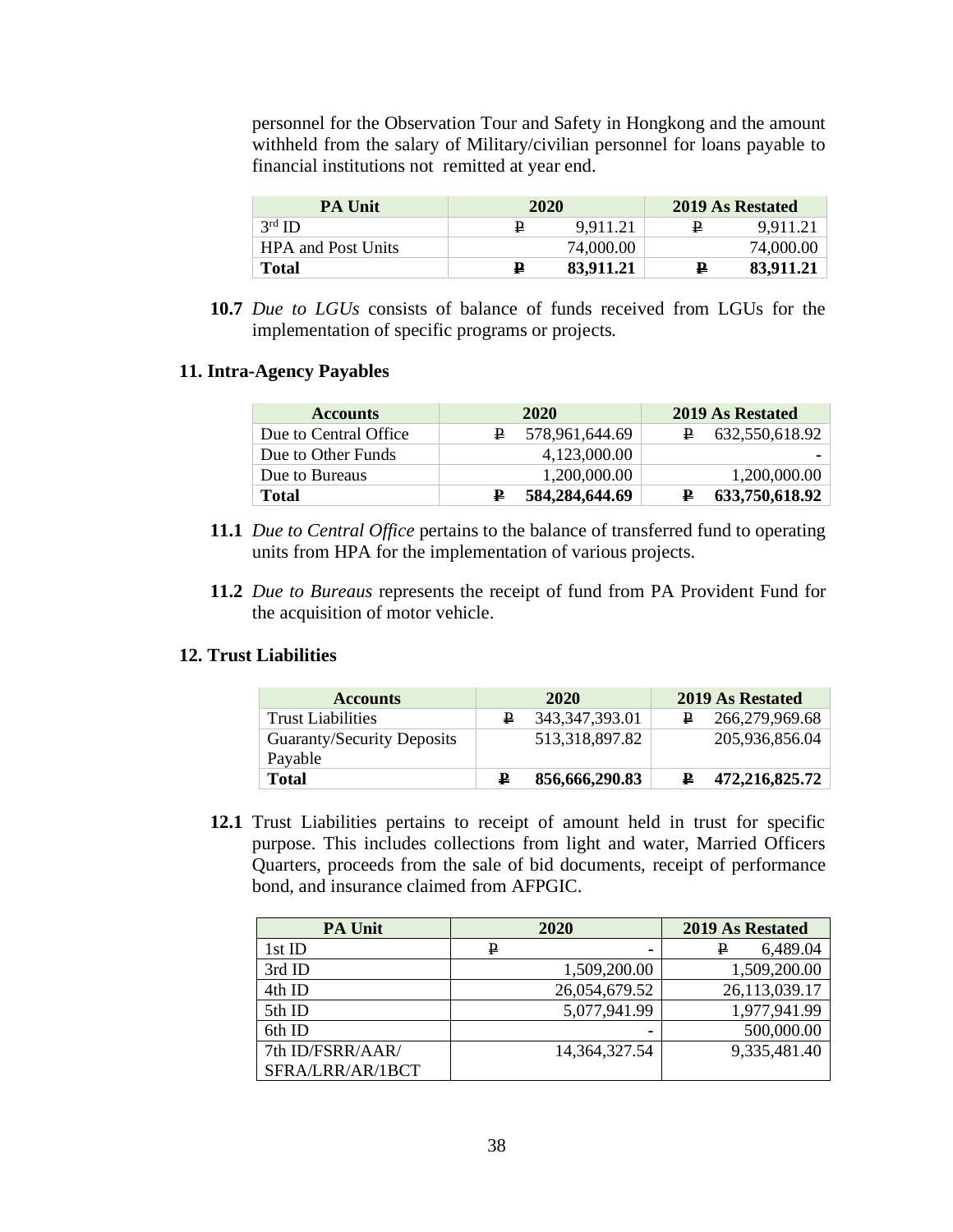personnel for the Observation Tour and Safety in Hongkong and the amount withheld from the salary of Military/civilian personnel for loans payable to financial institutions not remitted at year end.

| PA Unit | 2020 | 2019 As Restated |
|---|---|---|
| 3rd ID | ₱ 9,911.21 | ₱ 9,911.21 |
| HPA and Post Units | 74,000.00 | 74,000.00 |
| **Total** | **₱ 83,911.21** | **₱ 83,911.21** |

**10.7** *Due to LGUs* consists of balance of funds received from LGUs for the implementation of specific programs or projects.

## 11. Intra-Agency Payables

| Accounts | 2020 | 2019 As Restated |
|---|---|---|
| Due to Central Office | ₱ 578,961,644.69 | ₱ 632,550,618.92 |
| Due to Other Funds | 4,123,000.00 | - |
| Due to Bureaus | 1,200,000.00 | 1,200,000.00 |
| **Total** | **₱ 584,284,644.69** | **₱ 633,750,618.92** |

**11.1** *Due to Central Office* pertains to the balance of transferred fund to operating units from HPA for the implementation of various projects.

**11.2** *Due to Bureaus* represents the receipt of fund from PA Provident Fund for the acquisition of motor vehicle.

## 12. Trust Liabilities

| Accounts | 2020 | 2019 As Restated |
|---|---|---|
| Trust Liabilities | ₱ 343,347,393.01 | ₱ 266,279,969.68 |
| Guaranty/Security Deposits Payable | 513,318,897.82 | 205,936,856.04 |
| **Total** | **₱ 856,666,290.83** | **₱ 472,216,825.72** |

**12.1** Trust Liabilities pertains to receipt of amount held in trust for specific purpose. This includes collections from light and water, Married Officers Quarters, proceeds from the sale of bid documents, receipt of performance bond, and insurance claimed from AFPGIC.

| PA Unit | 2020 | 2019 As Restated |
|---|---|---|
| 1st ID | ₱ - | ₱ 6,489.04 |
| 3rd ID | 1,509,200.00 | 1,509,200.00 |
| 4th ID | 26,054,679.52 | 26,113,039.17 |
| 5th ID | 5,077,941.99 | 1,977,941.99 |
| 6th ID | - | 500,000.00 |
| 7th ID/FSRR/AAR/ SFRA/LRR/AR/1BCT | 14,364,327.54 | 9,335,481.40 |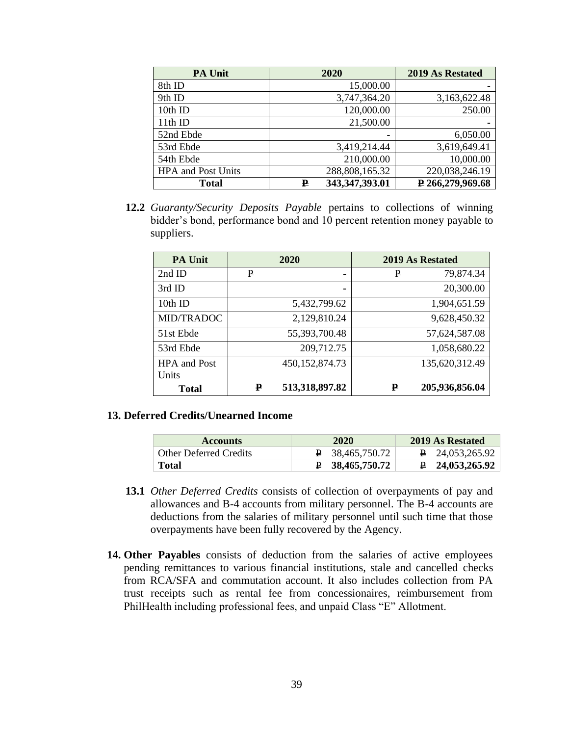| PA Unit | 2020 | 2019 As Restated |
|---|---|---|
| 8th ID | 15,000.00 | - |
| 9th ID | 3,747,364.20 | 3,163,622.48 |
| 10th ID | 120,000.00 | 250.00 |
| 11th ID | 21,500.00 | - |
| 52nd Ebde | - | 6,050.00 |
| 53rd Ebde | 3,419,214.44 | 3,619,649.41 |
| 54th Ebde | 210,000.00 | 10,000.00 |
| HPA and Post Units | 288,808,165.32 | 220,038,246.19 |
| **Total** | **₱ 343,347,393.01** | **₱ 266,279,969.68** |

**12.2** *Guaranty/Security Deposits Payable* pertains to collections of winning bidder's bond, performance bond and 10 percent retention money payable to suppliers.

| PA Unit | 2020 | 2019 As Restated |
|---|---|---|
| 2nd ID | ₱ - | ₱ 79,874.34 |
| 3rd ID | - | 20,300.00 |
| 10th ID | 5,432,799.62 | 1,904,651.59 |
| MID/TRADOC | 2,129,810.24 | 9,628,450.32 |
| 51st Ebde | 55,393,700.48 | 57,624,587.08 |
| 53rd Ebde | 209,712.75 | 1,058,680.22 |
| HPA and Post Units | 450,152,874.73 | 135,620,312.49 |
| **Total** | **₱ 513,318,897.82** | **₱ 205,936,856.04** |

## 13. Deferred Credits/Unearned Income

| Accounts | 2020 | 2019 As Restated |
|---|---|---|
| Other Deferred Credits | ₱ 38,465,750.72 | ₱ 24,053,265.92 |
| **Total** | **₱ 38,465,750.72** | **₱ 24,053,265.92** |

**13.1** *Other Deferred Credits* consists of collection of overpayments of pay and allowances and B-4 accounts from military personnel. The B-4 accounts are deductions from the salaries of military personnel until such time that those overpayments have been fully recovered by the Agency.

**14. Other Payables** consists of deduction from the salaries of active employees pending remittances to various financial institutions, stale and cancelled checks from RCA/SFA and commutation account. It also includes collection from PA trust receipts such as rental fee from concessionaires, reimbursement from PhilHealth including professional fees, and unpaid Class "E" Allotment.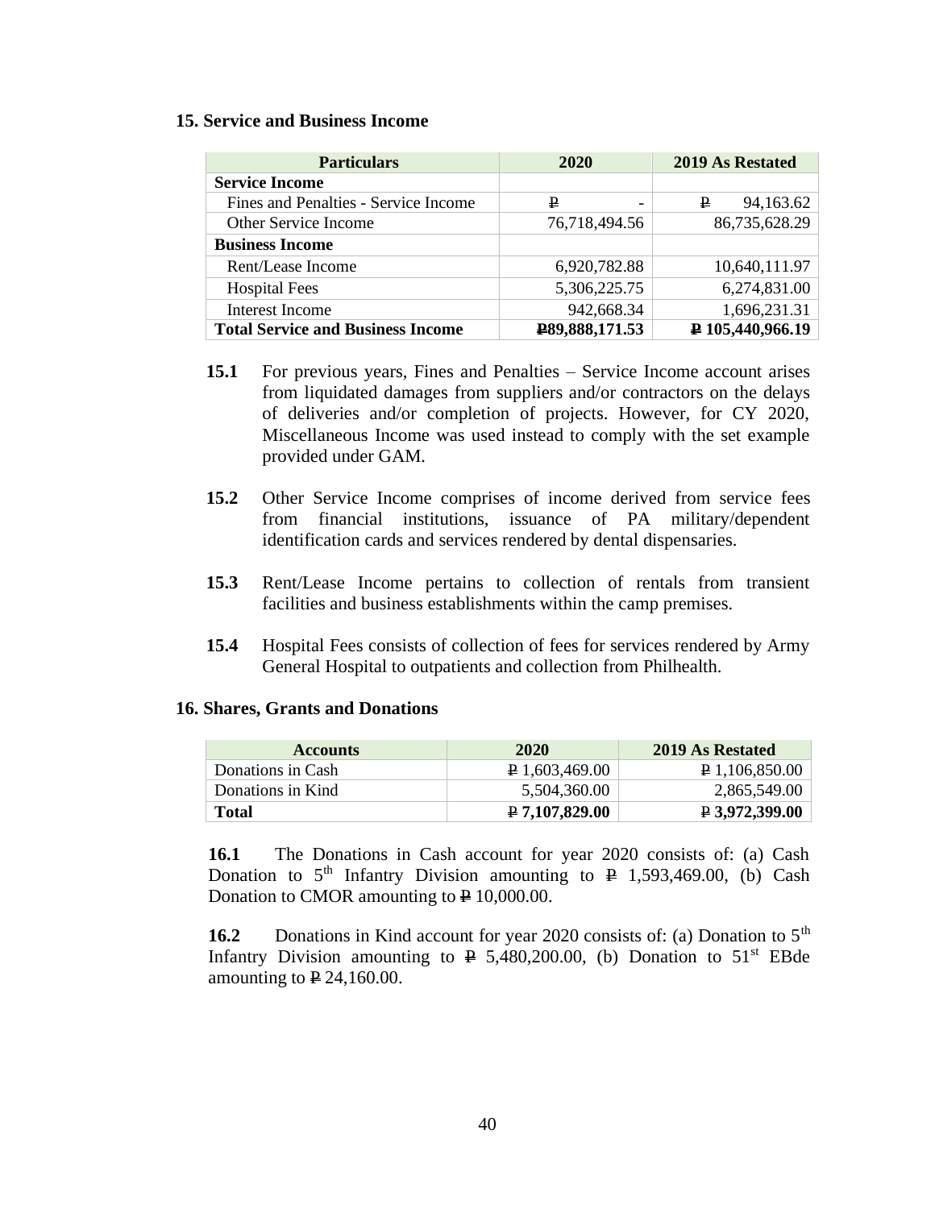## 15. Service and Business Income

| Particulars | 2020 | 2019 As Restated |
|---|---|---|
| **Service Income** | | |
| Fines and Penalties - Service Income | ₱ - | ₱ 94,163.62 |
| Other Service Income | 76,718,494.56 | 86,735,628.29 |
| **Business Income** | | |
| Rent/Lease Income | 6,920,782.88 | 10,640,111.97 |
| Hospital Fees | 5,306,225.75 | 6,274,831.00 |
| Interest Income | 942,668.34 | 1,696,231.31 |
| **Total Service and Business Income** | **₱89,888,171.53** | **₱ 105,440,966.19** |

**15.1** For previous years, Fines and Penalties – Service Income account arises from liquidated damages from suppliers and/or contractors on the delays of deliveries and/or completion of projects. However, for CY 2020, Miscellaneous Income was used instead to comply with the set example provided under GAM.

**15.2** Other Service Income comprises of income derived from service fees from financial institutions, issuance of PA military/dependent identification cards and services rendered by dental dispensaries.

**15.3** Rent/Lease Income pertains to collection of rentals from transient facilities and business establishments within the camp premises.

**15.4** Hospital Fees consists of collection of fees for services rendered by Army General Hospital to outpatients and collection from Philhealth.

## 16. Shares, Grants and Donations

| Accounts | 2020 | 2019 As Restated |
|---|---|---|
| Donations in Cash | ₱ 1,603,469.00 | ₱ 1,106,850.00 |
| Donations in Kind | 5,504,360.00 | 2,865,549.00 |
| **Total** | **₱ 7,107,829.00** | **₱ 3,972,399.00** |

**16.1** The Donations in Cash account for year 2020 consists of: (a) Cash Donation to 5th Infantry Division amounting to ₱ 1,593,469.00, (b) Cash Donation to CMOR amounting to ₱ 10,000.00.

**16.2** Donations in Kind account for year 2020 consists of: (a) Donation to 5th Infantry Division amounting to ₱ 5,480,200.00, (b) Donation to 51st EBde amounting to ₱ 24,160.00.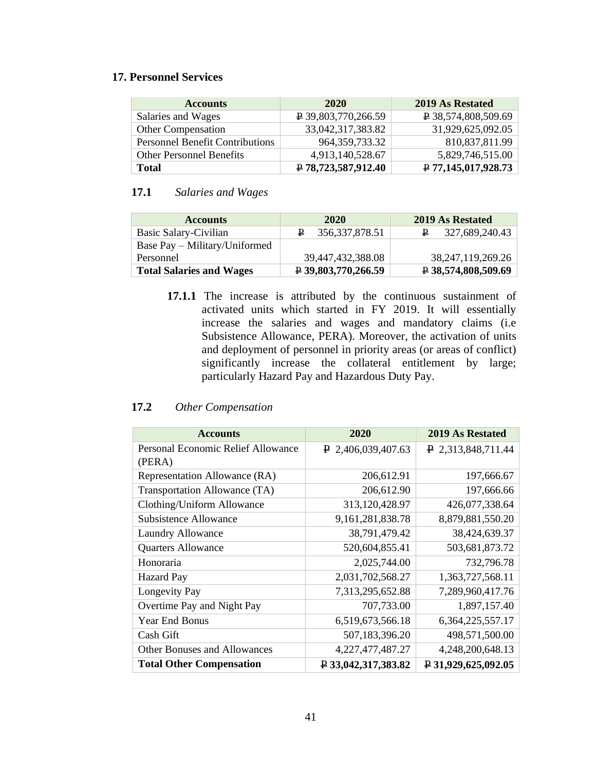## 17. Personnel Services

| Accounts | 2020 | 2019 As Restated |
|---|---|---|
| Salaries and Wages | ₱ 39,803,770,266.59 | ₱ 38,574,808,509.69 |
| Other Compensation | 33,042,317,383.82 | 31,929,625,092.05 |
| Personnel Benefit Contributions | 964,359,733.32 | 810,837,811.99 |
| Other Personnel Benefits | 4,913,140,528.67 | 5,829,746,515.00 |
| **Total** | **₱ 78,723,587,912.40** | **₱ 77,145,017,928.73** |

### 17.1 *Salaries and Wages*

| Accounts | 2020 | 2019 As Restated |
|---|---|---|
| Basic Salary-Civilian | ₱ 356,337,878.51 | ₱ 327,689,240.43 |
| Base Pay – Military/Uniformed Personnel | 39,447,432,388.08 | 38,247,119,269.26 |
| **Total Salaries and Wages** | **₱ 39,803,770,266.59** | **₱ 38,574,808,509.69** |

**17.1.1** The increase is attributed by the continuous sustainment of activated units which started in FY 2019. It will essentially increase the salaries and wages and mandatory claims (i.e Subsistence Allowance, PERA). Moreover, the activation of units and deployment of personnel in priority areas (or areas of conflict) significantly increase the collateral entitlement by large; particularly Hazard Pay and Hazardous Duty Pay.

### 17.2 *Other Compensation*

| Accounts | 2020 | 2019 As Restated |
|---|---|---|
| Personal Economic Relief Allowance (PERA) | ₱ 2,406,039,407.63 | ₱ 2,313,848,711.44 |
| Representation Allowance (RA) | 206,612.91 | 197,666.67 |
| Transportation Allowance (TA) | 206,612.90 | 197,666.66 |
| Clothing/Uniform Allowance | 313,120,428.97 | 426,077,338.64 |
| Subsistence Allowance | 9,161,281,838.78 | 8,879,881,550.20 |
| Laundry Allowance | 38,791,479.42 | 38,424,639.37 |
| Quarters Allowance | 520,604,855.41 | 503,681,873.72 |
| Honoraria | 2,025,744.00 | 732,796.78 |
| Hazard Pay | 2,031,702,568.27 | 1,363,727,568.11 |
| Longevity Pay | 7,313,295,652.88 | 7,289,960,417.76 |
| Overtime Pay and Night Pay | 707,733.00 | 1,897,157.40 |
| Year End Bonus | 6,519,673,566.18 | 6,364,225,557.17 |
| Cash Gift | 507,183,396.20 | 498,571,500.00 |
| Other Bonuses and Allowances | 4,227,477,487.27 | 4,248,200,648.13 |
| **Total Other Compensation** | **₱ 33,042,317,383.82** | **₱ 31,929,625,092.05** |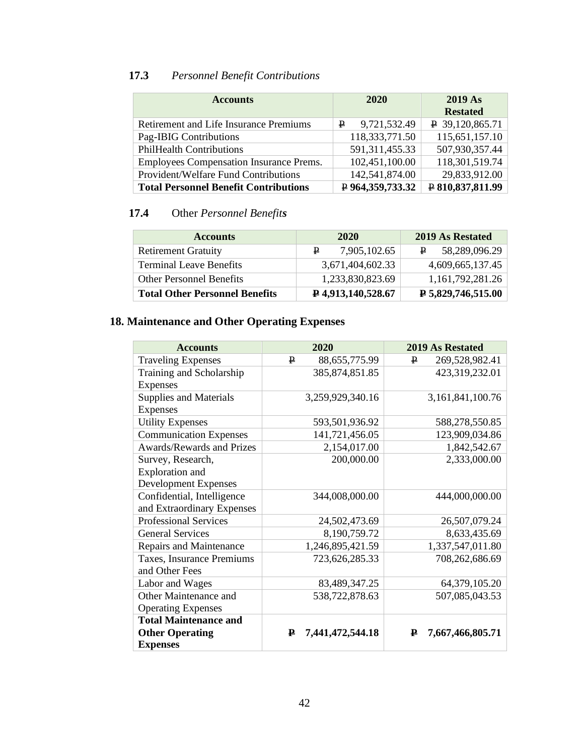### 17.3 *Personnel Benefit Contributions*

| Accounts | 2020 | 2019 As Restated |
|---|---|---|
| Retirement and Life Insurance Premiums | ₱ 9,721,532.49 | ₱ 39,120,865.71 |
| Pag-IBIG Contributions | 118,333,771.50 | 115,651,157.10 |
| PhilHealth Contributions | 591,311,455.33 | 507,930,357.44 |
| Employees Compensation Insurance Prems. | 102,451,100.00 | 118,301,519.74 |
| Provident/Welfare Fund Contributions | 142,541,874.00 | 29,833,912.00 |
| **Total Personnel Benefit Contributions** | **₱ 964,359,733.32** | **₱ 810,837,811.99** |

### 17.4 Other *Personnel Benefits*

| Accounts | 2020 | 2019 As Restated |
|---|---|---|
| Retirement Gratuity | ₱ 7,905,102.65 | ₱ 58,289,096.29 |
| Terminal Leave Benefits | 3,671,404,602.33 | 4,609,665,137.45 |
| Other Personnel Benefits | 1,233,830,823.69 | 1,161,792,281.26 |
| **Total Other Personnel Benefits** | **₱ 4,913,140,528.67** | **₱ 5,829,746,515.00** |

## 18. Maintenance and Other Operating Expenses

| Accounts | 2020 | 2019 As Restated |
|---|---|---|
| Traveling Expenses | ₱ 88,655,775.99 | ₱ 269,528,982.41 |
| Training and Scholarship Expenses | 385,874,851.85 | 423,319,232.01 |
| Supplies and Materials Expenses | 3,259,929,340.16 | 3,161,841,100.76 |
| Utility Expenses | 593,501,936.92 | 588,278,550.85 |
| Communication Expenses | 141,721,456.05 | 123,909,034.86 |
| Awards/Rewards and Prizes | 2,154,017.00 | 1,842,542.67 |
| Survey, Research, Exploration and Development Expenses | 200,000.00 | 2,333,000.00 |
| Confidential, Intelligence and Extraordinary Expenses | 344,008,000.00 | 444,000,000.00 |
| Professional Services | 24,502,473.69 | 26,507,079.24 |
| General Services | 8,190,759.72 | 8,633,435.69 |
| Repairs and Maintenance | 1,246,895,421.59 | 1,337,547,011.80 |
| Taxes, Insurance Premiums and Other Fees | 723,626,285.33 | 708,262,686.69 |
| Labor and Wages | 83,489,347.25 | 64,379,105.20 |
| Other Maintenance and Operating Expenses | 538,722,878.63 | 507,085,043.53 |
| **Total Maintenance and Other Operating Expenses** | **₱ 7,441,472,544.18** | **₱ 7,667,466,805.71** |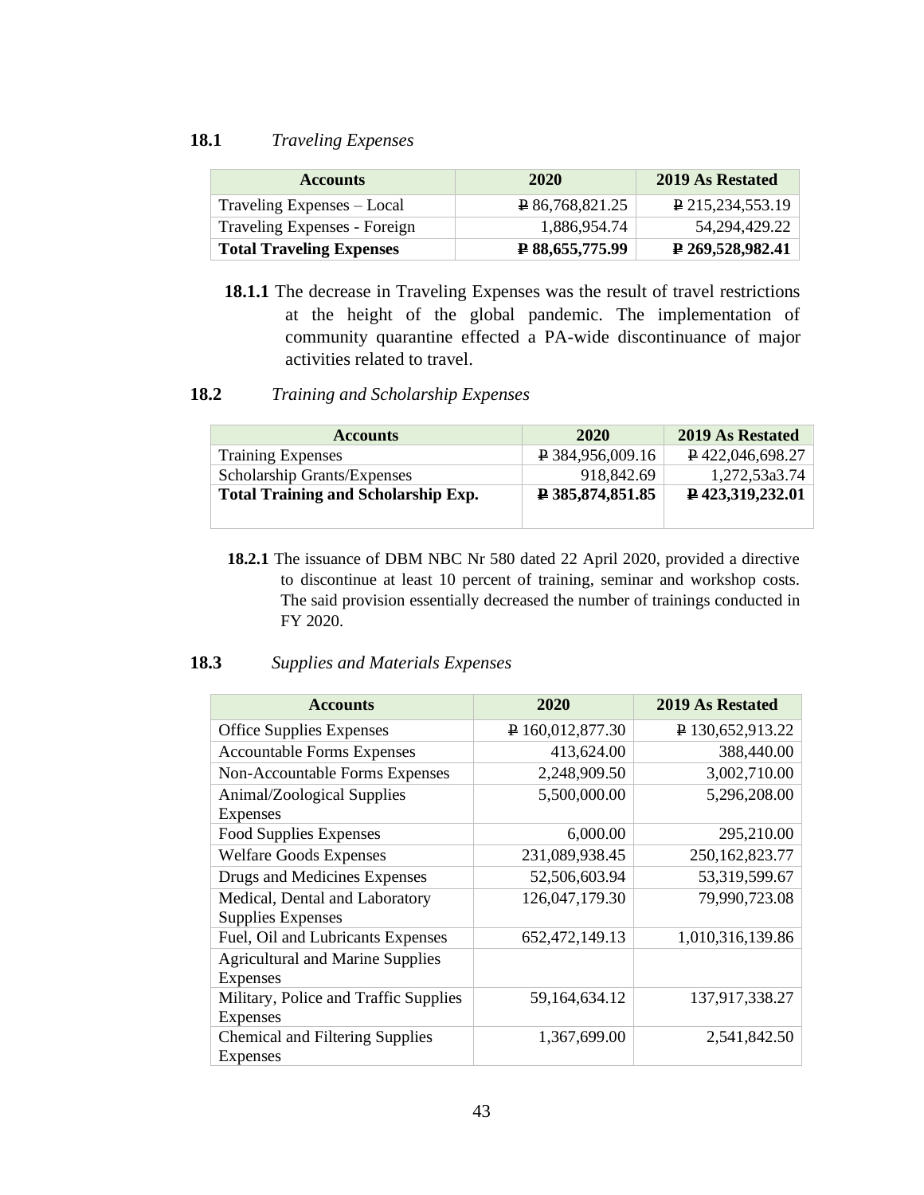**18.1** *Traveling Expenses*

| Accounts | 2020 | 2019 As Restated |
|---|---|---|
| Traveling Expenses – Local | ₱ 86,768,821.25 | ₱ 215,234,553.19 |
| Traveling Expenses - Foreign | 1,886,954.74 | 54,294,429.22 |
| **Total Traveling Expenses** | **₱ 88,655,775.99** | **₱ 269,528,982.41** |

**18.1.1** The decrease in Traveling Expenses was the result of travel restrictions at the height of the global pandemic. The implementation of community quarantine effected a PA-wide discontinuance of major activities related to travel.

**18.2** *Training and Scholarship Expenses*

| Accounts | 2020 | 2019 As Restated |
|---|---|---|
| Training Expenses | ₱ 384,956,009.16 | ₱ 422,046,698.27 |
| Scholarship Grants/Expenses | 918,842.69 | 1,272,53a3.74 |
| **Total Training and Scholarship Exp.** | **₱ 385,874,851.85** | **₱ 423,319,232.01** |

**18.2.1** The issuance of DBM NBC Nr 580 dated 22 April 2020, provided a directive to discontinue at least 10 percent of training, seminar and workshop costs. The said provision essentially decreased the number of trainings conducted in FY 2020.

**18.3** *Supplies and Materials Expenses*

| Accounts | 2020 | 2019 As Restated |
|---|---|---|
| Office Supplies Expenses | ₱ 160,012,877.30 | ₱ 130,652,913.22 |
| Accountable Forms Expenses | 413,624.00 | 388,440.00 |
| Non-Accountable Forms Expenses | 2,248,909.50 | 3,002,710.00 |
| Animal/Zoological Supplies Expenses | 5,500,000.00 | 5,296,208.00 |
| Food Supplies Expenses | 6,000.00 | 295,210.00 |
| Welfare Goods Expenses | 231,089,938.45 | 250,162,823.77 |
| Drugs and Medicines Expenses | 52,506,603.94 | 53,319,599.67 |
| Medical, Dental and Laboratory Supplies Expenses | 126,047,179.30 | 79,990,723.08 |
| Fuel, Oil and Lubricants Expenses | 652,472,149.13 | 1,010,316,139.86 |
| Agricultural and Marine Supplies Expenses | | |
| Military, Police and Traffic Supplies Expenses | 59,164,634.12 | 137,917,338.27 |
| Chemical and Filtering Supplies Expenses | 1,367,699.00 | 2,541,842.50 |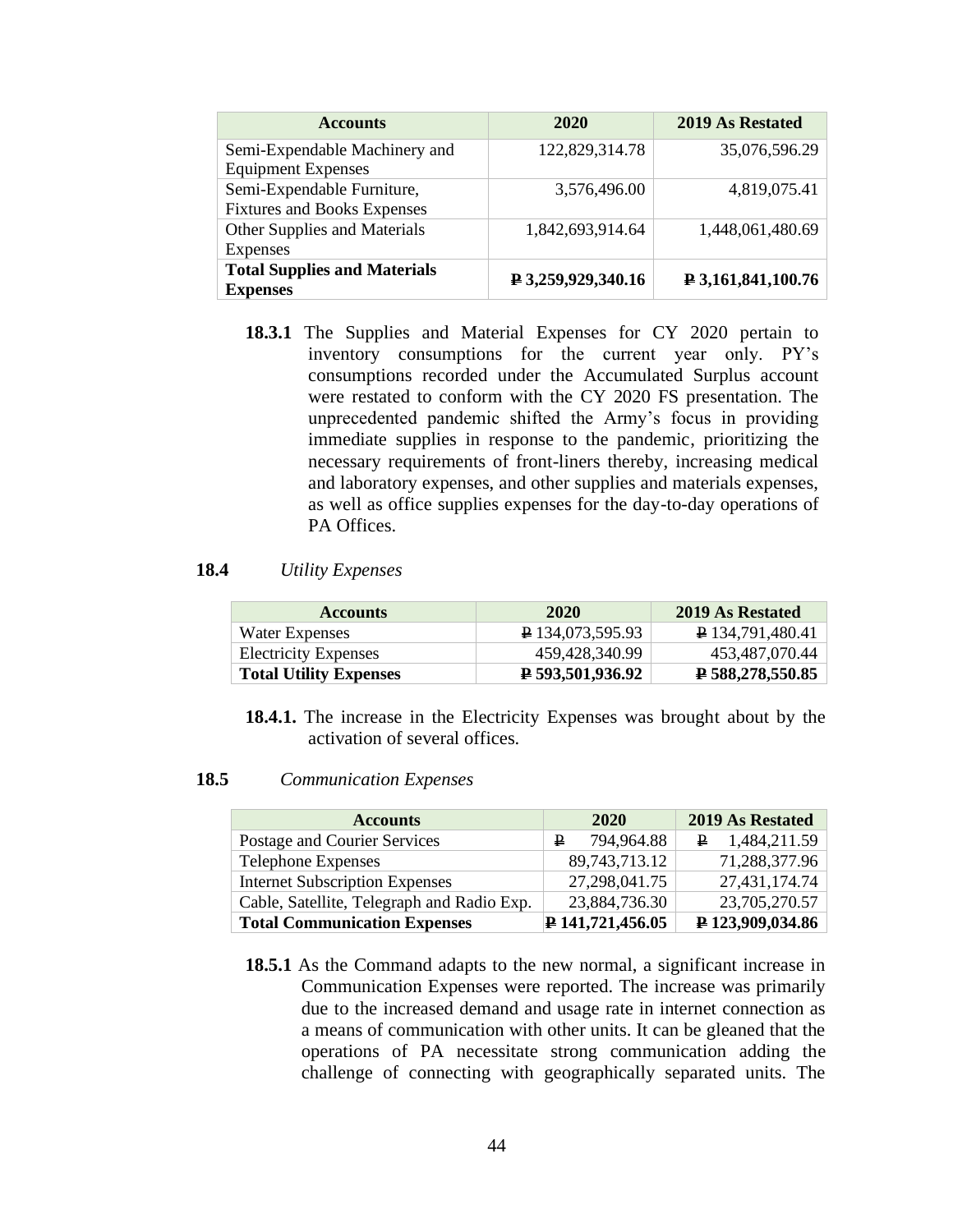| Accounts | 2020 | 2019 As Restated |
|---|---|---|
| Semi-Expendable Machinery and Equipment Expenses | 122,829,314.78 | 35,076,596.29 |
| Semi-Expendable Furniture, Fixtures and Books Expenses | 3,576,496.00 | 4,819,075.41 |
| Other Supplies and Materials Expenses | 1,842,693,914.64 | 1,448,061,480.69 |
| **Total Supplies and Materials Expenses** | **₱ 3,259,929,340.16** | **₱ 3,161,841,100.76** |

**18.3.1** The Supplies and Material Expenses for CY 2020 pertain to inventory consumptions for the current year only. PY's consumptions recorded under the Accumulated Surplus account were restated to conform with the CY 2020 FS presentation. The unprecedented pandemic shifted the Army's focus in providing immediate supplies in response to the pandemic, prioritizing the necessary requirements of front-liners thereby, increasing medical and laboratory expenses, and other supplies and materials expenses, as well as office supplies expenses for the day-to-day operations of PA Offices.

**18.4** *Utility Expenses*

| Accounts | 2020 | 2019 As Restated |
|---|---|---|
| Water Expenses | ₱ 134,073,595.93 | ₱ 134,791,480.41 |
| Electricity Expenses | 459,428,340.99 | 453,487,070.44 |
| **Total Utility Expenses** | **₱ 593,501,936.92** | **₱ 588,278,550.85** |

**18.4.1.** The increase in the Electricity Expenses was brought about by the activation of several offices.

**18.5** *Communication Expenses*

| Accounts | 2020 | 2019 As Restated |
|---|---|---|
| Postage and Courier Services | ₱ 794,964.88 | ₱ 1,484,211.59 |
| Telephone Expenses | 89,743,713.12 | 71,288,377.96 |
| Internet Subscription Expenses | 27,298,041.75 | 27,431,174.74 |
| Cable, Satellite, Telegraph and Radio Exp. | 23,884,736.30 | 23,705,270.57 |
| **Total Communication Expenses** | **₱ 141,721,456.05** | **₱ 123,909,034.86** |

**18.5.1** As the Command adapts to the new normal, a significant increase in Communication Expenses were reported. The increase was primarily due to the increased demand and usage rate in internet connection as a means of communication with other units. It can be gleaned that the operations of PA necessitate strong communication adding the challenge of connecting with geographically separated units. The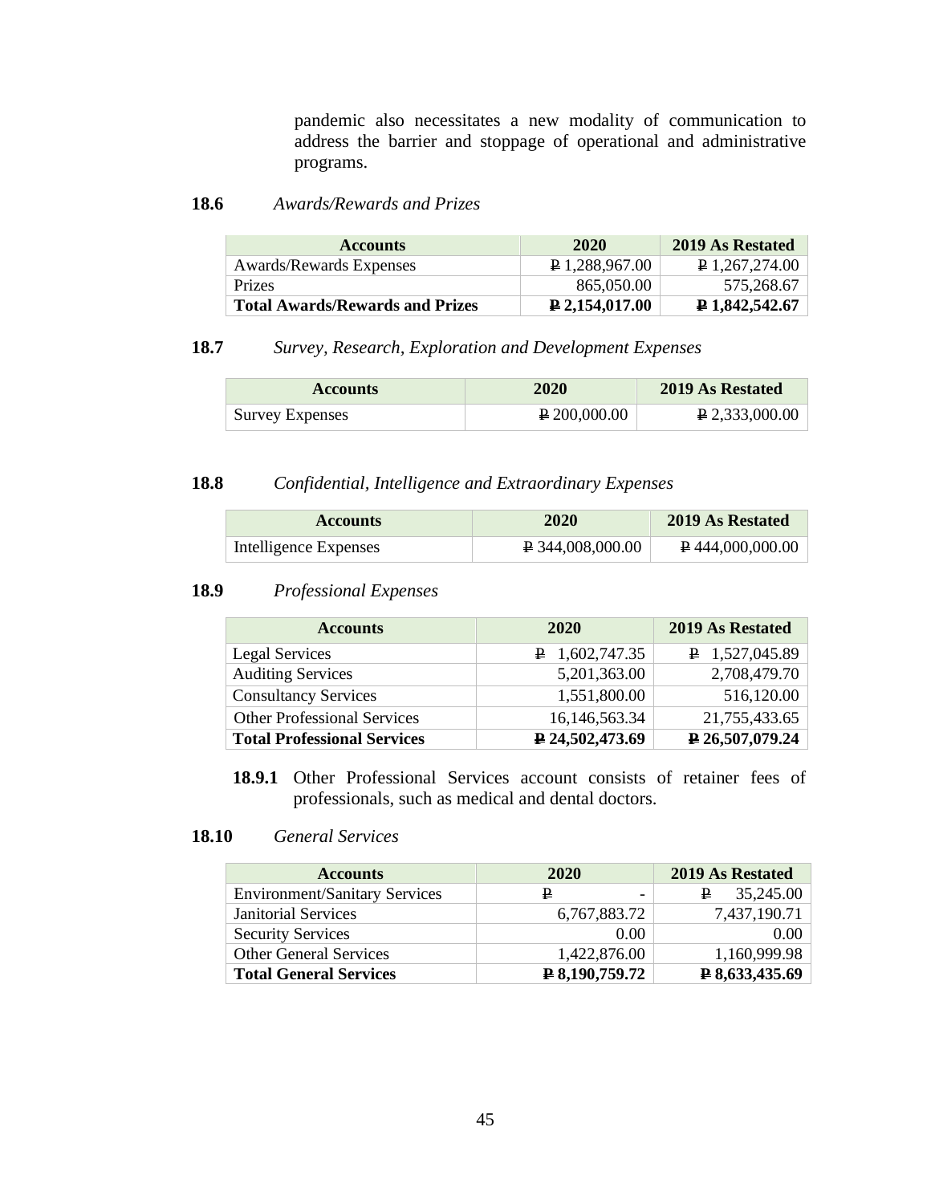pandemic also necessitates a new modality of communication to address the barrier and stoppage of operational and administrative programs.

**18.6** *Awards/Rewards and Prizes*

| Accounts | 2020 | 2019 As Restated |
|---|---|---|
| Awards/Rewards Expenses | ₱ 1,288,967.00 | ₱ 1,267,274.00 |
| Prizes | 865,050.00 | 575,268.67 |
| **Total Awards/Rewards and Prizes** | **₱ 2,154,017.00** | **₱ 1,842,542.67** |

**18.7** *Survey, Research, Exploration and Development Expenses*

| Accounts | 2020 | 2019 As Restated |
|---|---|---|
| Survey Expenses | ₱ 200,000.00 | ₱ 2,333,000.00 |

**18.8** *Confidential, Intelligence and Extraordinary Expenses*

| Accounts | 2020 | 2019 As Restated |
|---|---|---|
| Intelligence Expenses | ₱ 344,008,000.00 | ₱ 444,000,000.00 |

**18.9** *Professional Expenses*

| Accounts | 2020 | 2019 As Restated |
|---|---|---|
| Legal Services | ₱ 1,602,747.35 | ₱ 1,527,045.89 |
| Auditing Services | 5,201,363.00 | 2,708,479.70 |
| Consultancy Services | 1,551,800.00 | 516,120.00 |
| Other Professional Services | 16,146,563.34 | 21,755,433.65 |
| **Total Professional Services** | **₱ 24,502,473.69** | **₱ 26,507,079.24** |

**18.9.1** Other Professional Services account consists of retainer fees of professionals, such as medical and dental doctors.

**18.10** *General Services*

| Accounts | 2020 | 2019 As Restated |
|---|---|---|
| Environment/Sanitary Services | ₱ - | ₱ 35,245.00 |
| Janitorial Services | 6,767,883.72 | 7,437,190.71 |
| Security Services | 0.00 | 0.00 |
| Other General Services | 1,422,876.00 | 1,160,999.98 |
| **Total General Services** | **₱ 8,190,759.72** | **₱ 8,633,435.69** |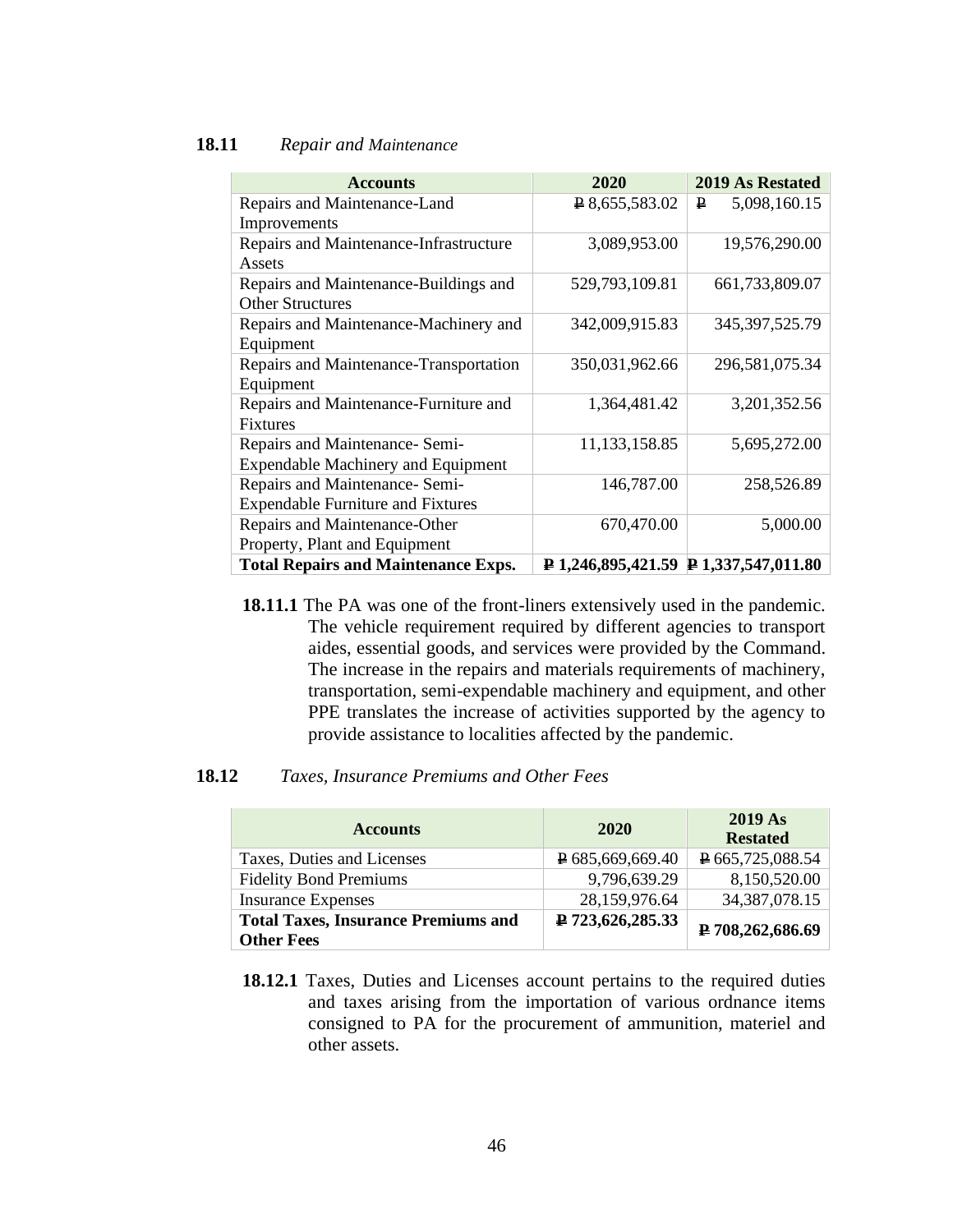**18.11** *Repair and Maintenance*

| Accounts | 2020 | 2019 As Restated |
|---|---|---|
| Repairs and Maintenance-Land Improvements | ₱ 8,655,583.02 | ₱ 5,098,160.15 |
| Repairs and Maintenance-Infrastructure Assets | 3,089,953.00 | 19,576,290.00 |
| Repairs and Maintenance-Buildings and Other Structures | 529,793,109.81 | 661,733,809.07 |
| Repairs and Maintenance-Machinery and Equipment | 342,009,915.83 | 345,397,525.79 |
| Repairs and Maintenance-Transportation Equipment | 350,031,962.66 | 296,581,075.34 |
| Repairs and Maintenance-Furniture and Fixtures | 1,364,481.42 | 3,201,352.56 |
| Repairs and Maintenance- Semi-Expendable Machinery and Equipment | 11,133,158.85 | 5,695,272.00 |
| Repairs and Maintenance- Semi-Expendable Furniture and Fixtures | 146,787.00 | 258,526.89 |
| Repairs and Maintenance-Other Property, Plant and Equipment | 670,470.00 | 5,000.00 |
| **Total Repairs and Maintenance Exps.** | **₱ 1,246,895,421.59** | **₱ 1,337,547,011.80** |

**18.11.1** The PA was one of the front-liners extensively used in the pandemic. The vehicle requirement required by different agencies to transport aides, essential goods, and services were provided by the Command. The increase in the repairs and materials requirements of machinery, transportation, semi-expendable machinery and equipment, and other PPE translates the increase of activities supported by the agency to provide assistance to localities affected by the pandemic.

**18.12** *Taxes, Insurance Premiums and Other Fees*

| Accounts | 2020 | 2019 As Restated |
|---|---|---|
| Taxes, Duties and Licenses | ₱ 685,669,669.40 | ₱ 665,725,088.54 |
| Fidelity Bond Premiums | 9,796,639.29 | 8,150,520.00 |
| Insurance Expenses | 28,159,976.64 | 34,387,078.15 |
| **Total Taxes, Insurance Premiums and Other Fees** | **₱ 723,626,285.33** | **₱ 708,262,686.69** |

**18.12.1** Taxes, Duties and Licenses account pertains to the required duties and taxes arising from the importation of various ordnance items consigned to PA for the procurement of ammunition, materiel and other assets.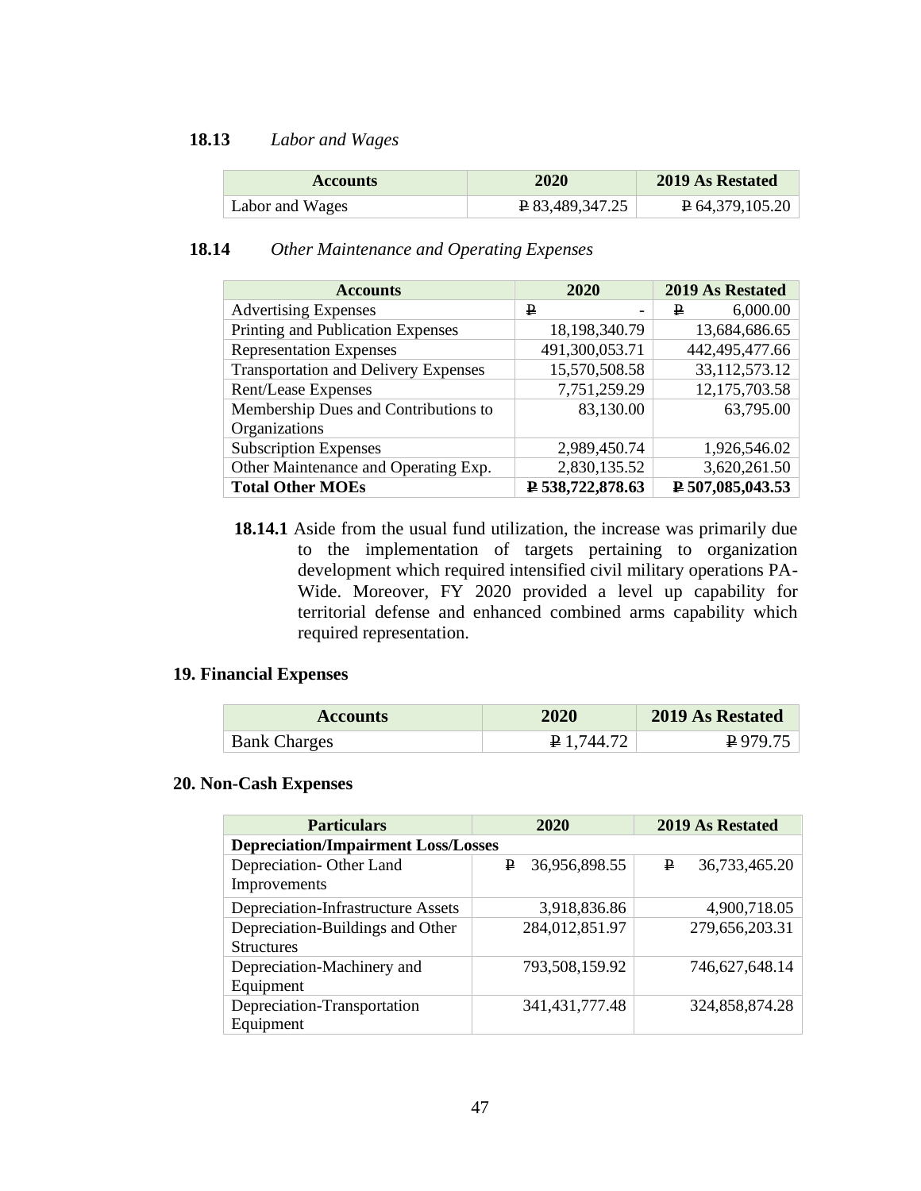### 18.13 *Labor and Wages*

| Accounts | 2020 | 2019 As Restated |
|---|---|---|
| Labor and Wages | ₱ 83,489,347.25 | ₱ 64,379,105.20 |

### 18.14 *Other Maintenance and Operating Expenses*

| Accounts | 2020 | 2019 As Restated |
|---|---|---|
| Advertising Expenses | ₱ - | ₱ 6,000.00 |
| Printing and Publication Expenses | 18,198,340.79 | 13,684,686.65 |
| Representation Expenses | 491,300,053.71 | 442,495,477.66 |
| Transportation and Delivery Expenses | 15,570,508.58 | 33,112,573.12 |
| Rent/Lease Expenses | 7,751,259.29 | 12,175,703.58 |
| Membership Dues and Contributions to Organizations | 83,130.00 | 63,795.00 |
| Subscription Expenses | 2,989,450.74 | 1,926,546.02 |
| Other Maintenance and Operating Exp. | 2,830,135.52 | 3,620,261.50 |
| **Total Other MOEs** | **₱ 538,722,878.63** | **₱ 507,085,043.53** |

**18.14.1** Aside from the usual fund utilization, the increase was primarily due to the implementation of targets pertaining to organization development which required intensified civil military operations PA-Wide. Moreover, FY 2020 provided a level up capability for territorial defense and enhanced combined arms capability which required representation.

## 19. Financial Expenses

| Accounts | 2020 | 2019 As Restated |
|---|---|---|
| Bank Charges | ₱ 1,744.72 | ₱ 979.75 |

## 20. Non-Cash Expenses

| Particulars | 2020 | 2019 As Restated |
|---|---|---|
| **Depreciation/Impairment Loss/Losses** | | |
| Depreciation- Other Land Improvements | ₱ 36,956,898.55 | ₱ 36,733,465.20 |
| Depreciation-Infrastructure Assets | 3,918,836.86 | 4,900,718.05 |
| Depreciation-Buildings and Other Structures | 284,012,851.97 | 279,656,203.31 |
| Depreciation-Machinery and Equipment | 793,508,159.92 | 746,627,648.14 |
| Depreciation-Transportation Equipment | 341,431,777.48 | 324,858,874.28 |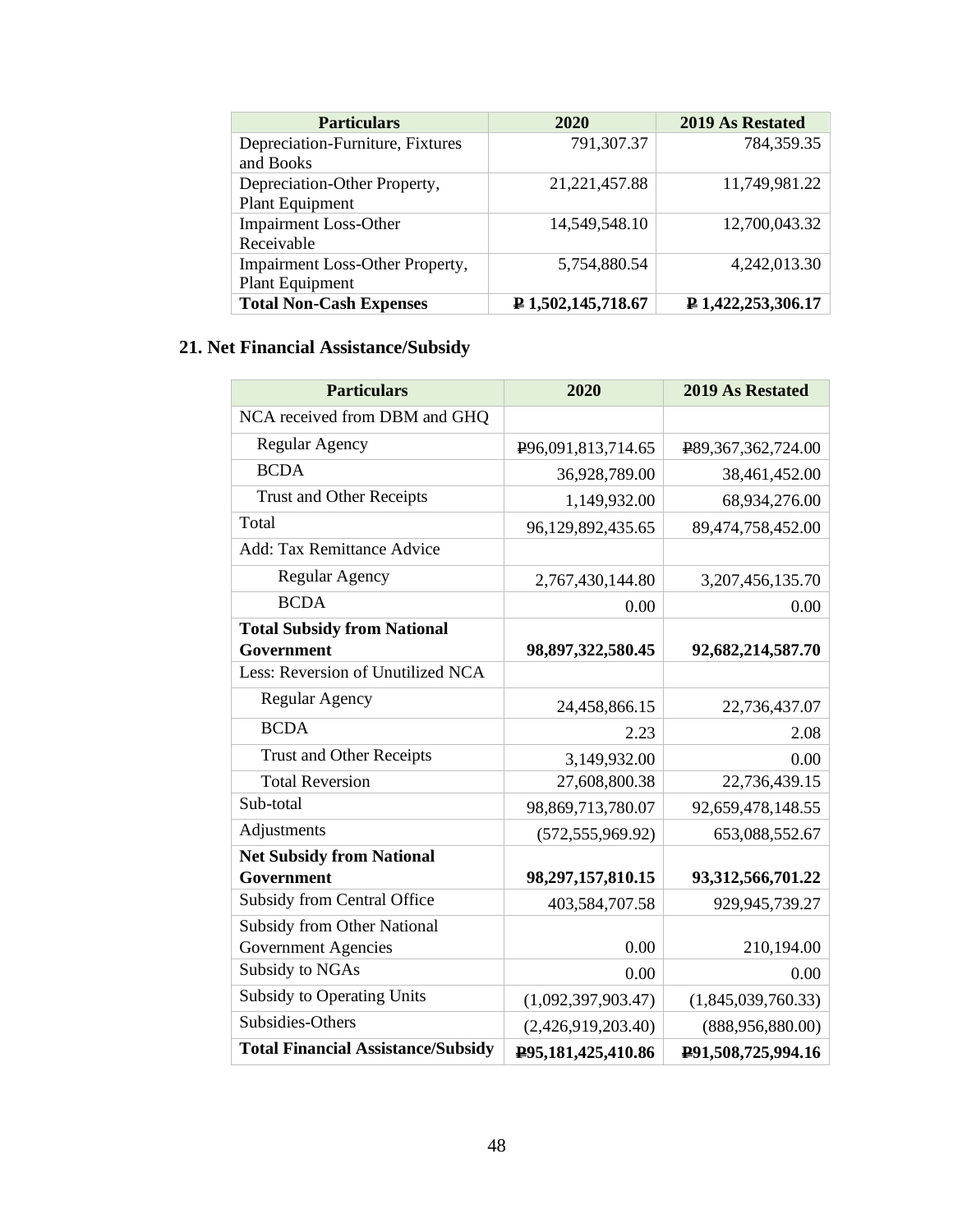| Particulars | 2020 | 2019 As Restated |
|---|---|---|
| Depreciation-Furniture, Fixtures and Books | 791,307.37 | 784,359.35 |
| Depreciation-Other Property, Plant Equipment | 21,221,457.88 | 11,749,981.22 |
| Impairment Loss-Other Receivable | 14,549,548.10 | 12,700,043.32 |
| Impairment Loss-Other Property, Plant Equipment | 5,754,880.54 | 4,242,013.30 |
| **Total Non-Cash Expenses** | **₱ 1,502,145,718.67** | **₱ 1,422,253,306.17** |

## 21. Net Financial Assistance/Subsidy

| Particulars | 2020 | 2019 As Restated |
|---|---|---|
| NCA received from DBM and GHQ | | |
| Regular Agency | ₱96,091,813,714.65 | ₱89,367,362,724.00 |
| BCDA | 36,928,789.00 | 38,461,452.00 |
| Trust and Other Receipts | 1,149,932.00 | 68,934,276.00 |
| Total | 96,129,892,435.65 | 89,474,758,452.00 |
| Add: Tax Remittance Advice | | |
| Regular Agency | 2,767,430,144.80 | 3,207,456,135.70 |
| BCDA | 0.00 | 0.00 |
| **Total Subsidy from National Government** | **98,897,322,580.45** | **92,682,214,587.70** |
| Less: Reversion of Unutilized NCA | | |
| Regular Agency | 24,458,866.15 | 22,736,437.07 |
| BCDA | 2.23 | 2.08 |
| Trust and Other Receipts | 3,149,932.00 | 0.00 |
| Total Reversion | 27,608,800.38 | 22,736,439.15 |
| Sub-total | 98,869,713,780.07 | 92,659,478,148.55 |
| Adjustments | (572,555,969.92) | 653,088,552.67 |
| **Net Subsidy from National Government** | **98,297,157,810.15** | **93,312,566,701.22** |
| Subsidy from Central Office | 403,584,707.58 | 929,945,739.27 |
| Subsidy from Other National Government Agencies | 0.00 | 210,194.00 |
| Subsidy to NGAs | 0.00 | 0.00 |
| Subsidy to Operating Units | (1,092,397,903.47) | (1,845,039,760.33) |
| Subsidies-Others | (2,426,919,203.40) | (888,956,880.00) |
| **Total Financial Assistance/Subsidy** | **₱95,181,425,410.86** | **₱91,508,725,994.16** |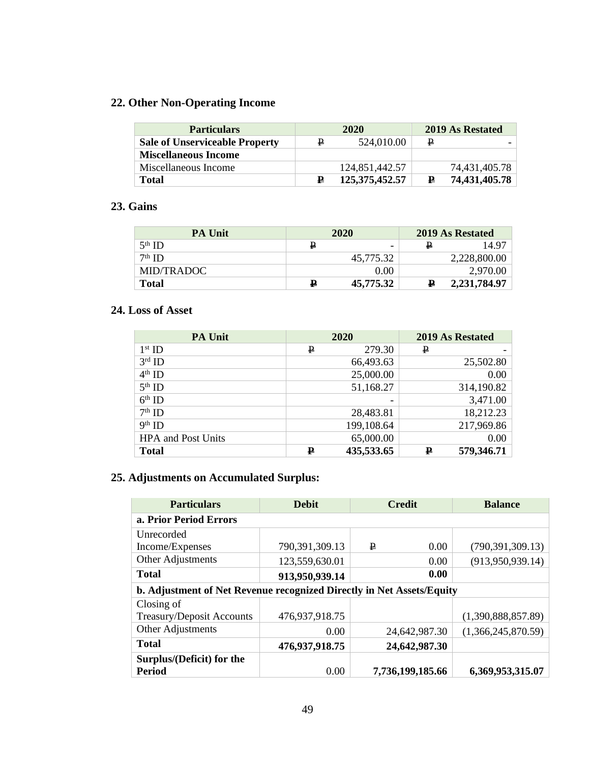## 22. Other Non-Operating Income

| Particulars | 2020 | 2019 As Restated |
|---|---|---|
| **Sale of Unserviceable Property** | ₱ 524,010.00 | ₱ - |
| **Miscellaneous Income** | | |
| Miscellaneous Income | 124,851,442.57 | 74,431,405.78 |
| **Total** | **₱ 125,375,452.57** | **₱ 74,431,405.78** |

## 23. Gains

| PA Unit | 2020 | 2019 As Restated |
|---|---|---|
| 5th ID | ₱ - | ₱ 14.97 |
| 7th ID | 45,775.32 | 2,228,800.00 |
| MID/TRADOC | 0.00 | 2,970.00 |
| **Total** | **₱ 45,775.32** | **₱ 2,231,784.97** |

## 24. Loss of Asset

| PA Unit | 2020 | 2019 As Restated |
|---|---|---|
| 1st ID | ₱ 279.30 | ₱ - |
| 3rd ID | 66,493.63 | 25,502.80 |
| 4th ID | 25,000.00 | 0.00 |
| 5th ID | 51,168.27 | 314,190.82 |
| 6th ID | - | 3,471.00 |
| 7th ID | 28,483.81 | 18,212.23 |
| 9th ID | 199,108.64 | 217,969.86 |
| HPA and Post Units | 65,000.00 | 0.00 |
| **Total** | **₱ 435,533.65** | **₱ 579,346.71** |

## 25. Adjustments on Accumulated Surplus:

| Particulars | Debit | Credit | Balance |
|---|---|---|---|
| **a. Prior Period Errors** | | | |
| Unrecorded Income/Expenses | 790,391,309.13 | ₱ 0.00 | (790,391,309.13) |
| Other Adjustments | 123,559,630.01 | 0.00 | (913,950,939.14) |
| **Total** | **913,950,939.14** | **0.00** | |
| **b. Adjustment of Net Revenue recognized Directly in Net Assets/Equity** | | | |
| Closing of Treasury/Deposit Accounts | 476,937,918.75 | | (1,390,888,857.89) |
| Other Adjustments | 0.00 | 24,642,987.30 | (1,366,245,870.59) |
| **Total** | **476,937,918.75** | **24,642,987.30** | |
| **Surplus/(Deficit) for the Period** | 0.00 | **7,736,199,185.66** | **6,369,953,315.07** |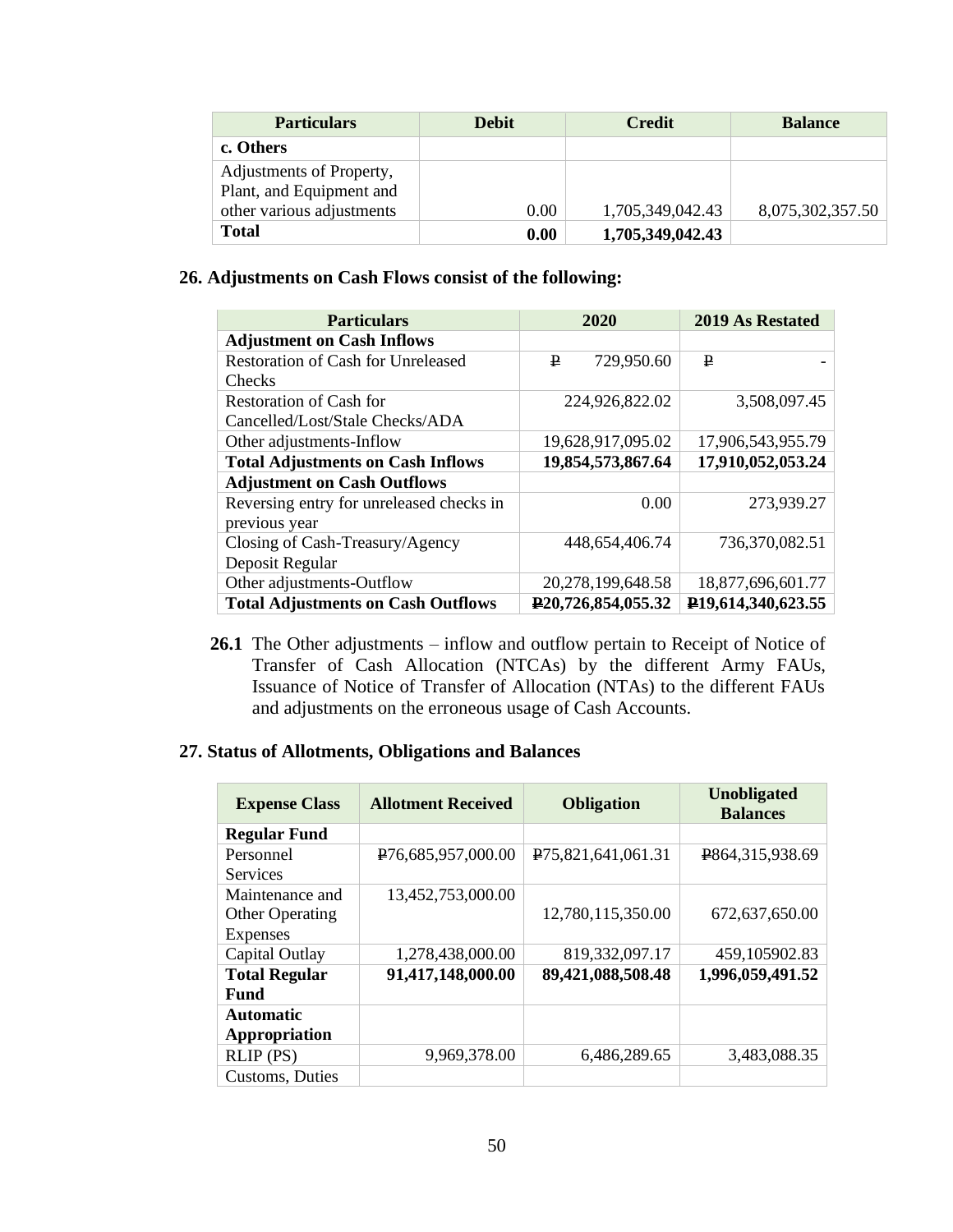| Particulars | Debit | Credit | Balance |
|---|---|---|---|
| **c. Others** | | | |
| Adjustments of Property, Plant, and Equipment and other various adjustments | 0.00 | 1,705,349,042.43 | 8,075,302,357.50 |
| **Total** | **0.00** | **1,705,349,042.43** | |

### 26. Adjustments on Cash Flows consist of the following:

| Particulars | 2020 | 2019 As Restated |
|---|---|---|
| **Adjustment on Cash Inflows** | | |
| Restoration of Cash for Unreleased Checks | ₱ 729,950.60 | ₱ - |
| Restoration of Cash for Cancelled/Lost/Stale Checks/ADA | 224,926,822.02 | 3,508,097.45 |
| Other adjustments-Inflow | 19,628,917,095.02 | 17,906,543,955.79 |
| **Total Adjustments on Cash Inflows** | **19,854,573,867.64** | **17,910,052,053.24** |
| **Adjustment on Cash Outflows** | | |
| Reversing entry for unreleased checks in previous year | 0.00 | 273,939.27 |
| Closing of Cash-Treasury/Agency Deposit Regular | 448,654,406.74 | 736,370,082.51 |
| Other adjustments-Outflow | 20,278,199,648.58 | 18,877,696,601.77 |
| **Total Adjustments on Cash Outflows** | **₱20,726,854,055.32** | **₱19,614,340,623.55** |

**26.1** The Other adjustments – inflow and outflow pertain to Receipt of Notice of Transfer of Cash Allocation (NTCAs) by the different Army FAUs, Issuance of Notice of Transfer of Allocation (NTAs) to the different FAUs and adjustments on the erroneous usage of Cash Accounts.

### 27. Status of Allotments, Obligations and Balances

| Expense Class | Allotment Received | Obligation | Unobligated Balances |
|---|---|---|---|
| **Regular Fund** | | | |
| Personnel Services | ₱76,685,957,000.00 | ₱75,821,641,061.31 | ₱864,315,938.69 |
| Maintenance and Other Operating Expenses | 13,452,753,000.00 | 12,780,115,350.00 | 672,637,650.00 |
| Capital Outlay | 1,278,438,000.00 | 819,332,097.17 | 459,105902.83 |
| **Total Regular Fund** | **91,417,148,000.00** | **89,421,088,508.48** | **1,996,059,491.52** |
| **Automatic Appropriation** | | | |
| RLIP (PS) | 9,969,378.00 | 6,486,289.65 | 3,483,088.35 |
| Customs, Duties | | | |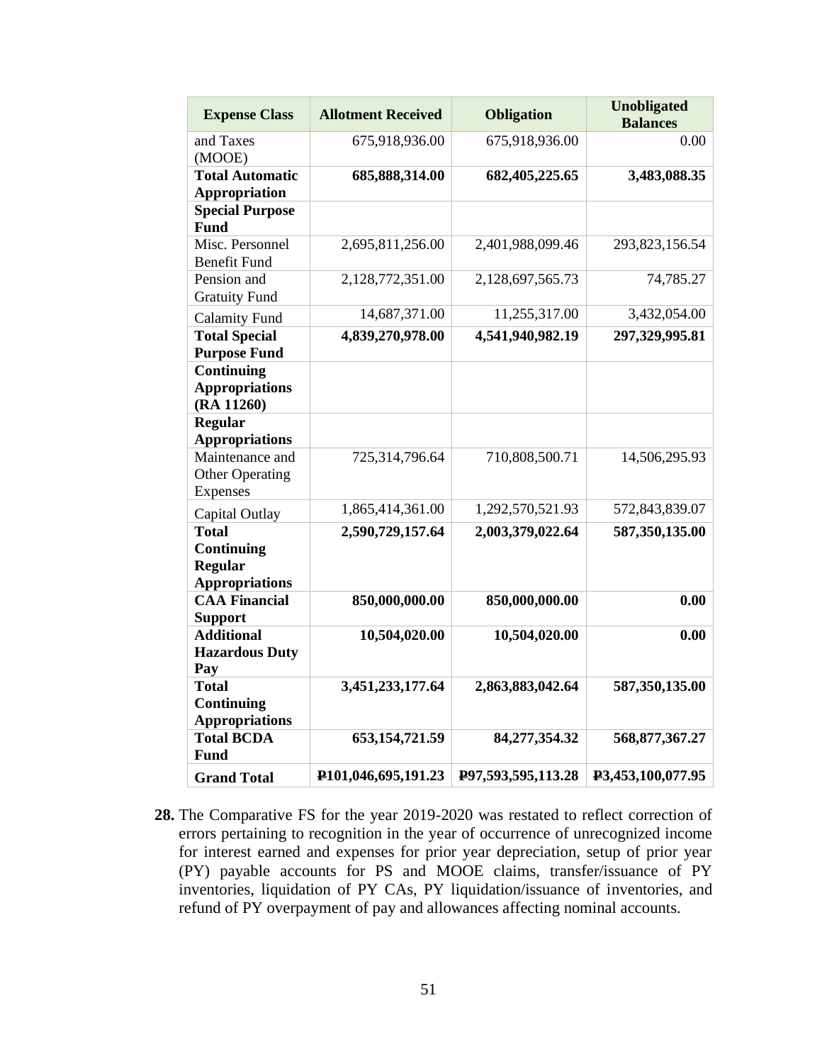| Expense Class | Allotment Received | Obligation | Unobligated Balances |
| --- | --- | --- | --- |
| and Taxes (MOOE) | 675,918,936.00 | 675,918,936.00 | 0.00 |
| **Total Automatic Appropriation** | **685,888,314.00** | **682,405,225.65** | **3,483,088.35** |
| **Special Purpose Fund** | | | |
| Misc. Personnel Benefit Fund | 2,695,811,256.00 | 2,401,988,099.46 | 293,823,156.54 |
| Pension and Gratuity Fund | 2,128,772,351.00 | 2,128,697,565.73 | 74,785.27 |
| Calamity Fund | 14,687,371.00 | 11,255,317.00 | 3,432,054.00 |
| **Total Special Purpose Fund** | **4,839,270,978.00** | **4,541,940,982.19** | **297,329,995.81** |
| **Continuing Appropriations (RA 11260)** | | | |
| **Regular Appropriations** | | | |
| Maintenance and Other Operating Expenses | 725,314,796.64 | 710,808,500.71 | 14,506,295.93 |
| Capital Outlay | 1,865,414,361.00 | 1,292,570,521.93 | 572,843,839.07 |
| **Total Continuing Regular Appropriations** | **2,590,729,157.64** | **2,003,379,022.64** | **587,350,135.00** |
| **CAA Financial Support** | **850,000,000.00** | **850,000,000.00** | **0.00** |
| **Additional Hazardous Duty Pay** | **10,504,020.00** | **10,504,020.00** | **0.00** |
| **Total Continuing Appropriations** | **3,451,233,177.64** | **2,863,883,042.64** | **587,350,135.00** |
| **Total BCDA Fund** | **653,154,721.59** | **84,277,354.32** | **568,877,367.27** |
| **Grand Total** | **₱101,046,695,191.23** | **₱97,593,595,113.28** | **₱3,453,100,077.95** |

**28.** The Comparative FS for the year 2019-2020 was restated to reflect correction of errors pertaining to recognition in the year of occurrence of unrecognized income for interest earned and expenses for prior year depreciation, setup of prior year (PY) payable accounts for PS and MOOE claims, transfer/issuance of PY inventories, liquidation of PY CAs, PY liquidation/issuance of inventories, and refund of PY overpayment of pay and allowances affecting nominal accounts.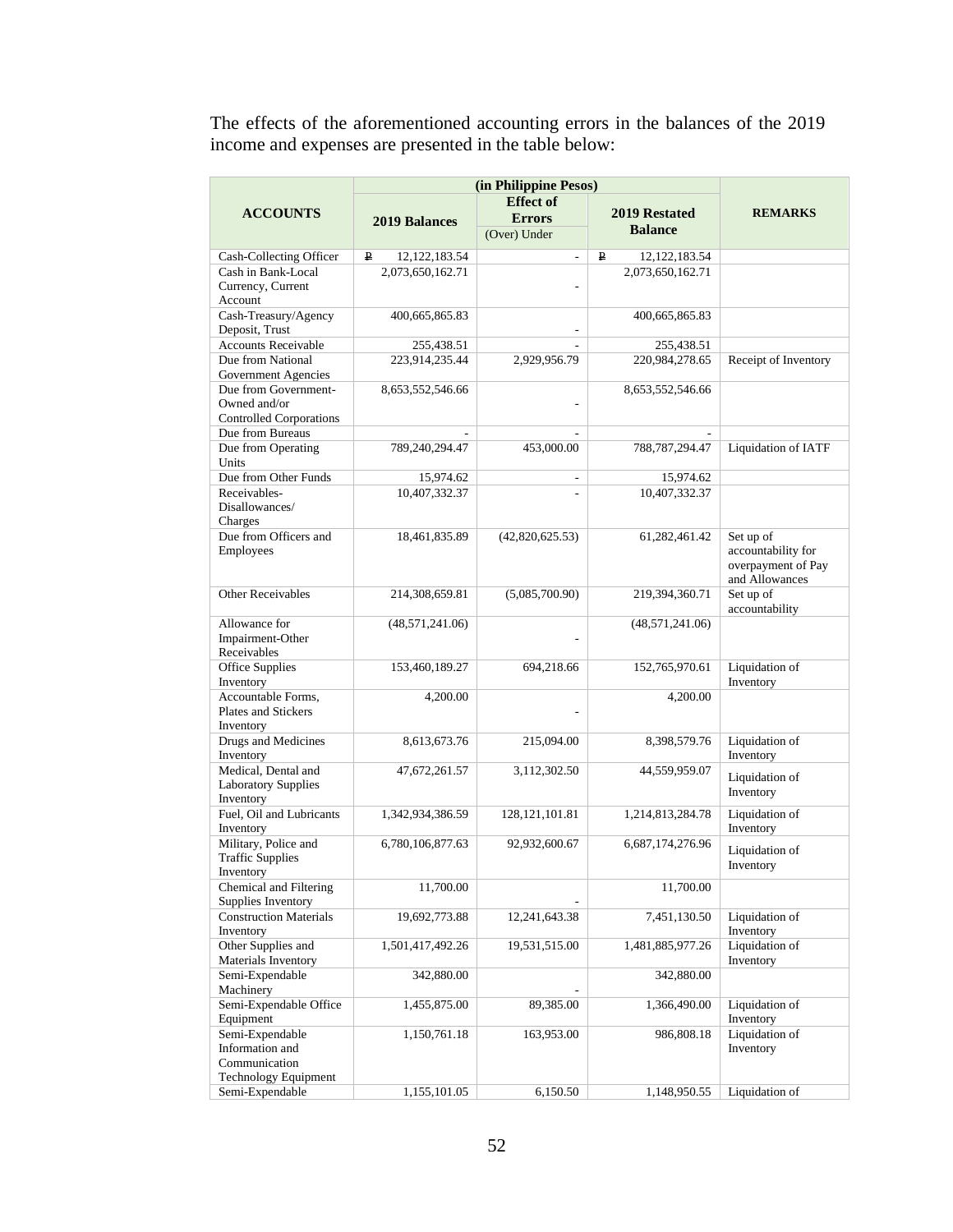The effects of the aforementioned accounting errors in the balances of the 2019 income and expenses are presented in the table below:

| ACCOUNTS | (in Philippine Pesos) | | | REMARKS |
|---|---|---|---|---|
| | 2019 Balances | Effect of Errors (Over) Under | 2019 Restated Balance | |
| Cash-Collecting Officer | ₱ 12,122,183.54 | - | ₱ 12,122,183.54 | |
| Cash in Bank-Local Currency, Current Account | 2,073,650,162.71 | - | 2,073,650,162.71 | |
| Cash-Treasury/Agency Deposit, Trust | 400,665,865.83 | - | 400,665,865.83 | |
| Accounts Receivable | 255,438.51 | - | 255,438.51 | |
| Due from National Government Agencies | 223,914,235.44 | 2,929,956.79 | 220,984,278.65 | Receipt of Inventory |
| Due from Government-Owned and/or Controlled Corporations | 8,653,552,546.66 | - | 8,653,552,546.66 | |
| Due from Bureaus | - | - | - | |
| Due from Operating Units | 789,240,294.47 | 453,000.00 | 788,787,294.47 | Liquidation of IATF |
| Due from Other Funds | 15,974.62 | - | 15,974.62 | |
| Receivables-Disallowances/ Charges | 10,407,332.37 | - | 10,407,332.37 | |
| Due from Officers and Employees | 18,461,835.89 | (42,820,625.53) | 61,282,461.42 | Set up of accountability for overpayment of Pay and Allowances |
| Other Receivables | 214,308,659.81 | (5,085,700.90) | 219,394,360.71 | Set up of accountability |
| Allowance for Impairment-Other Receivables | (48,571,241.06) | - | (48,571,241.06) | |
| Office Supplies Inventory | 153,460,189.27 | 694,218.66 | 152,765,970.61 | Liquidation of Inventory |
| Accountable Forms, Plates and Stickers Inventory | 4,200.00 | - | 4,200.00 | |
| Drugs and Medicines Inventory | 8,613,673.76 | 215,094.00 | 8,398,579.76 | Liquidation of Inventory |
| Medical, Dental and Laboratory Supplies Inventory | 47,672,261.57 | 3,112,302.50 | 44,559,959.07 | Liquidation of Inventory |
| Fuel, Oil and Lubricants Inventory | 1,342,934,386.59 | 128,121,101.81 | 1,214,813,284.78 | Liquidation of Inventory |
| Military, Police and Traffic Supplies Inventory | 6,780,106,877.63 | 92,932,600.67 | 6,687,174,276.96 | Liquidation of Inventory |
| Chemical and Filtering Supplies Inventory | 11,700.00 | - | 11,700.00 | |
| Construction Materials Inventory | 19,692,773.88 | 12,241,643.38 | 7,451,130.50 | Liquidation of Inventory |
| Other Supplies and Materials Inventory | 1,501,417,492.26 | 19,531,515.00 | 1,481,885,977.26 | Liquidation of Inventory |
| Semi-Expendable Machinery | 342,880.00 | - | 342,880.00 | |
| Semi-Expendable Office Equipment | 1,455,875.00 | 89,385.00 | 1,366,490.00 | Liquidation of Inventory |
| Semi-Expendable Information and Communication Technology Equipment | 1,150,761.18 | 163,953.00 | 986,808.18 | Liquidation of Inventory |
| Semi-Expendable | 1,155,101.05 | 6,150.50 | 1,148,950.55 | Liquidation of |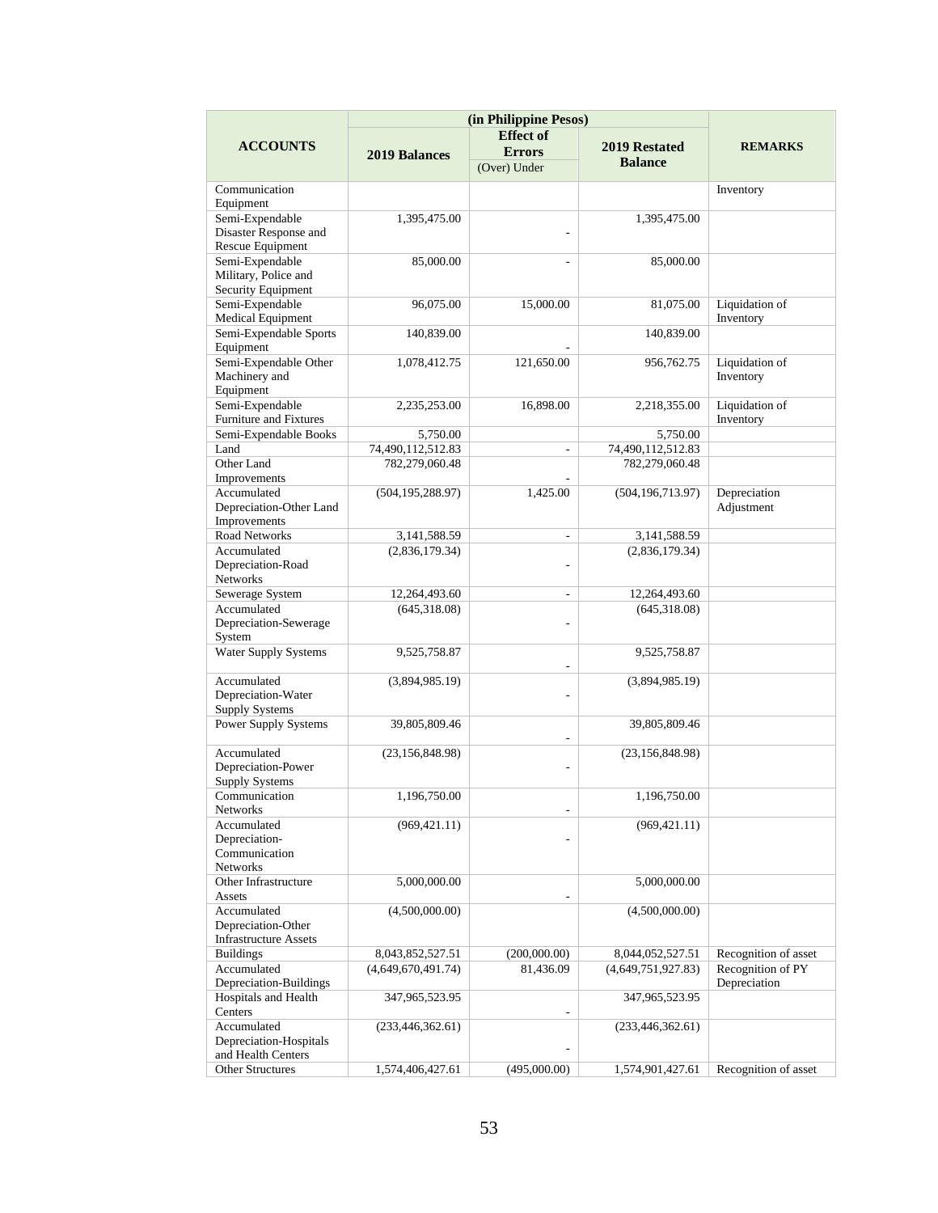| ACCOUNTS | (in Philippine Pesos) | | | REMARKS |
|---|---|---|---|---|
| | 2019 Balances | Effect of Errors (Over) Under | 2019 Restated Balance | |
| Communication Equipment | | | | Inventory |
| Semi-Expendable Disaster Response and Rescue Equipment | 1,395,475.00 | - | 1,395,475.00 | |
| Semi-Expendable Military, Police and Security Equipment | 85,000.00 | - | 85,000.00 | |
| Semi-Expendable Medical Equipment | 96,075.00 | 15,000.00 | 81,075.00 | Liquidation of Inventory |
| Semi-Expendable Sports Equipment | 140,839.00 | - | 140,839.00 | |
| Semi-Expendable Other Machinery and Equipment | 1,078,412.75 | 121,650.00 | 956,762.75 | Liquidation of Inventory |
| Semi-Expendable Furniture and Fixtures | 2,235,253.00 | 16,898.00 | 2,218,355.00 | Liquidation of Inventory |
| Semi-Expendable Books | 5,750.00 | | 5,750.00 | |
| Land | 74,490,112,512.83 | - | 74,490,112,512.83 | |
| Other Land Improvements | 782,279,060.48 | - | 782,279,060.48 | |
| Accumulated Depreciation-Other Land Improvements | (504,195,288.97) | 1,425.00 | (504,196,713.97) | Depreciation Adjustment |
| Road Networks | 3,141,588.59 | - | 3,141,588.59 | |
| Accumulated Depreciation-Road Networks | (2,836,179.34) | - | (2,836,179.34) | |
| Sewerage System | 12,264,493.60 | - | 12,264,493.60 | |
| Accumulated Depreciation-Sewerage System | (645,318.08) | - | (645,318.08) | |
| Water Supply Systems | 9,525,758.87 | - | 9,525,758.87 | |
| Accumulated Depreciation-Water Supply Systems | (3,894,985.19) | - | (3,894,985.19) | |
| Power Supply Systems | 39,805,809.46 | - | 39,805,809.46 | |
| Accumulated Depreciation-Power Supply Systems | (23,156,848.98) | - | (23,156,848.98) | |
| Communication Networks | 1,196,750.00 | - | 1,196,750.00 | |
| Accumulated Depreciation-Communication Networks | (969,421.11) | - | (969,421.11) | |
| Other Infrastructure Assets | 5,000,000.00 | - | 5,000,000.00 | |
| Accumulated Depreciation-Other Infrastructure Assets | (4,500,000.00) | | (4,500,000.00) | |
| Buildings | 8,043,852,527.51 | (200,000.00) | 8,044,052,527.51 | Recognition of asset |
| Accumulated Depreciation-Buildings | (4,649,670,491.74) | 81,436.09 | (4,649,751,927.83) | Recognition of PY Depreciation |
| Hospitals and Health Centers | 347,965,523.95 | - | 347,965,523.95 | |
| Accumulated Depreciation-Hospitals and Health Centers | (233,446,362.61) | - | (233,446,362.61) | |
| Other Structures | 1,574,406,427.61 | (495,000.00) | 1,574,901,427.61 | Recognition of asset |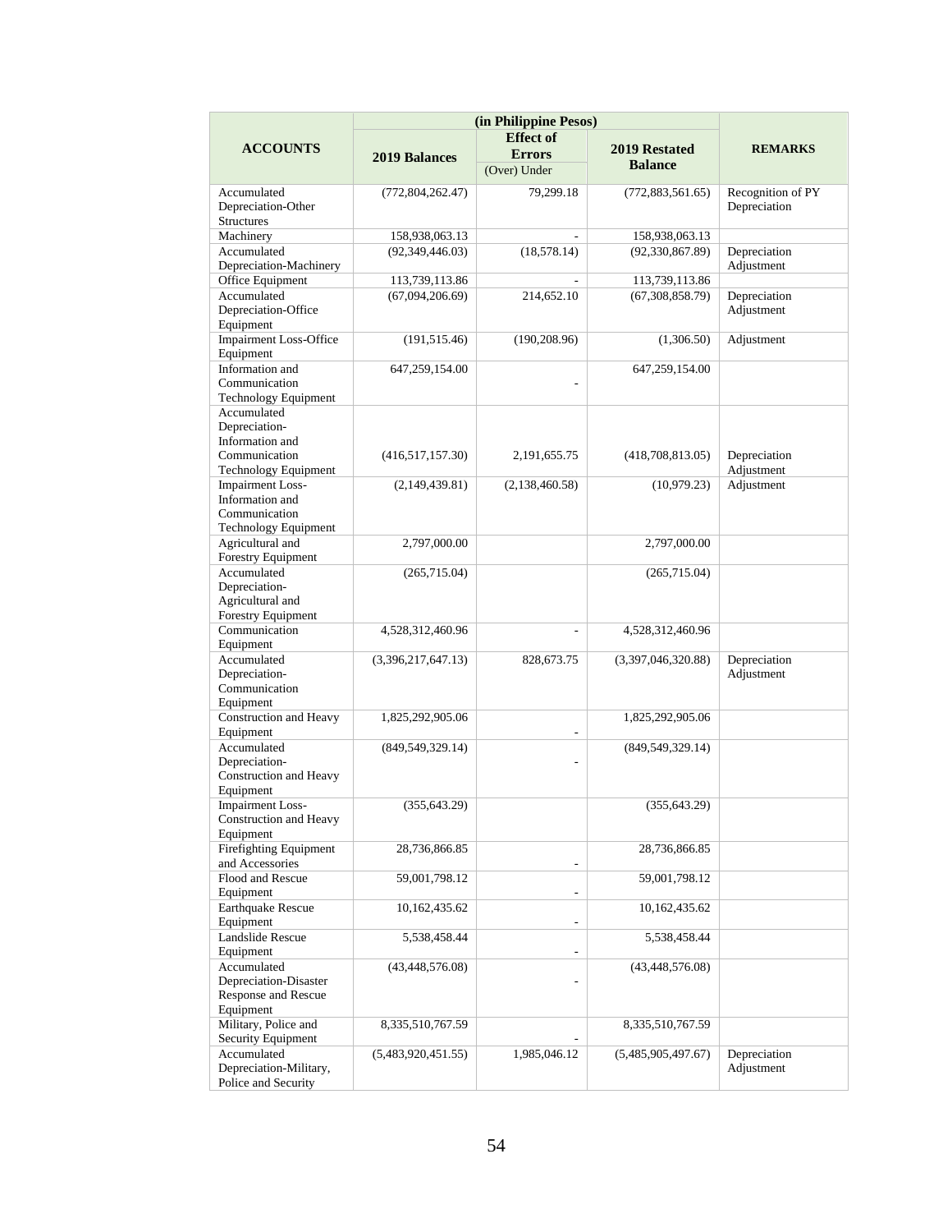| ACCOUNTS | (in Philippine Pesos) | | | REMARKS |
|---|---|---|---|---|
| | 2019 Balances | Effect of Errors (Over) Under | 2019 Restated Balance | |
| Accumulated Depreciation-Other Structures | (772,804,262.47) | 79,299.18 | (772,883,561.65) | Recognition of PY Depreciation |
| Machinery | 158,938,063.13 | - | 158,938,063.13 | |
| Accumulated Depreciation-Machinery | (92,349,446.03) | (18,578.14) | (92,330,867.89) | Depreciation Adjustment |
| Office Equipment | 113,739,113.86 | - | 113,739,113.86 | |
| Accumulated Depreciation-Office Equipment | (67,094,206.69) | 214,652.10 | (67,308,858.79) | Depreciation Adjustment |
| Impairment Loss-Office Equipment | (191,515.46) | (190,208.96) | (1,306.50) | Adjustment |
| Information and Communication Technology Equipment | 647,259,154.00 | - | 647,259,154.00 | |
| Accumulated Depreciation-Information and Communication Technology Equipment | (416,517,157.30) | 2,191,655.75 | (418,708,813.05) | Depreciation Adjustment |
| Impairment Loss-Information and Communication Technology Equipment | (2,149,439.81) | (2,138,460.58) | (10,979.23) | Adjustment |
| Agricultural and Forestry Equipment | 2,797,000.00 | | 2,797,000.00 | |
| Accumulated Depreciation-Agricultural and Forestry Equipment | (265,715.04) | | (265,715.04) | |
| Communication Equipment | 4,528,312,460.96 | - | 4,528,312,460.96 | |
| Accumulated Depreciation-Communication Equipment | (3,396,217,647.13) | 828,673.75 | (3,397,046,320.88) | Depreciation Adjustment |
| Construction and Heavy Equipment | 1,825,292,905.06 | - | 1,825,292,905.06 | |
| Accumulated Depreciation-Construction and Heavy Equipment | (849,549,329.14) | - | (849,549,329.14) | |
| Impairment Loss-Construction and Heavy Equipment | (355,643.29) | | (355,643.29) | |
| Firefighting Equipment and Accessories | 28,736,866.85 | - | 28,736,866.85 | |
| Flood and Rescue Equipment | 59,001,798.12 | - | 59,001,798.12 | |
| Earthquake Rescue Equipment | 10,162,435.62 | - | 10,162,435.62 | |
| Landslide Rescue Equipment | 5,538,458.44 | - | 5,538,458.44 | |
| Accumulated Depreciation-Disaster Response and Rescue Equipment | (43,448,576.08) | - | (43,448,576.08) | |
| Military, Police and Security Equipment | 8,335,510,767.59 | - | 8,335,510,767.59 | |
| Accumulated Depreciation-Military, Police and Security | (5,483,920,451.55) | 1,985,046.12 | (5,485,905,497.67) | Depreciation Adjustment |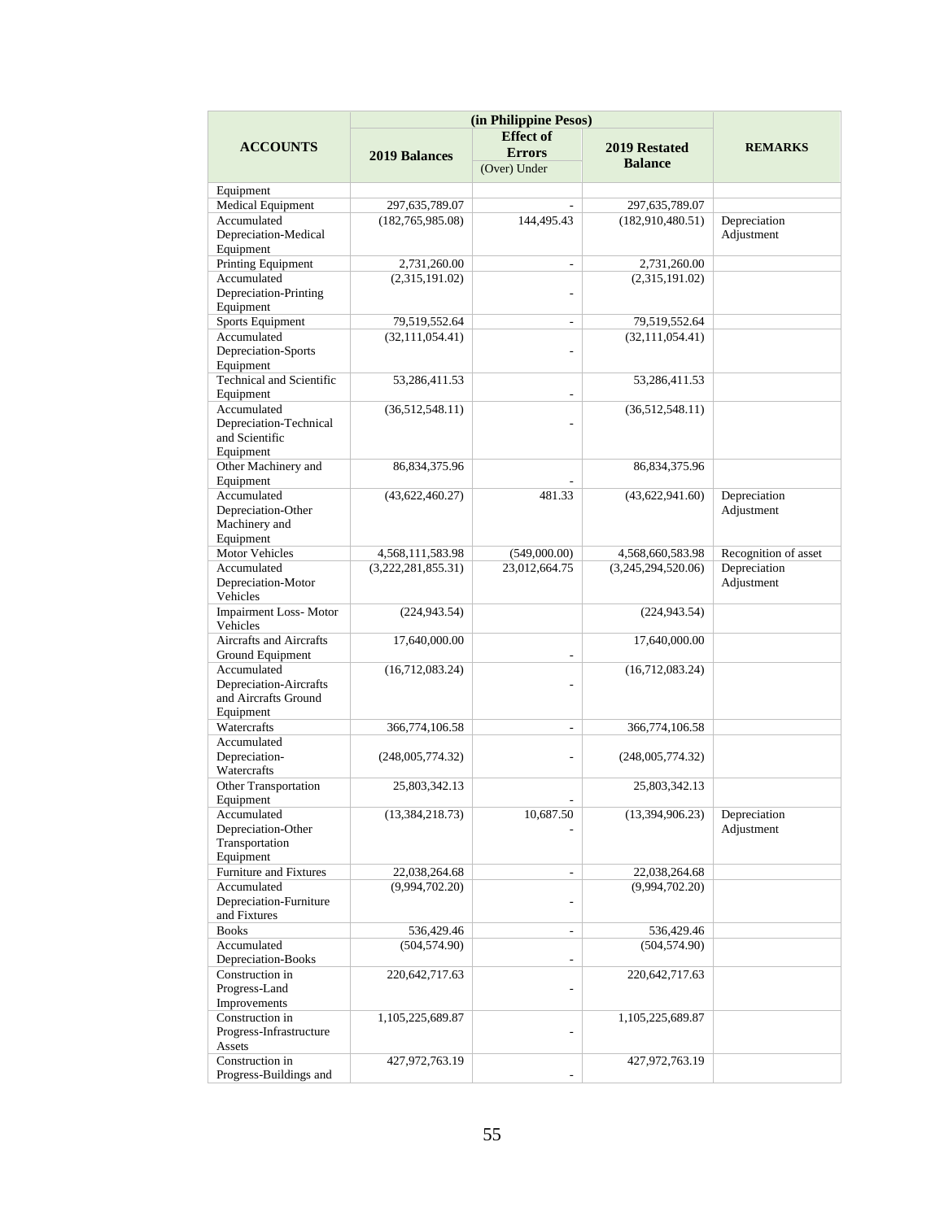| ACCOUNTS | (in Philippine Pesos) | | | REMARKS |
|---|---|---|---|---|
| | 2019 Balances | Effect of Errors (Over) Under | 2019 Restated Balance | |
| Equipment | | | | |
| Medical Equipment | 297,635,789.07 | - | 297,635,789.07 | |
| Accumulated Depreciation-Medical Equipment | (182,765,985.08) | 144,495.43 | (182,910,480.51) | Depreciation Adjustment |
| Printing Equipment | 2,731,260.00 | - | 2,731,260.00 | |
| Accumulated Depreciation-Printing Equipment | (2,315,191.02) | - | (2,315,191.02) | |
| Sports Equipment | 79,519,552.64 | - | 79,519,552.64 | |
| Accumulated Depreciation-Sports Equipment | (32,111,054.41) | - | (32,111,054.41) | |
| Technical and Scientific Equipment | 53,286,411.53 | - | 53,286,411.53 | |
| Accumulated Depreciation-Technical and Scientific Equipment | (36,512,548.11) | - | (36,512,548.11) | |
| Other Machinery and Equipment | 86,834,375.96 | - | 86,834,375.96 | |
| Accumulated Depreciation-Other Machinery and Equipment | (43,622,460.27) | 481.33 | (43,622,941.60) | Depreciation Adjustment |
| Motor Vehicles | 4,568,111,583.98 | (549,000.00) | 4,568,660,583.98 | Recognition of asset |
| Accumulated Depreciation-Motor Vehicles | (3,222,281,855.31) | 23,012,664.75 | (3,245,294,520.06) | Depreciation Adjustment |
| Impairment Loss- Motor Vehicles | (224,943.54) | | (224,943.54) | |
| Aircrafts and Aircrafts Ground Equipment | 17,640,000.00 | - | 17,640,000.00 | |
| Accumulated Depreciation-Aircrafts and Aircrafts Ground Equipment | (16,712,083.24) | - | (16,712,083.24) | |
| Watercrafts | 366,774,106.58 | - | 366,774,106.58 | |
| Accumulated Depreciation-Watercrafts | (248,005,774.32) | - | (248,005,774.32) | |
| Other Transportation Equipment | 25,803,342.13 | - | 25,803,342.13 | |
| Accumulated Depreciation-Other Transportation Equipment | (13,384,218.73) | 10,687.50 - | (13,394,906.23) | Depreciation Adjustment |
| Furniture and Fixtures | 22,038,264.68 | - | 22,038,264.68 | |
| Accumulated Depreciation-Furniture and Fixtures | (9,994,702.20) | - | (9,994,702.20) | |
| Books | 536,429.46 | - | 536,429.46 | |
| Accumulated Depreciation-Books | (504,574.90) | - | (504,574.90) | |
| Construction in Progress-Land Improvements | 220,642,717.63 | - | 220,642,717.63 | |
| Construction in Progress-Infrastructure Assets | 1,105,225,689.87 | - | 1,105,225,689.87 | |
| Construction in Progress-Buildings and | 427,972,763.19 | - | 427,972,763.19 | |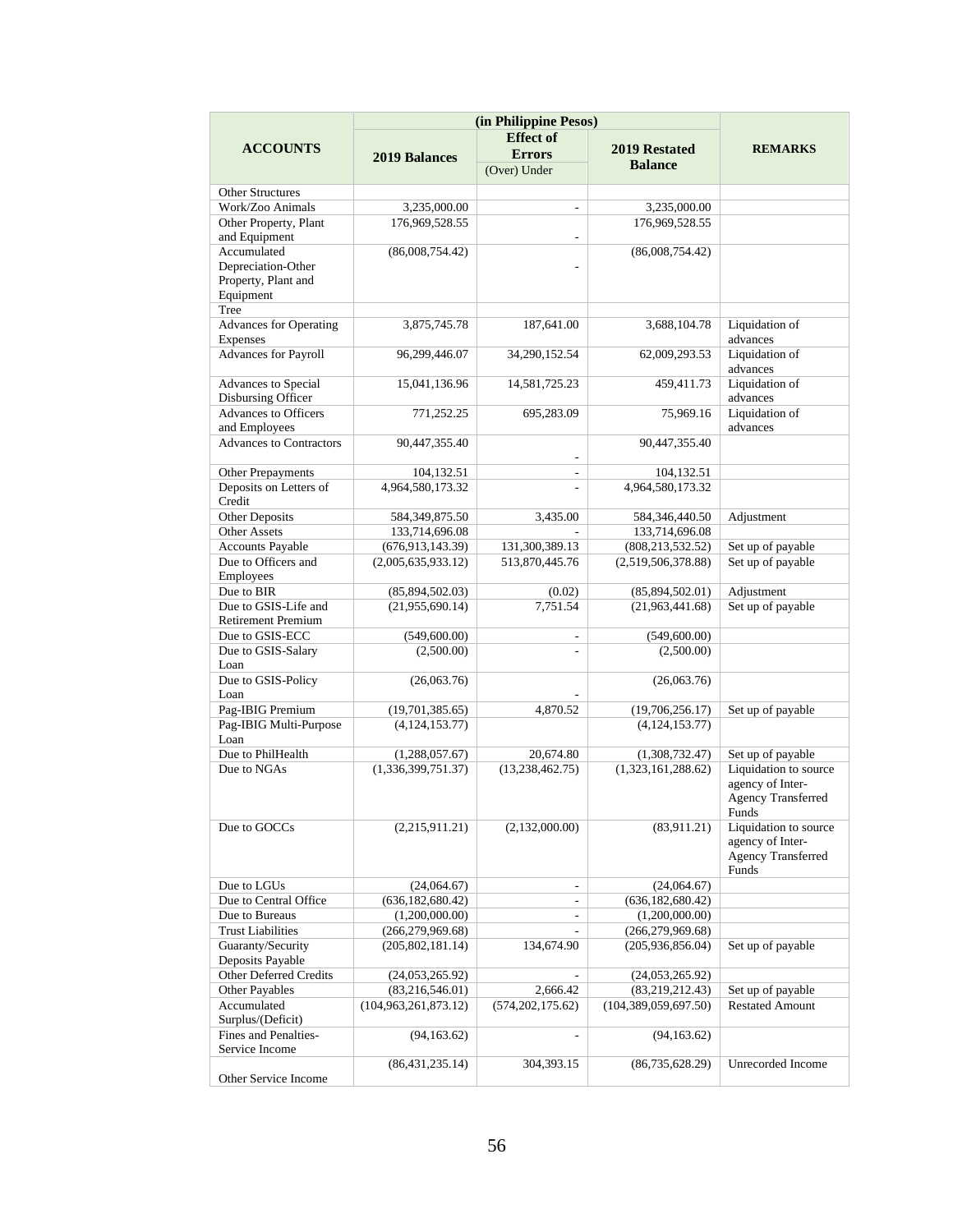| ACCOUNTS | (in Philippine Pesos) | | | REMARKS |
|---|---|---|---|---|
| | 2019 Balances | Effect of Errors (Over) Under | 2019 Restated Balance | |
| Other Structures | | | | |
| Work/Zoo Animals | 3,235,000.00 | - | 3,235,000.00 | |
| Other Property, Plant and Equipment | 176,969,528.55 | - | 176,969,528.55 | |
| Accumulated Depreciation-Other Property, Plant and Equipment | (86,008,754.42) | - | (86,008,754.42) | |
| Tree | | | | |
| Advances for Operating Expenses | 3,875,745.78 | 187,641.00 | 3,688,104.78 | Liquidation of advances |
| Advances for Payroll | 96,299,446.07 | 34,290,152.54 | 62,009,293.53 | Liquidation of advances |
| Advances to Special Disbursing Officer | 15,041,136.96 | 14,581,725.23 | 459,411.73 | Liquidation of advances |
| Advances to Officers and Employees | 771,252.25 | 695,283.09 | 75,969.16 | Liquidation of advances |
| Advances to Contractors | 90,447,355.40 | - | 90,447,355.40 | |
| Other Prepayments | 104,132.51 | - | 104,132.51 | |
| Deposits on Letters of Credit | 4,964,580,173.32 | - | 4,964,580,173.32 | |
| Other Deposits | 584,349,875.50 | 3,435.00 | 584,346,440.50 | Adjustment |
| Other Assets | 133,714,696.08 | - | 133,714,696.08 | |
| Accounts Payable | (676,913,143.39) | 131,300,389.13 | (808,213,532.52) | Set up of payable |
| Due to Officers and Employees | (2,005,635,933.12) | 513,870,445.76 | (2,519,506,378.88) | Set up of payable |
| Due to BIR | (85,894,502.03) | (0.02) | (85,894,502.01) | Adjustment |
| Due to GSIS-Life and Retirement Premium | (21,955,690.14) | 7,751.54 | (21,963,441.68) | Set up of payable |
| Due to GSIS-ECC | (549,600.00) | - | (549,600.00) | |
| Due to GSIS-Salary Loan | (2,500.00) | - | (2,500.00) | |
| Due to GSIS-Policy Loan | (26,063.76) | - | (26,063.76) | |
| Pag-IBIG Premium | (19,701,385.65) | 4,870.52 | (19,706,256.17) | Set up of payable |
| Pag-IBIG Multi-Purpose Loan | (4,124,153.77) | | (4,124,153.77) | |
| Due to PhilHealth | (1,288,057.67) | 20,674.80 | (1,308,732.47) | Set up of payable |
| Due to NGAs | (1,336,399,751.37) | (13,238,462.75) | (1,323,161,288.62) | Liquidation to source agency of Inter-Agency Transferred Funds |
| Due to GOCCs | (2,215,911.21) | (2,132,000.00) | (83,911.21) | Liquidation to source agency of Inter-Agency Transferred Funds |
| Due to LGUs | (24,064.67) | - | (24,064.67) | |
| Due to Central Office | (636,182,680.42) | - | (636,182,680.42) | |
| Due to Bureaus | (1,200,000.00) | - | (1,200,000.00) | |
| Trust Liabilities | (266,279,969.68) | - | (266,279,969.68) | |
| Guaranty/Security Deposits Payable | (205,802,181.14) | 134,674.90 | (205,936,856.04) | Set up of payable |
| Other Deferred Credits | (24,053,265.92) | - | (24,053,265.92) | |
| Other Payables | (83,216,546.01) | 2,666.42 | (83,219,212.43) | Set up of payable |
| Accumulated Surplus/(Deficit) | (104,963,261,873.12) | (574,202,175.62) | (104,389,059,697.50) | Restated Amount |
| Fines and Penalties-Service Income | (94,163.62) | - | (94,163.62) | |
| Other Service Income | (86,431,235.14) | 304,393.15 | (86,735,628.29) | Unrecorded Income |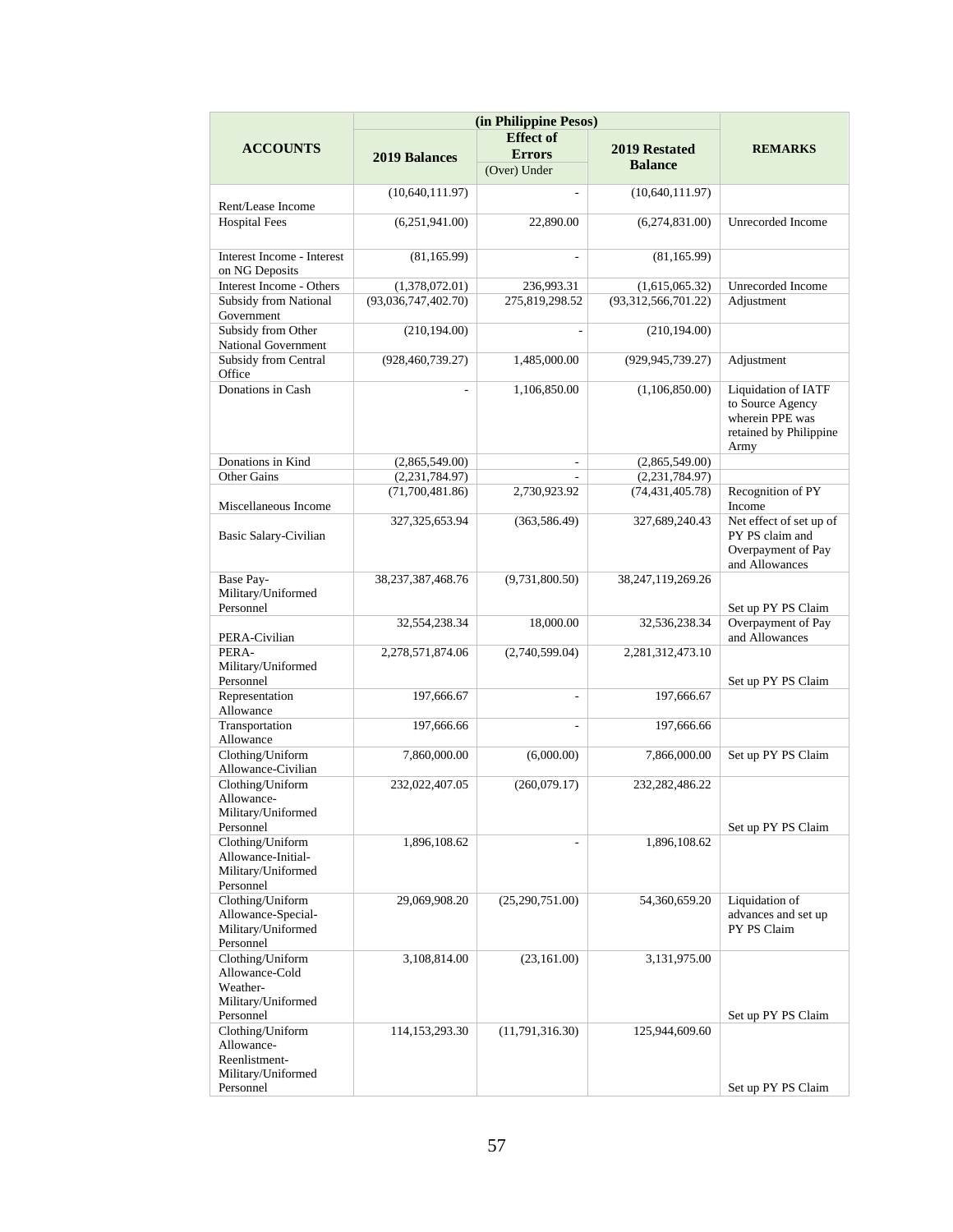| ACCOUNTS | (in Philippine Pesos) | | | REMARKS |
|---|---|---|---|---|
| | 2019 Balances | Effect of Errors (Over) Under | 2019 Restated Balance | |
| Rent/Lease Income | (10,640,111.97) | - | (10,640,111.97) | |
| Hospital Fees | (6,251,941.00) | 22,890.00 | (6,274,831.00) | Unrecorded Income |
| Interest Income - Interest on NG Deposits | (81,165.99) | - | (81,165.99) | |
| Interest Income - Others | (1,378,072.01) | 236,993.31 | (1,615,065.32) | Unrecorded Income |
| Subsidy from National Government | (93,036,747,402.70) | 275,819,298.52 | (93,312,566,701.22) | Adjustment |
| Subsidy from Other National Government | (210,194.00) | - | (210,194.00) | |
| Subsidy from Central Office | (928,460,739.27) | 1,485,000.00 | (929,945,739.27) | Adjustment |
| Donations in Cash | - | 1,106,850.00 | (1,106,850.00) | Liquidation of IATF to Source Agency wherein PPE was retained by Philippine Army |
| Donations in Kind | (2,865,549.00) | - | (2,865,549.00) | |
| Other Gains | (2,231,784.97) | - | (2,231,784.97) | |
| Miscellaneous Income | (71,700,481.86) | 2,730,923.92 | (74,431,405.78) | Recognition of PY Income |
| Basic Salary-Civilian | 327,325,653.94 | (363,586.49) | 327,689,240.43 | Net effect of set up of PY PS claim and Overpayment of Pay and Allowances |
| Base Pay-Military/Uniformed Personnel | 38,237,387,468.76 | (9,731,800.50) | 38,247,119,269.26 | Set up PY PS Claim |
| PERA-Civilian | 32,554,238.34 | 18,000.00 | 32,536,238.34 | Overpayment of Pay and Allowances |
| PERA-Military/Uniformed Personnel | 2,278,571,874.06 | (2,740,599.04) | 2,281,312,473.10 | Set up PY PS Claim |
| Representation Allowance | 197,666.67 | - | 197,666.67 | |
| Transportation Allowance | 197,666.66 | - | 197,666.66 | |
| Clothing/Uniform Allowance-Civilian | 7,860,000.00 | (6,000.00) | 7,866,000.00 | Set up PY PS Claim |
| Clothing/Uniform Allowance-Military/Uniformed Personnel | 232,022,407.05 | (260,079.17) | 232,282,486.22 | Set up PY PS Claim |
| Clothing/Uniform Allowance-Initial-Military/Uniformed Personnel | 1,896,108.62 | - | 1,896,108.62 | |
| Clothing/Uniform Allowance-Special-Military/Uniformed Personnel | 29,069,908.20 | (25,290,751.00) | 54,360,659.20 | Liquidation of advances and set up PY PS Claim |
| Clothing/Uniform Allowance-Cold Weather-Military/Uniformed Personnel | 3,108,814.00 | (23,161.00) | 3,131,975.00 | Set up PY PS Claim |
| Clothing/Uniform Allowance-Reenlistment-Military/Uniformed Personnel | 114,153,293.30 | (11,791,316.30) | 125,944,609.60 | Set up PY PS Claim |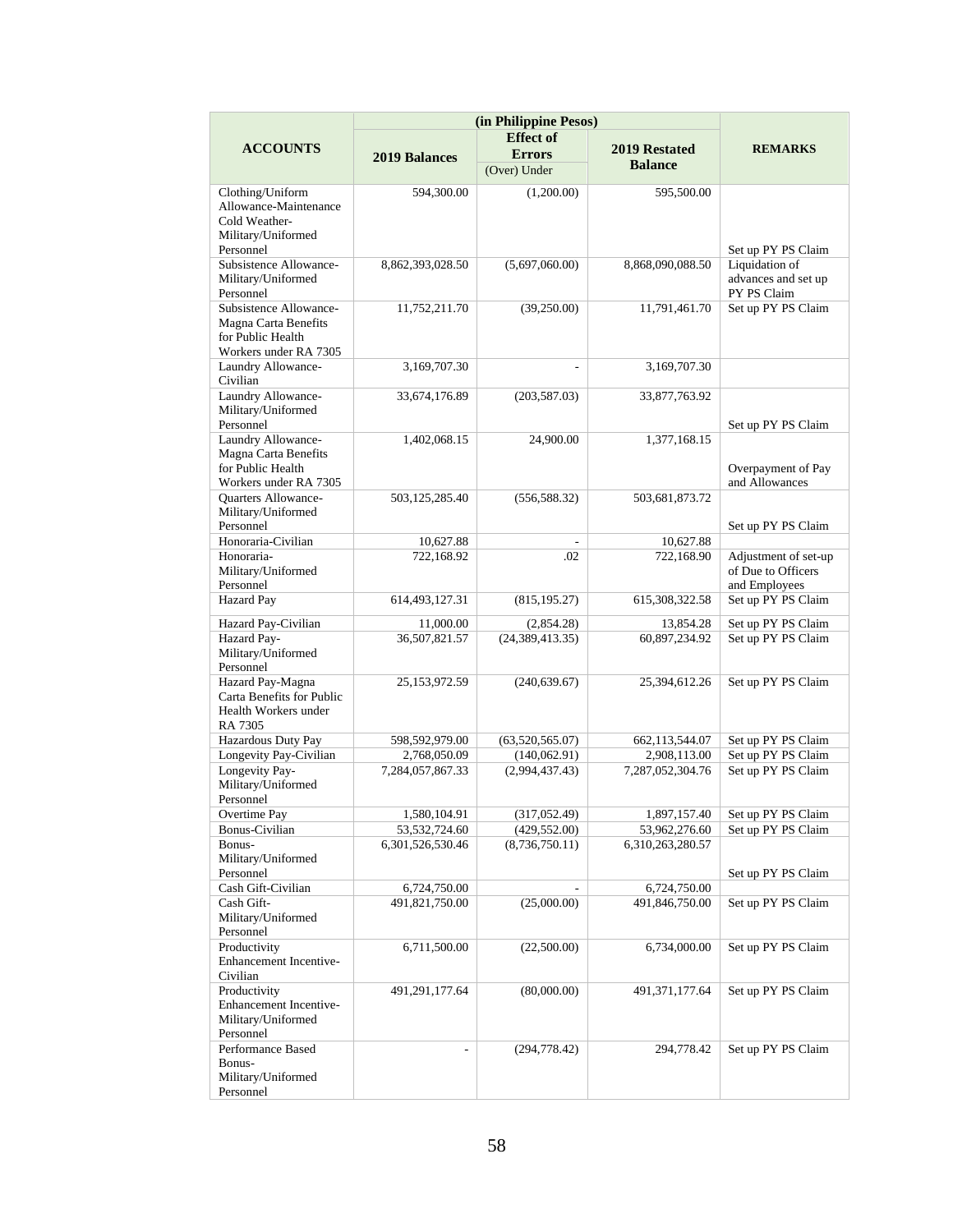| ACCOUNTS | (in Philippine Pesos) | | | REMARKS |
|---|---|---|---|---|
| | 2019 Balances | Effect of Errors (Over) Under | 2019 Restated Balance | |
| Clothing/Uniform Allowance-Maintenance Cold Weather-Military/Uniformed Personnel | 594,300.00 | (1,200.00) | 595,500.00 | Set up PY PS Claim |
| Subsistence Allowance-Military/Uniformed Personnel | 8,862,393,028.50 | (5,697,060.00) | 8,868,090,088.50 | Liquidation of advances and set up PY PS Claim |
| Subsistence Allowance-Magna Carta Benefits for Public Health Workers under RA 7305 | 11,752,211.70 | (39,250.00) | 11,791,461.70 | Set up PY PS Claim |
| Laundry Allowance-Civilian | 3,169,707.30 | - | 3,169,707.30 | |
| Laundry Allowance-Military/Uniformed Personnel | 33,674,176.89 | (203,587.03) | 33,877,763.92 | Set up PY PS Claim |
| Laundry Allowance-Magna Carta Benefits for Public Health Workers under RA 7305 | 1,402,068.15 | 24,900.00 | 1,377,168.15 | Overpayment of Pay and Allowances |
| Quarters Allowance-Military/Uniformed Personnel | 503,125,285.40 | (556,588.32) | 503,681,873.72 | Set up PY PS Claim |
| Honoraria-Civilian | 10,627.88 | - | 10,627.88 | |
| Honoraria-Military/Uniformed Personnel | 722,168.92 | .02 | 722,168.90 | Adjustment of set-up of Due to Officers and Employees |
| Hazard Pay | 614,493,127.31 | (815,195.27) | 615,308,322.58 | Set up PY PS Claim |
| Hazard Pay-Civilian | 11,000.00 | (2,854.28) | 13,854.28 | Set up PY PS Claim |
| Hazard Pay-Military/Uniformed Personnel | 36,507,821.57 | (24,389,413.35) | 60,897,234.92 | Set up PY PS Claim |
| Hazard Pay-Magna Carta Benefits for Public Health Workers under RA 7305 | 25,153,972.59 | (240,639.67) | 25,394,612.26 | Set up PY PS Claim |
| Hazardous Duty Pay | 598,592,979.00 | (63,520,565.07) | 662,113,544.07 | Set up PY PS Claim |
| Longevity Pay-Civilian | 2,768,050.09 | (140,062.91) | 2,908,113.00 | Set up PY PS Claim |
| Longevity Pay-Military/Uniformed Personnel | 7,284,057,867.33 | (2,994,437.43) | 7,287,052,304.76 | Set up PY PS Claim |
| Overtime Pay | 1,580,104.91 | (317,052.49) | 1,897,157.40 | Set up PY PS Claim |
| Bonus-Civilian | 53,532,724.60 | (429,552.00) | 53,962,276.60 | Set up PY PS Claim |
| Bonus-Military/Uniformed Personnel | 6,301,526,530.46 | (8,736,750.11) | 6,310,263,280.57 | Set up PY PS Claim |
| Cash Gift-Civilian | 6,724,750.00 | - | 6,724,750.00 | |
| Cash Gift-Military/Uniformed Personnel | 491,821,750.00 | (25,000.00) | 491,846,750.00 | Set up PY PS Claim |
| Productivity Enhancement Incentive-Civilian | 6,711,500.00 | (22,500.00) | 6,734,000.00 | Set up PY PS Claim |
| Productivity Enhancement Incentive-Military/Uniformed Personnel | 491,291,177.64 | (80,000.00) | 491,371,177.64 | Set up PY PS Claim |
| Performance Based Bonus-Military/Uniformed Personnel | - | (294,778.42) | 294,778.42 | Set up PY PS Claim |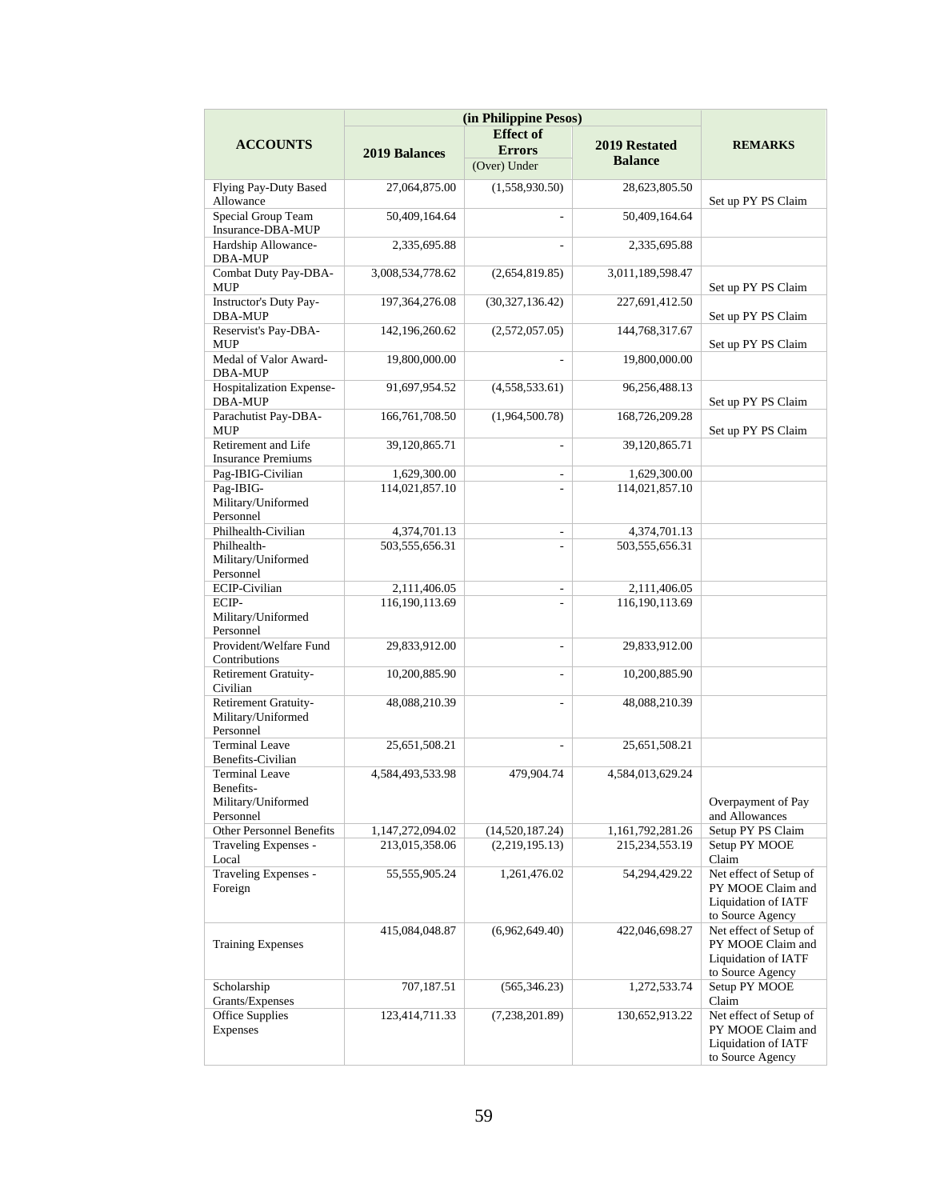| ACCOUNTS | (in Philippine Pesos) | | | REMARKS |
|---|---|---|---|---|
| | 2019 Balances | Effect of Errors (Over) Under | 2019 Restated Balance | |
| Flying Pay-Duty Based Allowance | 27,064,875.00 | (1,558,930.50) | 28,623,805.50 | Set up PY PS Claim |
| Special Group Team Insurance-DBA-MUP | 50,409,164.64 | - | 50,409,164.64 | |
| Hardship Allowance-DBA-MUP | 2,335,695.88 | - | 2,335,695.88 | |
| Combat Duty Pay-DBA-MUP | 3,008,534,778.62 | (2,654,819.85) | 3,011,189,598.47 | Set up PY PS Claim |
| Instructor's Duty Pay-DBA-MUP | 197,364,276.08 | (30,327,136.42) | 227,691,412.50 | Set up PY PS Claim |
| Reservist's Pay-DBA-MUP | 142,196,260.62 | (2,572,057.05) | 144,768,317.67 | Set up PY PS Claim |
| Medal of Valor Award-DBA-MUP | 19,800,000.00 | - | 19,800,000.00 | |
| Hospitalization Expense-DBA-MUP | 91,697,954.52 | (4,558,533.61) | 96,256,488.13 | Set up PY PS Claim |
| Parachutist Pay-DBA-MUP | 166,761,708.50 | (1,964,500.78) | 168,726,209.28 | Set up PY PS Claim |
| Retirement and Life Insurance Premiums | 39,120,865.71 | - | 39,120,865.71 | |
| Pag-IBIG-Civilian | 1,629,300.00 | - | 1,629,300.00 | |
| Pag-IBIG-Military/Uniformed Personnel | 114,021,857.10 | - | 114,021,857.10 | |
| Philhealth-Civilian | 4,374,701.13 | - | 4,374,701.13 | |
| Philhealth-Military/Uniformed Personnel | 503,555,656.31 | - | 503,555,656.31 | |
| ECIP-Civilian | 2,111,406.05 | - | 2,111,406.05 | |
| ECIP-Military/Uniformed Personnel | 116,190,113.69 | - | 116,190,113.69 | |
| Provident/Welfare Fund Contributions | 29,833,912.00 | - | 29,833,912.00 | |
| Retirement Gratuity-Civilian | 10,200,885.90 | - | 10,200,885.90 | |
| Retirement Gratuity-Military/Uniformed Personnel | 48,088,210.39 | - | 48,088,210.39 | |
| Terminal Leave Benefits-Civilian | 25,651,508.21 | - | 25,651,508.21 | |
| Terminal Leave Benefits-Military/Uniformed Personnel | 4,584,493,533.98 | 479,904.74 | 4,584,013,629.24 | Overpayment of Pay and Allowances |
| Other Personnel Benefits | 1,147,272,094.02 | (14,520,187.24) | 1,161,792,281.26 | Setup PY PS Claim |
| Traveling Expenses - Local | 213,015,358.06 | (2,219,195.13) | 215,234,553.19 | Setup PY MOOE Claim |
| Traveling Expenses - Foreign | 55,555,905.24 | 1,261,476.02 | 54,294,429.22 | Net effect of Setup of PY MOOE Claim and Liquidation of IATF to Source Agency |
| Training Expenses | 415,084,048.87 | (6,962,649.40) | 422,046,698.27 | Net effect of Setup of PY MOOE Claim and Liquidation of IATF to Source Agency |
| Scholarship Grants/Expenses | 707,187.51 | (565,346.23) | 1,272,533.74 | Setup PY MOOE Claim |
| Office Supplies Expenses | 123,414,711.33 | (7,238,201.89) | 130,652,913.22 | Net effect of Setup of PY MOOE Claim and Liquidation of IATF to Source Agency |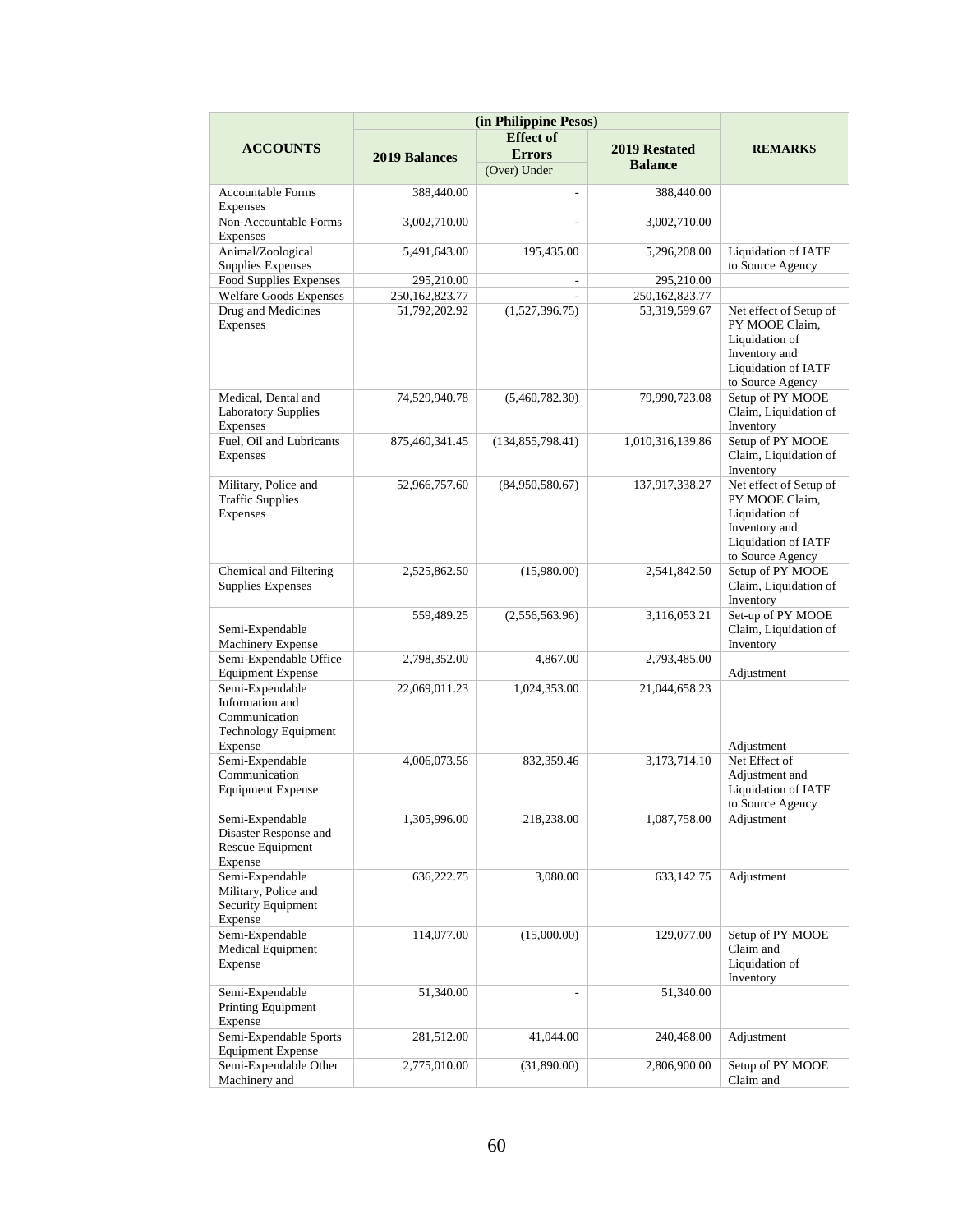| ACCOUNTS | (in Philippine Pesos) | | | REMARKS |
|---|---|---|---|---|
| | 2019 Balances | Effect of Errors (Over) Under | 2019 Restated Balance | |
| Accountable Forms Expenses | 388,440.00 | - | 388,440.00 | |
| Non-Accountable Forms Expenses | 3,002,710.00 | - | 3,002,710.00 | |
| Animal/Zoological Supplies Expenses | 5,491,643.00 | 195,435.00 | 5,296,208.00 | Liquidation of IATF to Source Agency |
| Food Supplies Expenses | 295,210.00 | - | 295,210.00 | |
| Welfare Goods Expenses | 250,162,823.77 | - | 250,162,823.77 | |
| Drug and Medicines Expenses | 51,792,202.92 | (1,527,396.75) | 53,319,599.67 | Net effect of Setup of PY MOOE Claim, Liquidation of Inventory and Liquidation of IATF to Source Agency |
| Medical, Dental and Laboratory Supplies Expenses | 74,529,940.78 | (5,460,782.30) | 79,990,723.08 | Setup of PY MOOE Claim, Liquidation of Inventory |
| Fuel, Oil and Lubricants Expenses | 875,460,341.45 | (134,855,798.41) | 1,010,316,139.86 | Setup of PY MOOE Claim, Liquidation of Inventory |
| Military, Police and Traffic Supplies Expenses | 52,966,757.60 | (84,950,580.67) | 137,917,338.27 | Net effect of Setup of PY MOOE Claim, Liquidation of Inventory and Liquidation of IATF to Source Agency |
| Chemical and Filtering Supplies Expenses | 2,525,862.50 | (15,980.00) | 2,541,842.50 | Setup of PY MOOE Claim, Liquidation of Inventory |
| Semi-Expendable Machinery Expense | 559,489.25 | (2,556,563.96) | 3,116,053.21 | Set-up of PY MOOE Claim, Liquidation of Inventory |
| Semi-Expendable Office Equipment Expense | 2,798,352.00 | 4,867.00 | 2,793,485.00 | Adjustment |
| Semi-Expendable Information and Communication Technology Equipment Expense | 22,069,011.23 | 1,024,353.00 | 21,044,658.23 | Adjustment |
| Semi-Expendable Communication Equipment Expense | 4,006,073.56 | 832,359.46 | 3,173,714.10 | Net Effect of Adjustment and Liquidation of IATF to Source Agency |
| Semi-Expendable Disaster Response and Rescue Equipment Expense | 1,305,996.00 | 218,238.00 | 1,087,758.00 | Adjustment |
| Semi-Expendable Military, Police and Security Equipment Expense | 636,222.75 | 3,080.00 | 633,142.75 | Adjustment |
| Semi-Expendable Medical Equipment Expense | 114,077.00 | (15,000.00) | 129,077.00 | Setup of PY MOOE Claim and Liquidation of Inventory |
| Semi-Expendable Printing Equipment Expense | 51,340.00 | - | 51,340.00 | |
| Semi-Expendable Sports Equipment Expense | 281,512.00 | 41,044.00 | 240,468.00 | Adjustment |
| Semi-Expendable Other Machinery and | 2,775,010.00 | (31,890.00) | 2,806,900.00 | Setup of PY MOOE Claim and |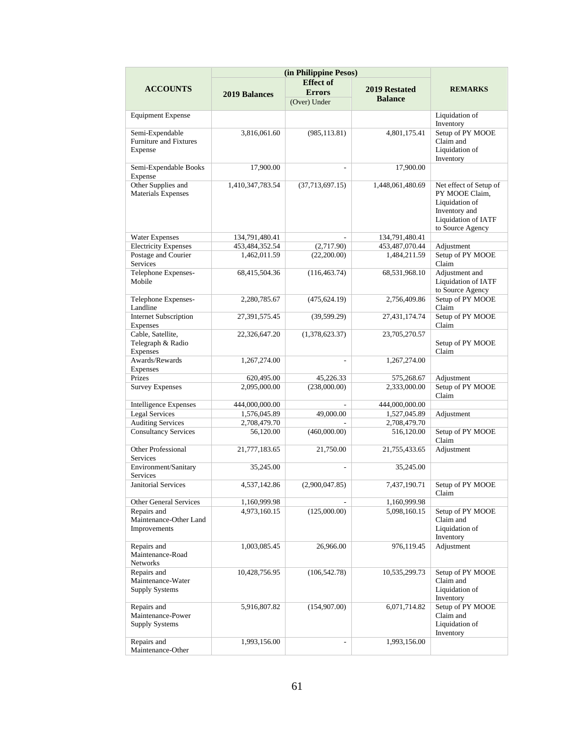| ACCOUNTS | (in Philippine Pesos) | | | REMARKS |
|---|---|---|---|---|
| | 2019 Balances | Effect of Errors (Over) Under | 2019 Restated Balance | |
| Equipment Expense | | | | Liquidation of Inventory |
| Semi-Expendable Furniture and Fixtures Expense | 3,816,061.60 | (985,113.81) | 4,801,175.41 | Setup of PY MOOE Claim and Liquidation of Inventory |
| Semi-Expendable Books Expense | 17,900.00 | - | 17,900.00 | |
| Other Supplies and Materials Expenses | 1,410,347,783.54 | (37,713,697.15) | 1,448,061,480.69 | Net effect of Setup of PY MOOE Claim, Liquidation of Inventory and Liquidation of IATF to Source Agency |
| Water Expenses | 134,791,480.41 | - | 134,791,480.41 | |
| Electricity Expenses | 453,484,352.54 | (2,717.90) | 453,487,070.44 | Adjustment |
| Postage and Courier Services | 1,462,011.59 | (22,200.00) | 1,484,211.59 | Setup of PY MOOE Claim |
| Telephone Expenses-Mobile | 68,415,504.36 | (116,463.74) | 68,531,968.10 | Adjustment and Liquidation of IATF to Source Agency |
| Telephone Expenses-Landline | 2,280,785.67 | (475,624.19) | 2,756,409.86 | Setup of PY MOOE Claim |
| Internet Subscription Expenses | 27,391,575.45 | (39,599.29) | 27,431,174.74 | Setup of PY MOOE Claim |
| Cable, Satellite, Telegraph & Radio Expenses | 22,326,647.20 | (1,378,623.37) | 23,705,270.57 | Setup of PY MOOE Claim |
| Awards/Rewards Expenses | 1,267,274.00 | - | 1,267,274.00 | |
| Prizes | 620,495.00 | 45,226.33 | 575,268.67 | Adjustment |
| Survey Expenses | 2,095,000.00 | (238,000.00) | 2,333,000.00 | Setup of PY MOOE Claim |
| Intelligence Expenses | 444,000,000.00 | - | 444,000,000.00 | |
| Legal Services | 1,576,045.89 | 49,000.00 | 1,527,045.89 | Adjustment |
| Auditing Services | 2,708,479.70 | - | 2,708,479.70 | |
| Consultancy Services | 56,120.00 | (460,000.00) | 516,120.00 | Setup of PY MOOE Claim |
| Other Professional Services | 21,777,183.65 | 21,750.00 | 21,755,433.65 | Adjustment |
| Environment/Sanitary Services | 35,245.00 | - | 35,245.00 | |
| Janitorial Services | 4,537,142.86 | (2,900,047.85) | 7,437,190.71 | Setup of PY MOOE Claim |
| Other General Services | 1,160,999.98 | - | 1,160,999.98 | |
| Repairs and Maintenance-Other Land Improvements | 4,973,160.15 | (125,000.00) | 5,098,160.15 | Setup of PY MOOE Claim and Liquidation of Inventory |
| Repairs and Maintenance-Road Networks | 1,003,085.45 | 26,966.00 | 976,119.45 | Adjustment |
| Repairs and Maintenance-Water Supply Systems | 10,428,756.95 | (106,542.78) | 10,535,299.73 | Setup of PY MOOE Claim and Liquidation of Inventory |
| Repairs and Maintenance-Power Supply Systems | 5,916,807.82 | (154,907.00) | 6,071,714.82 | Setup of PY MOOE Claim and Liquidation of Inventory |
| Repairs and Maintenance-Other | 1,993,156.00 | - | 1,993,156.00 | |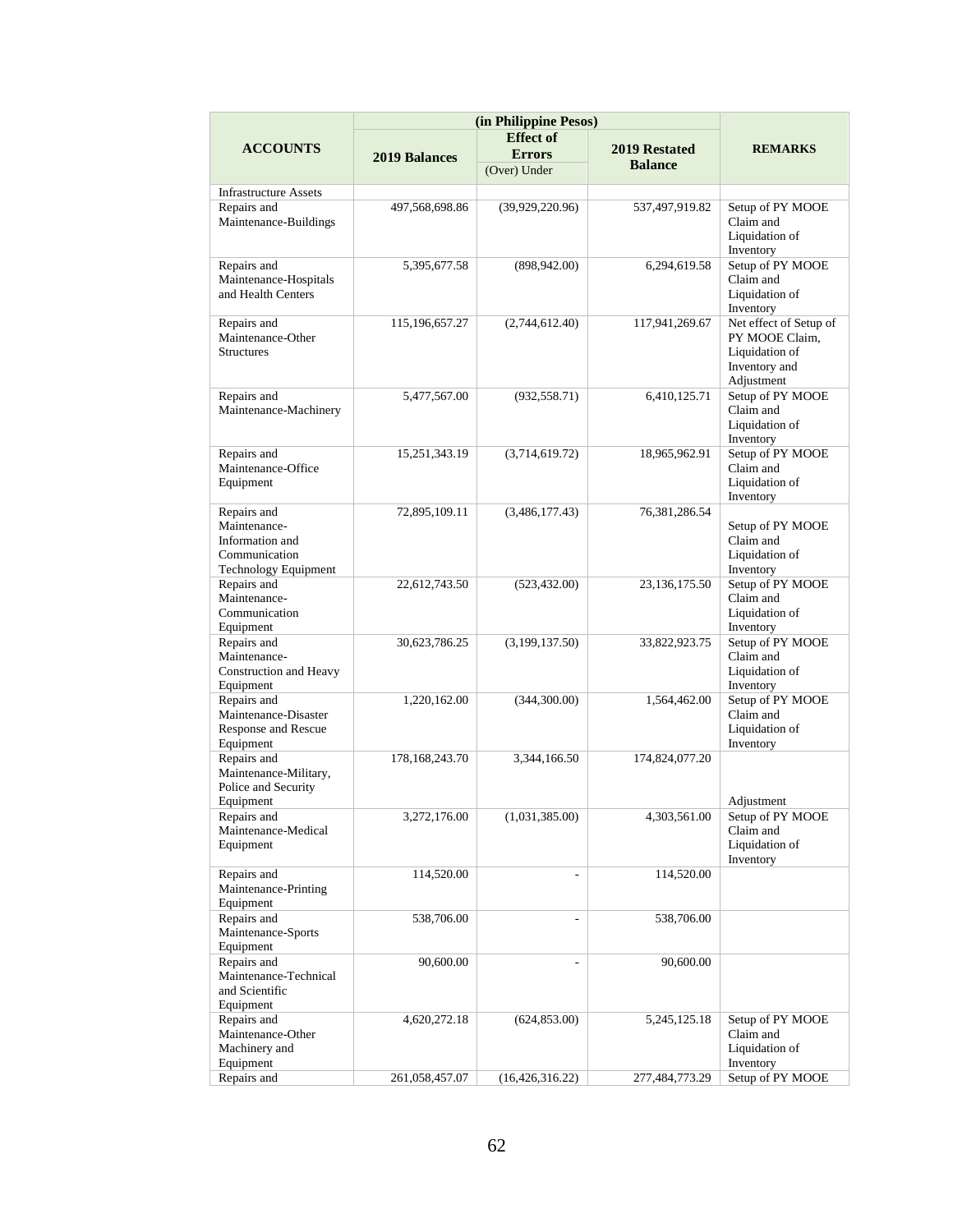| ACCOUNTS | (in Philippine Pesos) | | | REMARKS |
|---|---|---|---|---|
| | 2019 Balances | Effect of Errors (Over) Under | 2019 Restated Balance | |
| Infrastructure Assets | | | | |
| Repairs and Maintenance-Buildings | 497,568,698.86 | (39,929,220.96) | 537,497,919.82 | Setup of PY MOOE Claim and Liquidation of Inventory |
| Repairs and Maintenance-Hospitals and Health Centers | 5,395,677.58 | (898,942.00) | 6,294,619.58 | Setup of PY MOOE Claim and Liquidation of Inventory |
| Repairs and Maintenance-Other Structures | 115,196,657.27 | (2,744,612.40) | 117,941,269.67 | Net effect of Setup of PY MOOE Claim, Liquidation of Inventory and Adjustment |
| Repairs and Maintenance-Machinery | 5,477,567.00 | (932,558.71) | 6,410,125.71 | Setup of PY MOOE Claim and Liquidation of Inventory |
| Repairs and Maintenance-Office Equipment | 15,251,343.19 | (3,714,619.72) | 18,965,962.91 | Setup of PY MOOE Claim and Liquidation of Inventory |
| Repairs and Maintenance-Information and Communication Technology Equipment | 72,895,109.11 | (3,486,177.43) | 76,381,286.54 | Setup of PY MOOE Claim and Liquidation of Inventory |
| Repairs and Maintenance-Communication Equipment | 22,612,743.50 | (523,432.00) | 23,136,175.50 | Setup of PY MOOE Claim and Liquidation of Inventory |
| Repairs and Maintenance-Construction and Heavy Equipment | 30,623,786.25 | (3,199,137.50) | 33,822,923.75 | Setup of PY MOOE Claim and Liquidation of Inventory |
| Repairs and Maintenance-Disaster Response and Rescue Equipment | 1,220,162.00 | (344,300.00) | 1,564,462.00 | Setup of PY MOOE Claim and Liquidation of Inventory |
| Repairs and Maintenance-Military, Police and Security Equipment | 178,168,243.70 | 3,344,166.50 | 174,824,077.20 | Adjustment |
| Repairs and Maintenance-Medical Equipment | 3,272,176.00 | (1,031,385.00) | 4,303,561.00 | Setup of PY MOOE Claim and Liquidation of Inventory |
| Repairs and Maintenance-Printing Equipment | 114,520.00 | - | 114,520.00 | |
| Repairs and Maintenance-Sports Equipment | 538,706.00 | - | 538,706.00 | |
| Repairs and Maintenance-Technical and Scientific Equipment | 90,600.00 | - | 90,600.00 | |
| Repairs and Maintenance-Other Machinery and Equipment | 4,620,272.18 | (624,853.00) | 5,245,125.18 | Setup of PY MOOE Claim and Liquidation of Inventory |
| Repairs and | 261,058,457.07 | (16,426,316.22) | 277,484,773.29 | Setup of PY MOOE |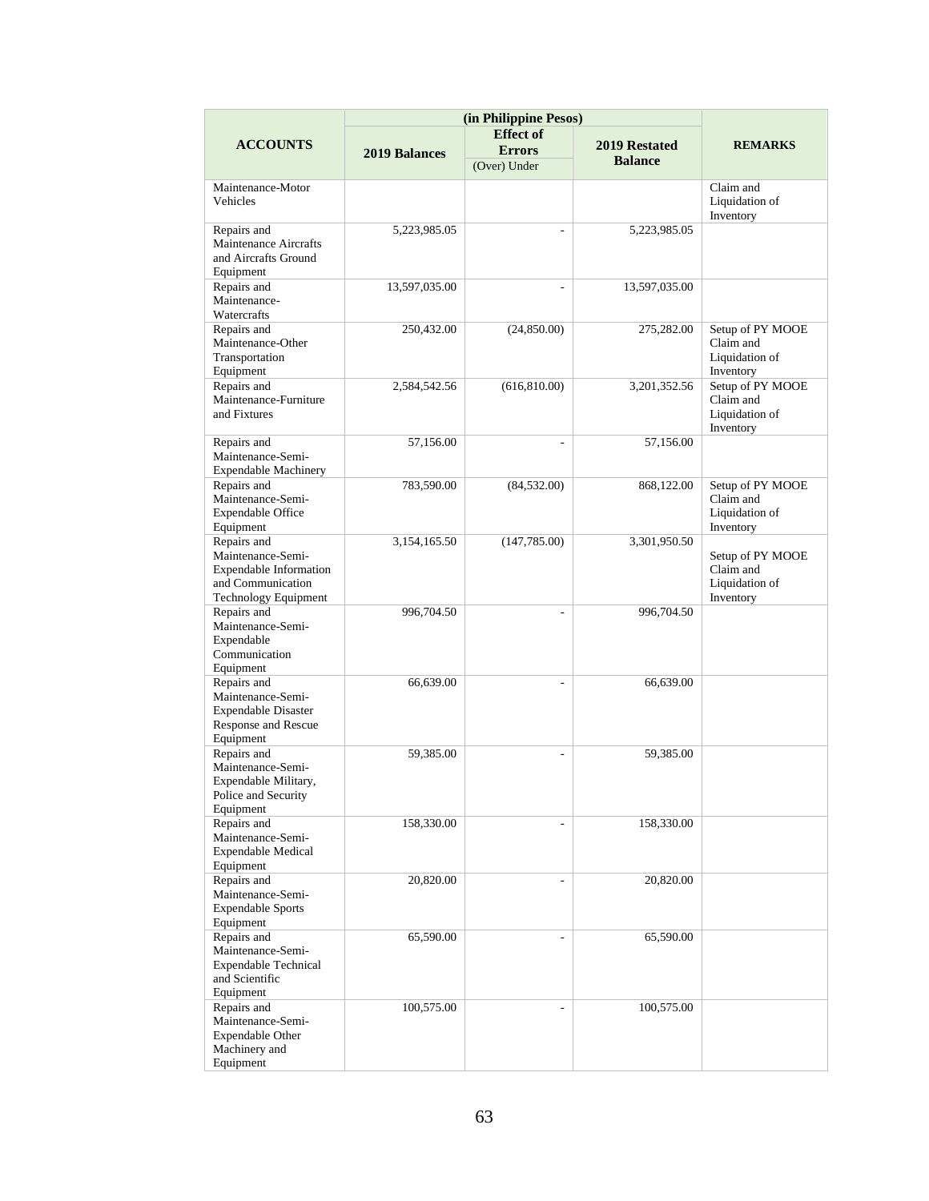| ACCOUNTS | (in Philippine Pesos) | | | REMARKS |
|---|---|---|---|---|
| | 2019 Balances | Effect of Errors (Over) Under | 2019 Restated Balance | |
| Maintenance-Motor Vehicles | | | | Claim and Liquidation of Inventory |
| Repairs and Maintenance Aircrafts and Aircrafts Ground Equipment | 5,223,985.05 | - | 5,223,985.05 | |
| Repairs and Maintenance-Watercrafts | 13,597,035.00 | - | 13,597,035.00 | |
| Repairs and Maintenance-Other Transportation Equipment | 250,432.00 | (24,850.00) | 275,282.00 | Setup of PY MOOE Claim and Liquidation of Inventory |
| Repairs and Maintenance-Furniture and Fixtures | 2,584,542.56 | (616,810.00) | 3,201,352.56 | Setup of PY MOOE Claim and Liquidation of Inventory |
| Repairs and Maintenance-Semi-Expendable Machinery | 57,156.00 | - | 57,156.00 | |
| Repairs and Maintenance-Semi-Expendable Office Equipment | 783,590.00 | (84,532.00) | 868,122.00 | Setup of PY MOOE Claim and Liquidation of Inventory |
| Repairs and Maintenance-Semi-Expendable Information and Communication Technology Equipment | 3,154,165.50 | (147,785.00) | 3,301,950.50 | Setup of PY MOOE Claim and Liquidation of Inventory |
| Repairs and Maintenance-Semi-Expendable Communication Equipment | 996,704.50 | - | 996,704.50 | |
| Repairs and Maintenance-Semi-Expendable Disaster Response and Rescue Equipment | 66,639.00 | - | 66,639.00 | |
| Repairs and Maintenance-Semi-Expendable Military, Police and Security Equipment | 59,385.00 | - | 59,385.00 | |
| Repairs and Maintenance-Semi-Expendable Medical Equipment | 158,330.00 | - | 158,330.00 | |
| Repairs and Maintenance-Semi-Expendable Sports Equipment | 20,820.00 | - | 20,820.00 | |
| Repairs and Maintenance-Semi-Expendable Technical and Scientific Equipment | 65,590.00 | - | 65,590.00 | |
| Repairs and Maintenance-Semi-Expendable Other Machinery and Equipment | 100,575.00 | - | 100,575.00 | |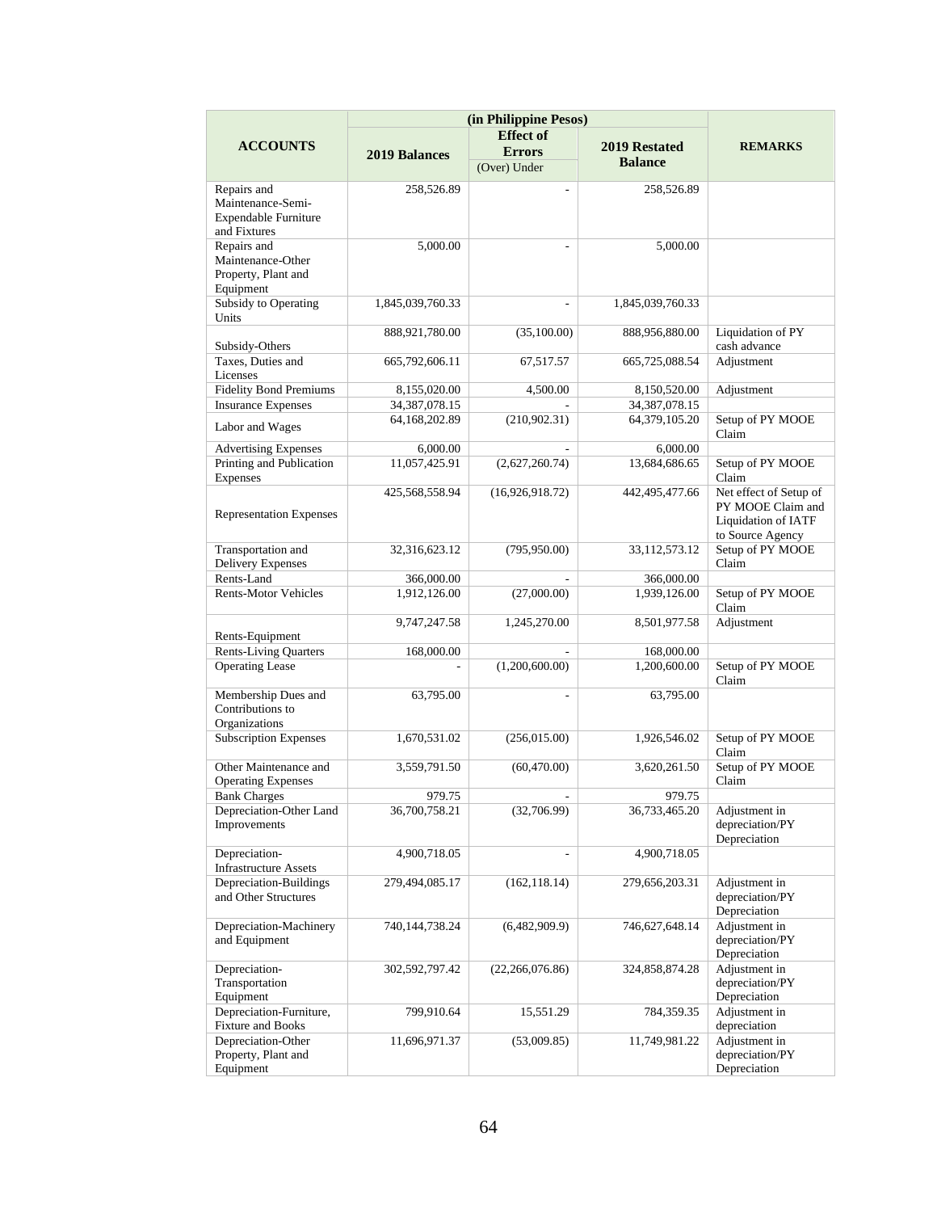| ACCOUNTS | (in Philippine Pesos) | | | REMARKS |
|---|---|---|---|---|
| | 2019 Balances | Effect of Errors (Over) Under | 2019 Restated Balance | |
| Repairs and Maintenance-Semi-Expendable Furniture and Fixtures | 258,526.89 | - | 258,526.89 | |
| Repairs and Maintenance-Other Property, Plant and Equipment | 5,000.00 | - | 5,000.00 | |
| Subsidy to Operating Units | 1,845,039,760.33 | - | 1,845,039,760.33 | |
| Subsidy-Others | 888,921,780.00 | (35,100.00) | 888,956,880.00 | Liquidation of PY cash advance |
| Taxes, Duties and Licenses | 665,792,606.11 | 67,517.57 | 665,725,088.54 | Adjustment |
| Fidelity Bond Premiums | 8,155,020.00 | 4,500.00 | 8,150,520.00 | Adjustment |
| Insurance Expenses | 34,387,078.15 | - | 34,387,078.15 | |
| Labor and Wages | 64,168,202.89 | (210,902.31) | 64,379,105.20 | Setup of PY MOOE Claim |
| Advertising Expenses | 6,000.00 | - | 6,000.00 | |
| Printing and Publication Expenses | 11,057,425.91 | (2,627,260.74) | 13,684,686.65 | Setup of PY MOOE Claim |
| Representation Expenses | 425,568,558.94 | (16,926,918.72) | 442,495,477.66 | Net effect of Setup of PY MOOE Claim and Liquidation of IATF to Source Agency |
| Transportation and Delivery Expenses | 32,316,623.12 | (795,950.00) | 33,112,573.12 | Setup of PY MOOE Claim |
| Rents-Land | 366,000.00 | - | 366,000.00 | |
| Rents-Motor Vehicles | 1,912,126.00 | (27,000.00) | 1,939,126.00 | Setup of PY MOOE Claim |
| Rents-Equipment | 9,747,247.58 | 1,245,270.00 | 8,501,977.58 | Adjustment |
| Rents-Living Quarters | 168,000.00 | - | 168,000.00 | |
| Operating Lease | - | (1,200,600.00) | 1,200,600.00 | Setup of PY MOOE Claim |
| Membership Dues and Contributions to Organizations | 63,795.00 | - | 63,795.00 | |
| Subscription Expenses | 1,670,531.02 | (256,015.00) | 1,926,546.02 | Setup of PY MOOE Claim |
| Other Maintenance and Operating Expenses | 3,559,791.50 | (60,470.00) | 3,620,261.50 | Setup of PY MOOE Claim |
| Bank Charges | 979.75 | - | 979.75 | |
| Depreciation-Other Land Improvements | 36,700,758.21 | (32,706.99) | 36,733,465.20 | Adjustment in depreciation/PY Depreciation |
| Depreciation-Infrastructure Assets | 4,900,718.05 | - | 4,900,718.05 | |
| Depreciation-Buildings and Other Structures | 279,494,085.17 | (162,118.14) | 279,656,203.31 | Adjustment in depreciation/PY Depreciation |
| Depreciation-Machinery and Equipment | 740,144,738.24 | (6,482,909.9) | 746,627,648.14 | Adjustment in depreciation/PY Depreciation |
| Depreciation-Transportation Equipment | 302,592,797.42 | (22,266,076.86) | 324,858,874.28 | Adjustment in depreciation/PY Depreciation |
| Depreciation-Furniture, Fixture and Books | 799,910.64 | 15,551.29 | 784,359.35 | Adjustment in depreciation |
| Depreciation-Other Property, Plant and Equipment | 11,696,971.37 | (53,009.85) | 11,749,981.22 | Adjustment in depreciation/PY Depreciation |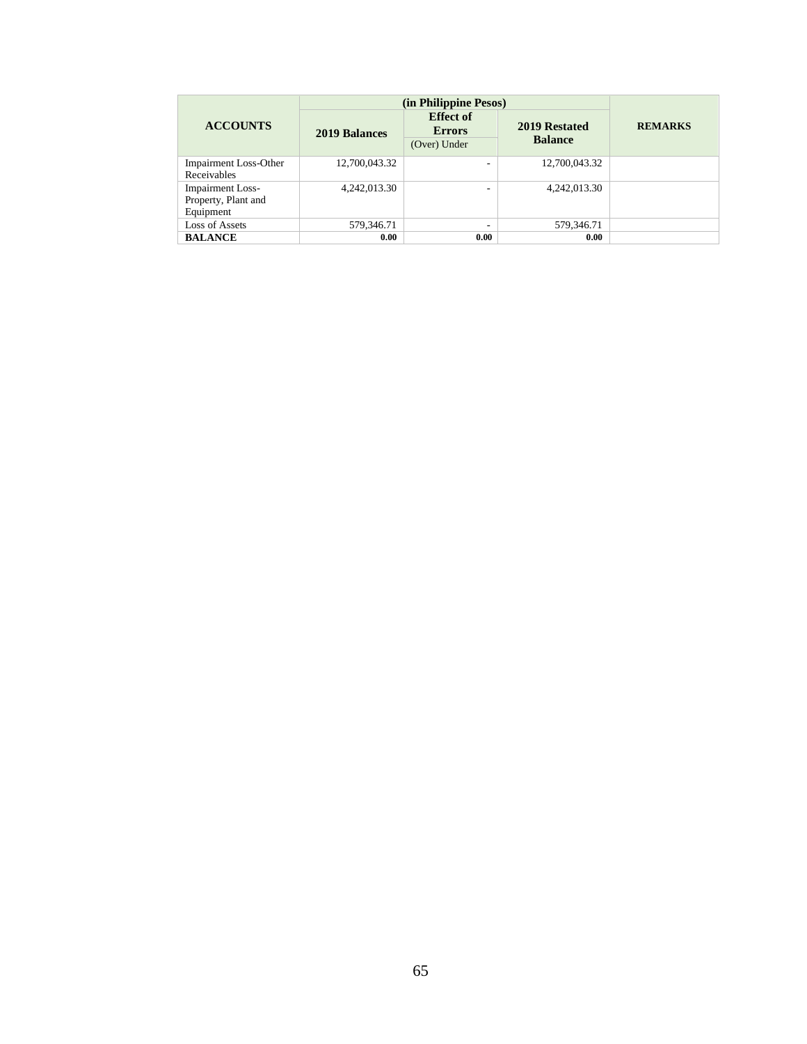| ACCOUNTS | (in Philippine Pesos) | | | REMARKS |
|---|---|---|---|---|
| | 2019 Balances | Effect of Errors (Over) Under | 2019 Restated Balance | |
| Impairment Loss-Other Receivables | 12,700,043.32 | - | 12,700,043.32 | |
| Impairment Loss-Property, Plant and Equipment | 4,242,013.30 | - | 4,242,013.30 | |
| Loss of Assets | 579,346.71 | - | 579,346.71 | |
| **BALANCE** | **0.00** | **0.00** | **0.00** | |